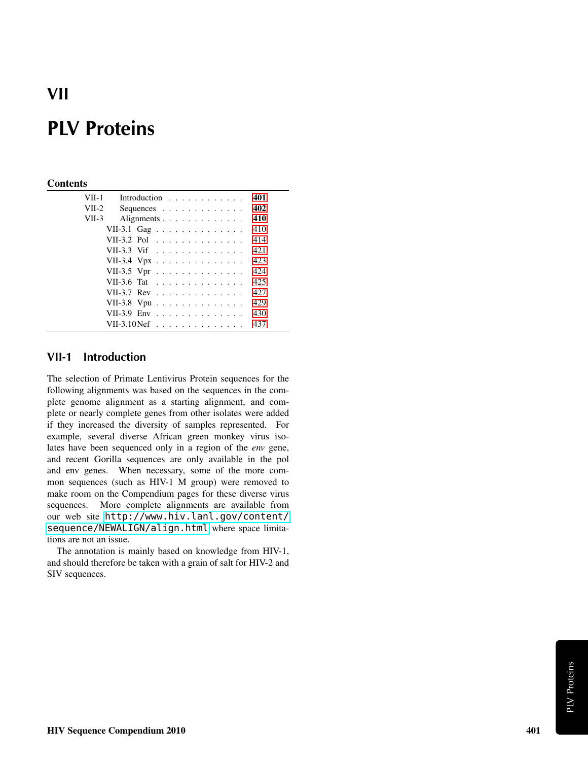# VII

# PLV Proteins

## Contents

| | | |
|---|---|---|
| VII-1 | Introduction | **401** |
| VII-2 | Sequences | **402** |
| VII-3 | Alignments | **410** |
| | VII-3.1 Gag | 410 |
| | VII-3.2 Pol | 414 |
| | VII-3.3 Vif | 421 |
| | VII-3.4 Vpx | 423 |
| | VII-3.5 Vpr | 424 |
| | VII-3.6 Tat | 425 |
| | VII-3.7 Rev | 427 |
| | VII-3.8 Vpu | 429 |
| | VII-3.9 Env | 430 |
| | VII-3.10 Nef | 437 |

## VII-1 Introduction

The selection of Primate Lentivirus Protein sequences for the following alignments was based on the sequences in the complete genome alignment as a starting alignment, and complete or nearly complete genes from other isolates were added if they increased the diversity of samples represented. For example, several diverse African green monkey virus isolates have been sequenced only in a region of the *env* gene, and recent Gorilla sequences are only available in the pol and env genes. When necessary, some of the more common sequences (such as HIV-1 M group) were removed to make room on the Compendium pages for these diverse virus sequences. More complete alignments are available from our web site `http://www.hiv.lanl.gov/content/sequence/NEWALIGN/align.html` where space limitations are not an issue.

The annotation is mainly based on knowledge from HIV-1, and should therefore be taken with a grain of salt for HIV-2 and SIV sequences.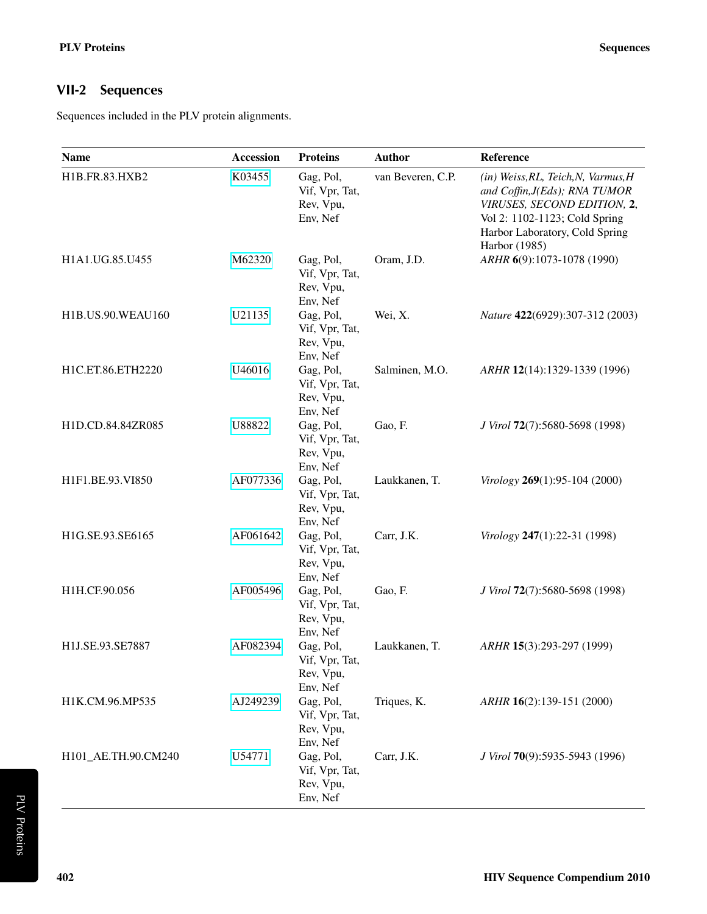## VII-2 Sequences

Sequences included in the PLV protein alignments.

| Name | Accession | Proteins | Author | Reference |
|---|---|---|---|---|
| H1B.FR.83.HXB2 | K03455 | Gag, Pol, Vif, Vpr, Tat, Rev, Vpu, Env, Nef | van Beveren, C.P. | *(in) Weiss,RL, Teich,N, Varmus,H and Coffin,J(Eds); RNA TUMOR VIRUSES, SECOND EDITION,* **2**, Vol 2: 1102-1123; Cold Spring Harbor Laboratory, Cold Spring Harbor (1985) |
| H1A1.UG.85.U455 | M62320 | Gag, Pol, Vif, Vpr, Tat, Rev, Vpu, Env, Nef | Oram, J.D. | *ARHR* **6**(9):1073-1078 (1990) |
| H1B.US.90.WEAU160 | U21135 | Gag, Pol, Vif, Vpr, Tat, Rev, Vpu, Env, Nef | Wei, X. | *Nature* **422**(6929):307-312 (2003) |
| H1C.ET.86.ETH2220 | U46016 | Gag, Pol, Vif, Vpr, Tat, Rev, Vpu, Env, Nef | Salminen, M.O. | *ARHR* **12**(14):1329-1339 (1996) |
| H1D.CD.84.84ZR085 | U88822 | Gag, Pol, Vif, Vpr, Tat, Rev, Vpu, Env, Nef | Gao, F. | *J Virol* **72**(7):5680-5698 (1998) |
| H1F1.BE.93.VI850 | AF077336 | Gag, Pol, Vif, Vpr, Tat, Rev, Vpu, Env, Nef | Laukkanen, T. | *Virology* **269**(1):95-104 (2000) |
| H1G.SE.93.SE6165 | AF061642 | Gag, Pol, Vif, Vpr, Tat, Rev, Vpu, Env, Nef | Carr, J.K. | *Virology* **247**(1):22-31 (1998) |
| H1H.CF.90.056 | AF005496 | Gag, Pol, Vif, Vpr, Tat, Rev, Vpu, Env, Nef | Gao, F. | *J Virol* **72**(7):5680-5698 (1998) |
| H1J.SE.93.SE7887 | AF082394 | Gag, Pol, Vif, Vpr, Tat, Rev, Vpu, Env, Nef | Laukkanen, T. | *ARHR* **15**(3):293-297 (1999) |
| H1K.CM.96.MP535 | AJ249239 | Gag, Pol, Vif, Vpr, Tat, Rev, Vpu, Env, Nef | Triques, K. | *ARHR* **16**(2):139-151 (2000) |
| H101_AE.TH.90.CM240 | U54771 | Gag, Pol, Vif, Vpr, Tat, Rev, Vpu, Env, Nef | Carr, J.K. | *J Virol* **70**(9):5935-5943 (1996) |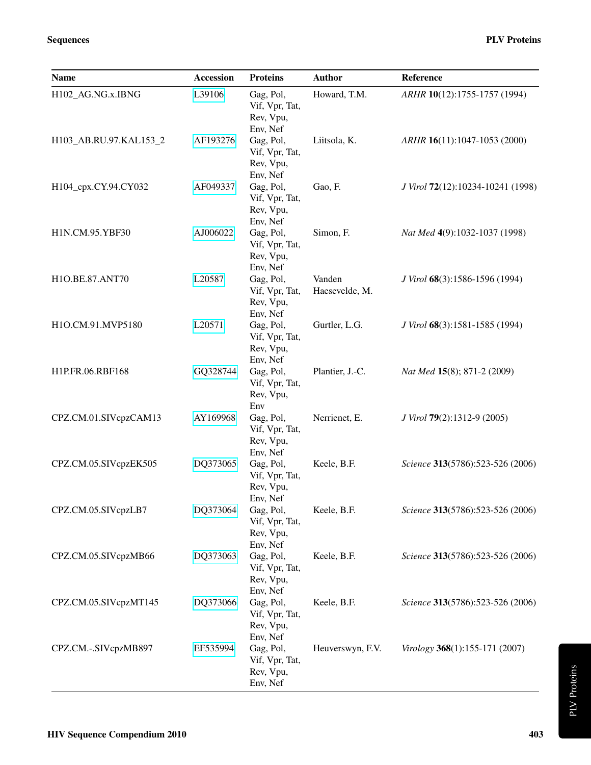| Name | Accession | Proteins | Author | Reference |
|---|---|---|---|---|
| H102_AG.NG.x.IBNG | L39106 | Gag, Pol, Vif, Vpr, Tat, Rev, Vpu, Env, Nef | Howard, T.M. | *ARHR* **10**(12):1755-1757 (1994) |
| H103_AB.RU.97.KAL153_2 | AF193276 | Gag, Pol, Vif, Vpr, Tat, Rev, Vpu, Env, Nef | Liitsola, K. | *ARHR* **16**(11):1047-1053 (2000) |
| H104_cpx.CY.94.CY032 | AF049337 | Gag, Pol, Vif, Vpr, Tat, Rev, Vpu, Env, Nef | Gao, F. | *J Virol* **72**(12):10234-10241 (1998) |
| H1N.CM.95.YBF30 | AJ006022 | Gag, Pol, Vif, Vpr, Tat, Rev, Vpu, Env, Nef | Simon, F. | *Nat Med* **4**(9):1032-1037 (1998) |
| H1O.BE.87.ANT70 | L20587 | Gag, Pol, Vif, Vpr, Tat, Rev, Vpu, Env, Nef | Vanden Haesevelde, M. | *J Virol* **68**(3):1586-1596 (1994) |
| H1O.CM.91.MVP5180 | L20571 | Gag, Pol, Vif, Vpr, Tat, Rev, Vpu, Env, Nef | Gurtler, L.G. | *J Virol* **68**(3):1581-1585 (1994) |
| H1P.FR.06.RBF168 | GQ328744 | Gag, Pol, Vif, Vpr, Tat, Rev, Vpu, Env | Plantier, J.-C. | *Nat Med* **15**(8); 871-2 (2009) |
| CPZ.CM.01.SIVcpzCAM13 | AY169968 | Gag, Pol, Vif, Vpr, Tat, Rev, Vpu, Env, Nef | Nerrienet, E. | *J Virol* **79**(2):1312-9 (2005) |
| CPZ.CM.05.SIVcpzEK505 | DQ373065 | Gag, Pol, Vif, Vpr, Tat, Rev, Vpu, Env, Nef | Keele, B.F. | *Science* **313**(5786):523-526 (2006) |
| CPZ.CM.05.SIVcpzLB7 | DQ373064 | Gag, Pol, Vif, Vpr, Tat, Rev, Vpu, Env, Nef | Keele, B.F. | *Science* **313**(5786):523-526 (2006) |
| CPZ.CM.05.SIVcpzMB66 | DQ373063 | Gag, Pol, Vif, Vpr, Tat, Rev, Vpu, Env, Nef | Keele, B.F. | *Science* **313**(5786):523-526 (2006) |
| CPZ.CM.05.SIVcpzMT145 | DQ373066 | Gag, Pol, Vif, Vpr, Tat, Rev, Vpu, Env, Nef | Keele, B.F. | *Science* **313**(5786):523-526 (2006) |
| CPZ.CM.-.SIVcpzMB897 | EF535994 | Gag, Pol, Vif, Vpr, Tat, Rev, Vpu, Env, Nef | Heuverswyn, F.V. | *Virology* **368**(1):155-171 (2007) |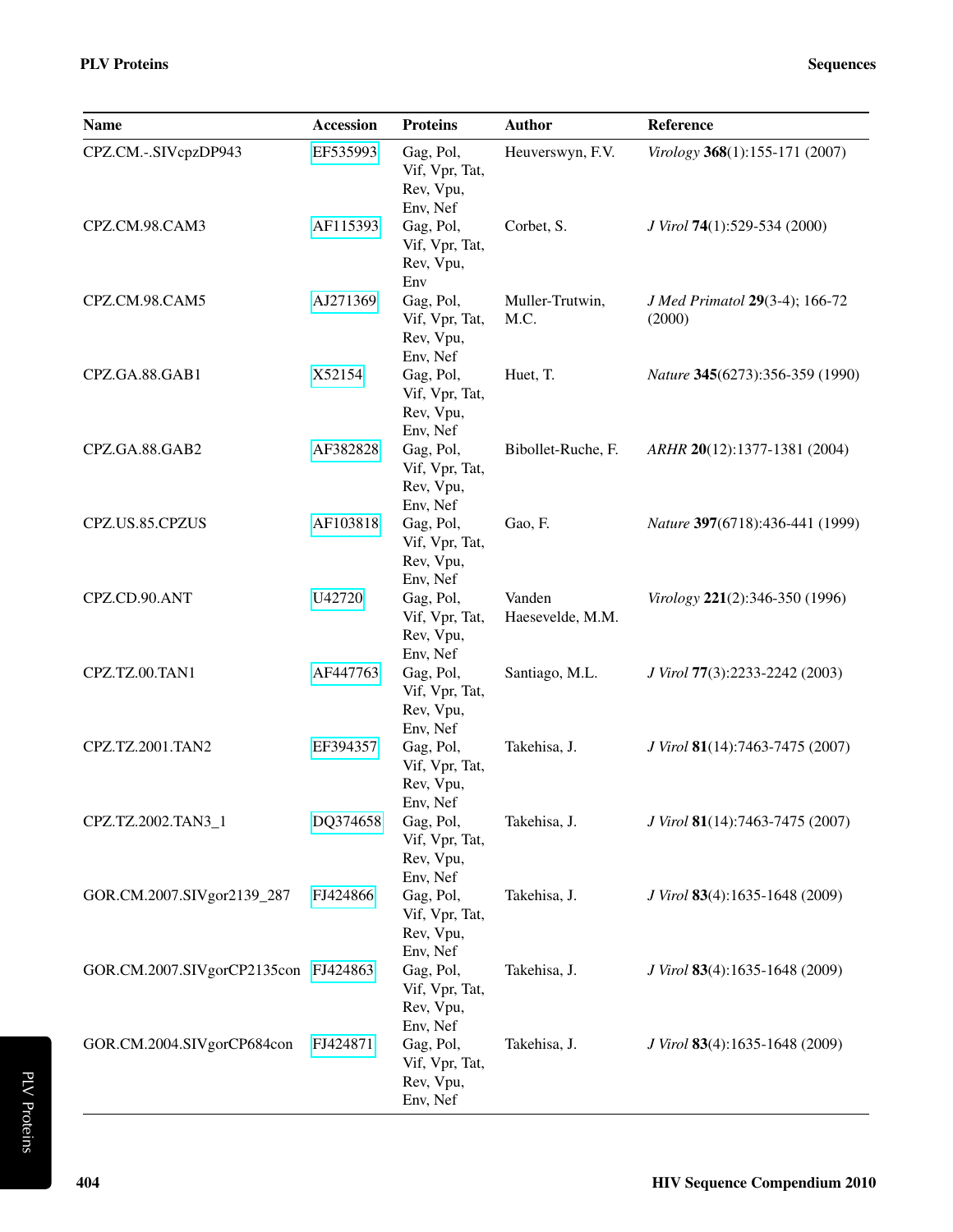| Name | Accession | Proteins | Author | Reference |
|---|---|---|---|---|
| CPZ.CM.-.SIVcpzDP943 | EF535993 | Gag, Pol, Vif, Vpr, Tat, Rev, Vpu, Env, Nef | Heuverswyn, F.V. | *Virology* **368**(1):155-171 (2007) |
| CPZ.CM.98.CAM3 | AF115393 | Gag, Pol, Vif, Vpr, Tat, Rev, Vpu, Env | Corbet, S. | *J Virol* **74**(1):529-534 (2000) |
| CPZ.CM.98.CAM5 | AJ271369 | Gag, Pol, Vif, Vpr, Tat, Rev, Vpu, Env, Nef | Muller-Trutwin, M.C. | *J Med Primatol* **29**(3-4); 166-72 (2000) |
| CPZ.GA.88.GAB1 | X52154 | Gag, Pol, Vif, Vpr, Tat, Rev, Vpu, Env, Nef | Huet, T. | *Nature* **345**(6273):356-359 (1990) |
| CPZ.GA.88.GAB2 | AF382828 | Gag, Pol, Vif, Vpr, Tat, Rev, Vpu, Env, Nef | Bibollet-Ruche, F. | *ARHR* **20**(12):1377-1381 (2004) |
| CPZ.US.85.CPZUS | AF103818 | Gag, Pol, Vif, Vpr, Tat, Rev, Vpu, Env, Nef | Gao, F. | *Nature* **397**(6718):436-441 (1999) |
| CPZ.CD.90.ANT | U42720 | Gag, Pol, Vif, Vpr, Tat, Rev, Vpu, Env, Nef | Vanden Haesevelde, M.M. | *Virology* **221**(2):346-350 (1996) |
| CPZ.TZ.00.TAN1 | AF447763 | Gag, Pol, Vif, Vpr, Tat, Rev, Vpu, Env, Nef | Santiago, M.L. | *J Virol* **77**(3):2233-2242 (2003) |
| CPZ.TZ.2001.TAN2 | EF394357 | Gag, Pol, Vif, Vpr, Tat, Rev, Vpu, Env, Nef | Takehisa, J. | *J Virol* **81**(14):7463-7475 (2007) |
| CPZ.TZ.2002.TAN3_1 | DQ374658 | Gag, Pol, Vif, Vpr, Tat, Rev, Vpu, Env, Nef | Takehisa, J. | *J Virol* **81**(14):7463-7475 (2007) |
| GOR.CM.2007.SIVgor2139_287 | FJ424866 | Gag, Pol, Vif, Vpr, Tat, Rev, Vpu, Env, Nef | Takehisa, J. | *J Virol* **83**(4):1635-1648 (2009) |
| GOR.CM.2007.SIVgorCP2135con | FJ424863 | Gag, Pol, Vif, Vpr, Tat, Rev, Vpu, Env, Nef | Takehisa, J. | *J Virol* **83**(4):1635-1648 (2009) |
| GOR.CM.2004.SIVgorCP684con | FJ424871 | Gag, Pol, Vif, Vpr, Tat, Rev, Vpu, Env, Nef | Takehisa, J. | *J Virol* **83**(4):1635-1648 (2009) |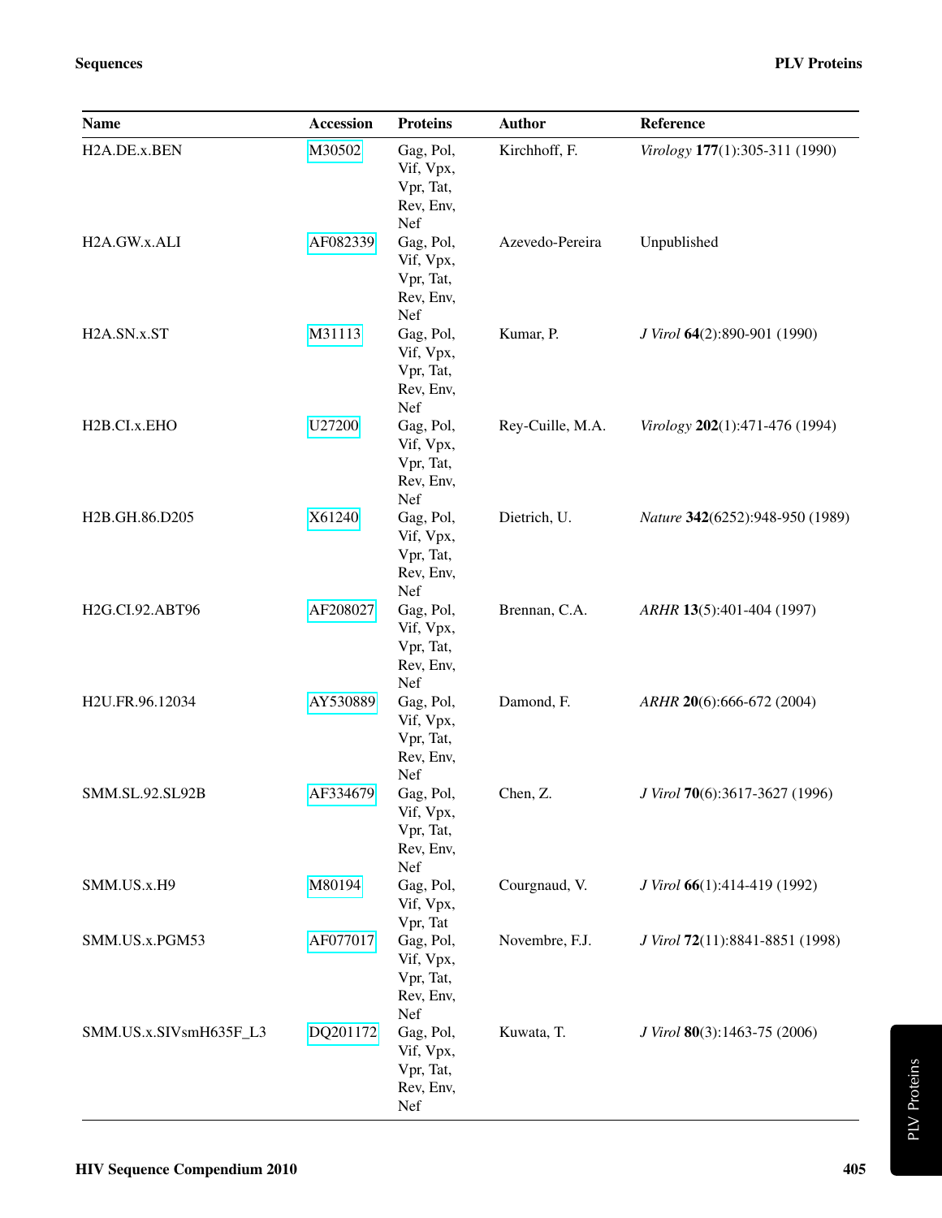| Name | Accession | Proteins | Author | Reference |
|---|---|---|---|---|
| H2A.DE.x.BEN | M30502 | Gag, Pol, Vif, Vpx, Vpr, Tat, Rev, Env, Nef | Kirchhoff, F. | *Virology* **177**(1):305-311 (1990) |
| H2A.GW.x.ALI | AF082339 | Gag, Pol, Vif, Vpx, Vpr, Tat, Rev, Env, Nef | Azevedo-Pereira | Unpublished |
| H2A.SN.x.ST | M31113 | Gag, Pol, Vif, Vpx, Vpr, Tat, Rev, Env, Nef | Kumar, P. | *J Virol* **64**(2):890-901 (1990) |
| H2B.CI.x.EHO | U27200 | Gag, Pol, Vif, Vpx, Vpr, Tat, Rev, Env, Nef | Rey-Cuille, M.A. | *Virology* **202**(1):471-476 (1994) |
| H2B.GH.86.D205 | X61240 | Gag, Pol, Vif, Vpx, Vpr, Tat, Rev, Env, Nef | Dietrich, U. | *Nature* **342**(6252):948-950 (1989) |
| H2G.CI.92.ABT96 | AF208027 | Gag, Pol, Vif, Vpx, Vpr, Tat, Rev, Env, Nef | Brennan, C.A. | *ARHR* **13**(5):401-404 (1997) |
| H2U.FR.96.12034 | AY530889 | Gag, Pol, Vif, Vpx, Vpr, Tat, Rev, Env, Nef | Damond, F. | *ARHR* **20**(6):666-672 (2004) |
| SMM.SL.92.SL92B | AF334679 | Gag, Pol, Vif, Vpx, Vpr, Tat, Rev, Env, Nef | Chen, Z. | *J Virol* **70**(6):3617-3627 (1996) |
| SMM.US.x.H9 | M80194 | Gag, Pol, Vif, Vpx, Vpr, Tat | Courgnaud, V. | *J Virol* **66**(1):414-419 (1992) |
| SMM.US.x.PGM53 | AF077017 | Gag, Pol, Vif, Vpx, Vpr, Tat, Rev, Env, Nef | Novembre, F.J. | *J Virol* **72**(11):8841-8851 (1998) |
| SMM.US.x.SIVsmH635F_L3 | DQ201172 | Gag, Pol, Vif, Vpx, Vpr, Tat, Rev, Env, Nef | Kuwata, T. | *J Virol* **80**(3):1463-75 (2006) |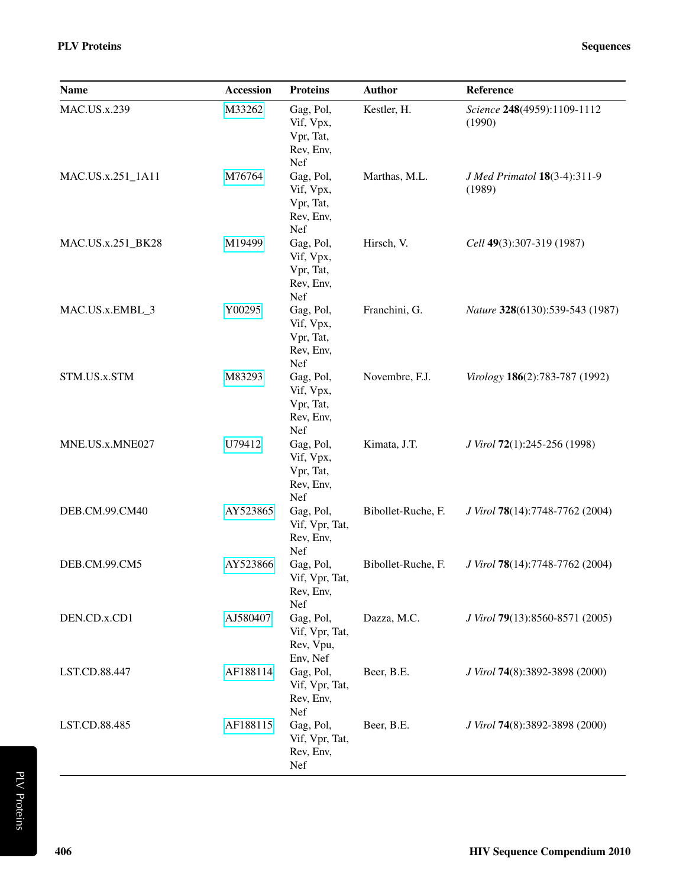| Name | Accession | Proteins | Author | Reference |
|---|---|---|---|---|
| MAC.US.x.239 | M33262 | Gag, Pol, Vif, Vpx, Vpr, Tat, Rev, Env, Nef | Kestler, H. | *Science* **248**(4959):1109-1112 (1990) |
| MAC.US.x.251_1A11 | M76764 | Gag, Pol, Vif, Vpx, Vpr, Tat, Rev, Env, Nef | Marthas, M.L. | *J Med Primatol* **18**(3-4):311-9 (1989) |
| MAC.US.x.251_BK28 | M19499 | Gag, Pol, Vif, Vpx, Vpr, Tat, Rev, Env, Nef | Hirsch, V. | *Cell* **49**(3):307-319 (1987) |
| MAC.US.x.EMBL_3 | Y00295 | Gag, Pol, Vif, Vpx, Vpr, Tat, Rev, Env, Nef | Franchini, G. | *Nature* **328**(6130):539-543 (1987) |
| STM.US.x.STM | M83293 | Gag, Pol, Vif, Vpx, Vpr, Tat, Rev, Env, Nef | Novembre, F.J. | *Virology* **186**(2):783-787 (1992) |
| MNE.US.x.MNE027 | U79412 | Gag, Pol, Vif, Vpx, Vpr, Tat, Rev, Env, Nef | Kimata, J.T. | *J Virol* **72**(1):245-256 (1998) |
| DEB.CM.99.CM40 | AY523865 | Gag, Pol, Vif, Vpr, Tat, Rev, Env, Nef | Bibollet-Ruche, F. | *J Virol* **78**(14):7748-7762 (2004) |
| DEB.CM.99.CM5 | AY523866 | Gag, Pol, Vif, Vpr, Tat, Rev, Env, Nef | Bibollet-Ruche, F. | *J Virol* **78**(14):7748-7762 (2004) |
| DEN.CD.x.CD1 | AJ580407 | Gag, Pol, Vif, Vpr, Tat, Rev, Vpu, Env, Nef | Dazza, M.C. | *J Virol* **79**(13):8560-8571 (2005) |
| LST.CD.88.447 | AF188114 | Gag, Pol, Vif, Vpr, Tat, Rev, Env, Nef | Beer, B.E. | *J Virol* **74**(8):3892-3898 (2000) |
| LST.CD.88.485 | AF188115 | Gag, Pol, Vif, Vpr, Tat, Rev, Env, Nef | Beer, B.E. | *J Virol* **74**(8):3892-3898 (2000) |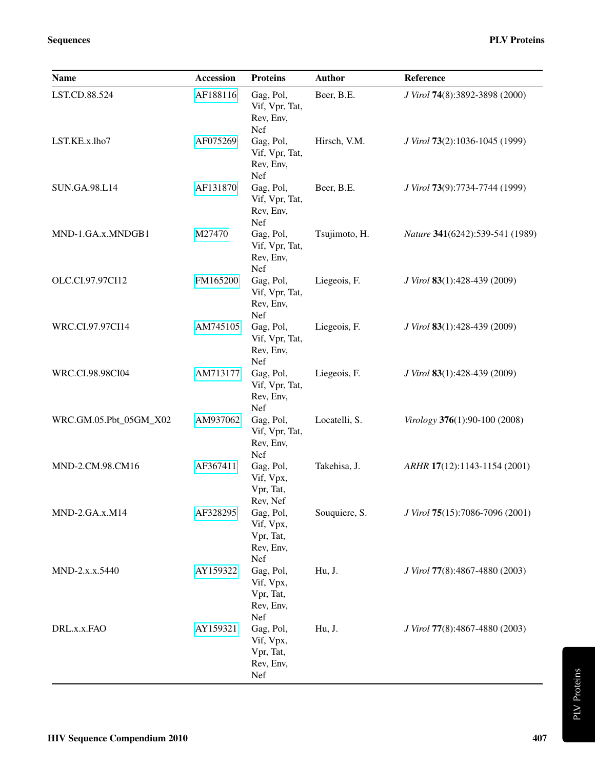| Name | Accession | Proteins | Author | Reference |
|---|---|---|---|---|
| LST.CD.88.524 | AF188116 | Gag, Pol, Vif, Vpr, Tat, Rev, Env, Nef | Beer, B.E. | *J Virol* **74**(8):3892-3898 (2000) |
| LST.KE.x.lho7 | AF075269 | Gag, Pol, Vif, Vpr, Tat, Rev, Env, Nef | Hirsch, V.M. | *J Virol* **73**(2):1036-1045 (1999) |
| SUN.GA.98.L14 | AF131870 | Gag, Pol, Vif, Vpr, Tat, Rev, Env, Nef | Beer, B.E. | *J Virol* **73**(9):7734-7744 (1999) |
| MND-1.GA.x.MNDGB1 | M27470 | Gag, Pol, Vif, Vpr, Tat, Rev, Env, Nef | Tsujimoto, H. | *Nature* **341**(6242):539-541 (1989) |
| OLC.CI.97.97CI12 | FM165200 | Gag, Pol, Vif, Vpr, Tat, Rev, Env, Nef | Liegeois, F. | *J Virol* **83**(1):428-439 (2009) |
| WRC.CI.97.97CI14 | AM745105 | Gag, Pol, Vif, Vpr, Tat, Rev, Env, Nef | Liegeois, F. | *J Virol* **83**(1):428-439 (2009) |
| WRC.CI.98.98CI04 | AM713177 | Gag, Pol, Vif, Vpr, Tat, Rev, Env, Nef | Liegeois, F. | *J Virol* **83**(1):428-439 (2009) |
| WRC.GM.05.Pbt_05GM_X02 | AM937062 | Gag, Pol, Vif, Vpr, Tat, Rev, Env, Nef | Locatelli, S. | *Virology* **376**(1):90-100 (2008) |
| MND-2.CM.98.CM16 | AF367411 | Gag, Pol, Vif, Vpx, Vpr, Tat, Rev, Nef | Takehisa, J. | *ARHR* **17**(12):1143-1154 (2001) |
| MND-2.GA.x.M14 | AF328295 | Gag, Pol, Vif, Vpx, Vpr, Tat, Rev, Env, Nef | Souquiere, S. | *J Virol* **75**(15):7086-7096 (2001) |
| MND-2.x.x.5440 | AY159322 | Gag, Pol, Vif, Vpx, Vpr, Tat, Rev, Env, Nef | Hu, J. | *J Virol* **77**(8):4867-4880 (2003) |
| DRL.x.x.FAO | AY159321 | Gag, Pol, Vif, Vpx, Vpr, Tat, Rev, Env, Nef | Hu, J. | *J Virol* **77**(8):4867-4880 (2003) |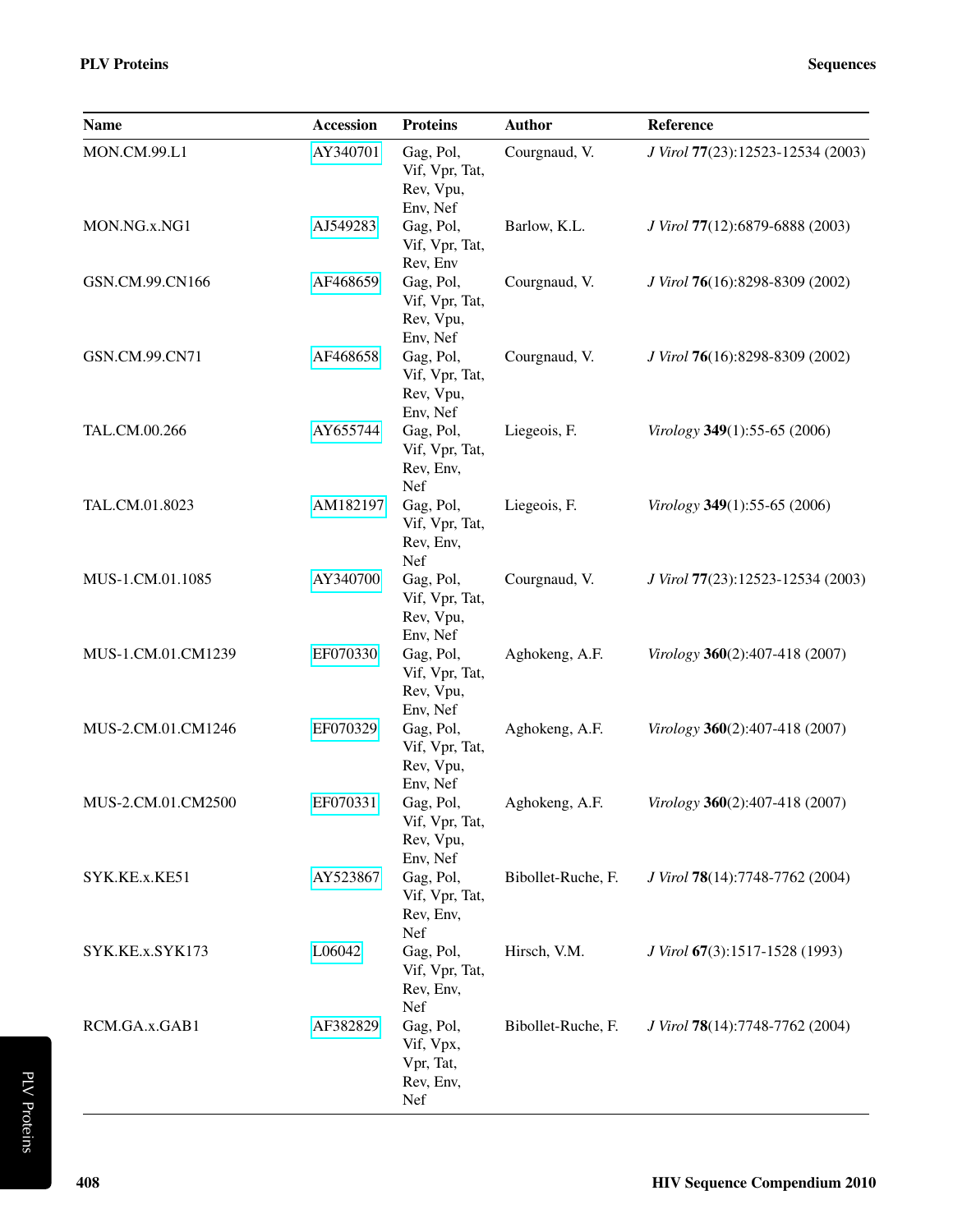| Name | Accession | Proteins | Author | Reference |
|---|---|---|---|---|
| MON.CM.99.L1 | AY340701 | Gag, Pol, Vif, Vpr, Tat, Rev, Vpu, Env, Nef | Courgnaud, V. | *J Virol* **77**(23):12523-12534 (2003) |
| MON.NG.x.NG1 | AJ549283 | Gag, Pol, Vif, Vpr, Tat, Rev, Env | Barlow, K.L. | *J Virol* **77**(12):6879-6888 (2003) |
| GSN.CM.99.CN166 | AF468659 | Gag, Pol, Vif, Vpr, Tat, Rev, Vpu, Env, Nef | Courgnaud, V. | *J Virol* **76**(16):8298-8309 (2002) |
| GSN.CM.99.CN71 | AF468658 | Gag, Pol, Vif, Vpr, Tat, Rev, Vpu, Env, Nef | Courgnaud, V. | *J Virol* **76**(16):8298-8309 (2002) |
| TAL.CM.00.266 | AY655744 | Gag, Pol, Vif, Vpr, Tat, Rev, Env, Nef | Liegeois, F. | *Virology* **349**(1):55-65 (2006) |
| TAL.CM.01.8023 | AM182197 | Gag, Pol, Vif, Vpr, Tat, Rev, Env, Nef | Liegeois, F. | *Virology* **349**(1):55-65 (2006) |
| MUS-1.CM.01.1085 | AY340700 | Gag, Pol, Vif, Vpr, Tat, Rev, Vpu, Env, Nef | Courgnaud, V. | *J Virol* **77**(23):12523-12534 (2003) |
| MUS-1.CM.01.CM1239 | EF070330 | Gag, Pol, Vif, Vpr, Tat, Rev, Vpu, Env, Nef | Aghokeng, A.F. | *Virology* **360**(2):407-418 (2007) |
| MUS-2.CM.01.CM1246 | EF070329 | Gag, Pol, Vif, Vpr, Tat, Rev, Vpu, Env, Nef | Aghokeng, A.F. | *Virology* **360**(2):407-418 (2007) |
| MUS-2.CM.01.CM2500 | EF070331 | Gag, Pol, Vif, Vpr, Tat, Rev, Vpu, Env, Nef | Aghokeng, A.F. | *Virology* **360**(2):407-418 (2007) |
| SYK.KE.x.KE51 | AY523867 | Gag, Pol, Vif, Vpr, Tat, Rev, Env, Nef | Bibollet-Ruche, F. | *J Virol* **78**(14):7748-7762 (2004) |
| SYK.KE.x.SYK173 | L06042 | Gag, Pol, Vif, Vpr, Tat, Rev, Env, Nef | Hirsch, V.M. | *J Virol* **67**(3):1517-1528 (1993) |
| RCM.GA.x.GAB1 | AF382829 | Gag, Pol, Vif, Vpx, Vpr, Tat, Rev, Env, Nef | Bibollet-Ruche, F. | *J Virol* **78**(14):7748-7762 (2004) |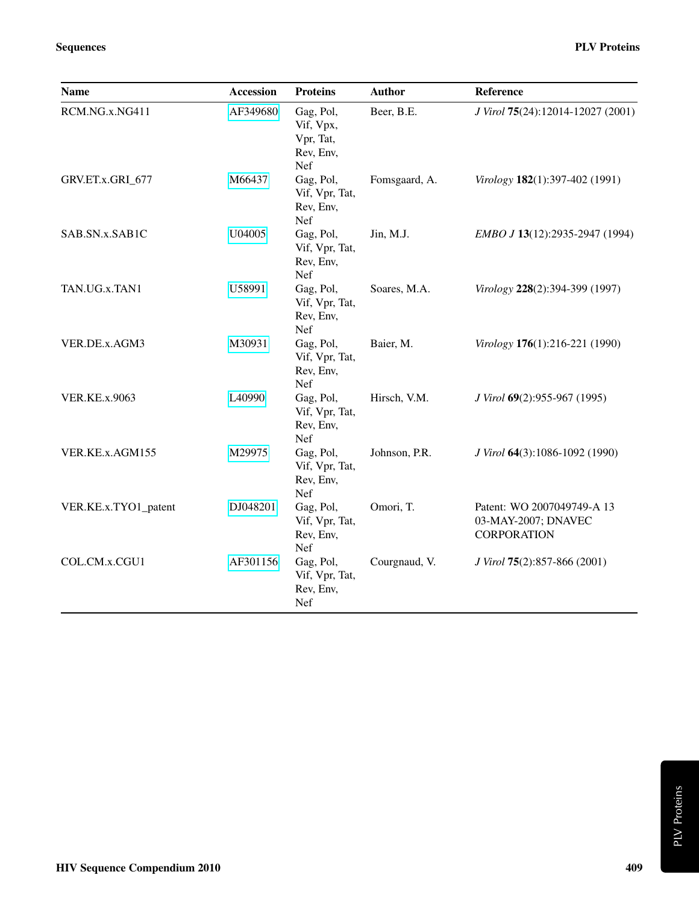| Name | Accession | Proteins | Author | Reference |
|---|---|---|---|---|
| RCM.NG.x.NG411 | AF349680 | Gag, Pol, Vif, Vpx, Vpr, Tat, Rev, Env, Nef | Beer, B.E. | *J Virol* **75**(24):12014-12027 (2001) |
| GRV.ET.x.GRI_677 | M66437 | Gag, Pol, Vif, Vpr, Tat, Rev, Env, Nef | Fomsgaard, A. | *Virology* **182**(1):397-402 (1991) |
| SAB.SN.x.SAB1C | U04005 | Gag, Pol, Vif, Vpr, Tat, Rev, Env, Nef | Jin, M.J. | *EMBO J* **13**(12):2935-2947 (1994) |
| TAN.UG.x.TAN1 | U58991 | Gag, Pol, Vif, Vpr, Tat, Rev, Env, Nef | Soares, M.A. | *Virology* **228**(2):394-399 (1997) |
| VER.DE.x.AGM3 | M30931 | Gag, Pol, Vif, Vpr, Tat, Rev, Env, Nef | Baier, M. | *Virology* **176**(1):216-221 (1990) |
| VER.KE.x.9063 | L40990 | Gag, Pol, Vif, Vpr, Tat, Rev, Env, Nef | Hirsch, V.M. | *J Virol* **69**(2):955-967 (1995) |
| VER.KE.x.AGM155 | M29975 | Gag, Pol, Vif, Vpr, Tat, Rev, Env, Nef | Johnson, P.R. | *J Virol* **64**(3):1086-1092 (1990) |
| VER.KE.x.TYO1_patent | DJ048201 | Gag, Pol, Vif, Vpr, Tat, Rev, Env, Nef | Omori, T. | Patent: WO 2007049749-A 13 03-MAY-2007; DNAVEC CORPORATION |
| COL.CM.x.CGU1 | AF301156 | Gag, Pol, Vif, Vpr, Tat, Rev, Env, Nef | Courgnaud, V. | *J Virol* **75**(2):857-866 (2001) |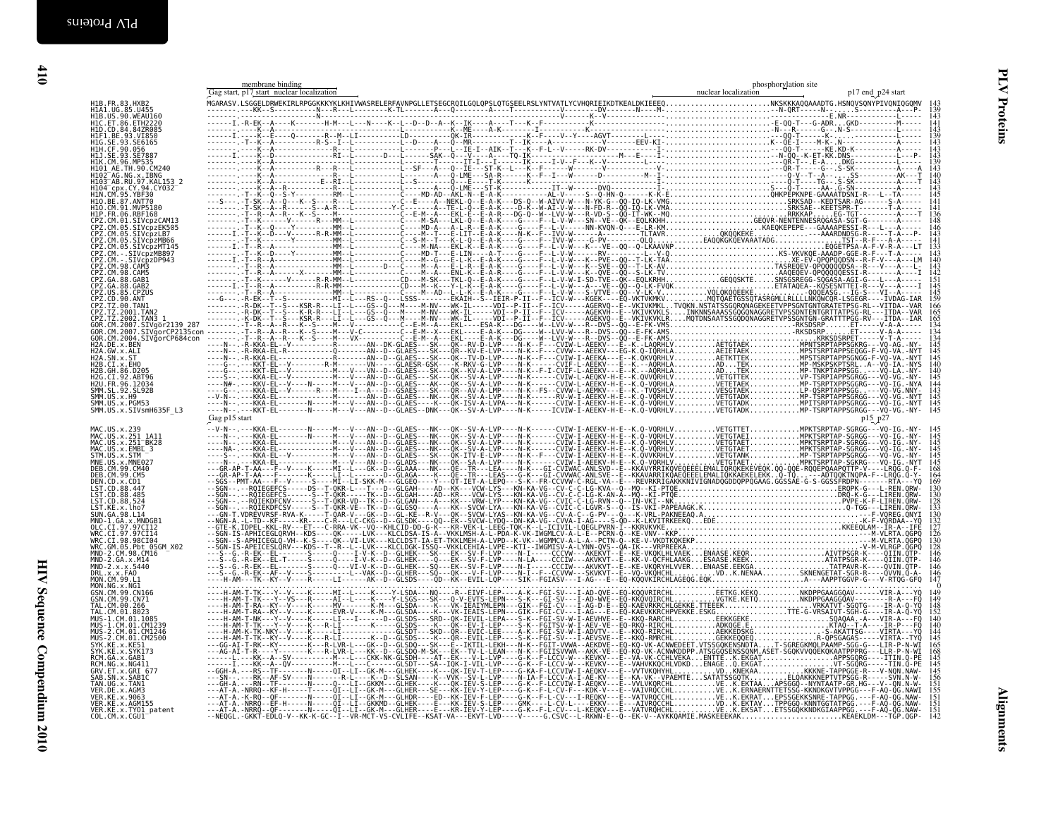membrane binding

Gag start, p17 start nuclear localization

phosphorylation site

nuclear localization

p17 end p24 start

```
H1B.FR.83.HXB2                MGARASV.LSGGELDRWEKIRLRPGGKKKYKLKHIVWASRELERFAVNPGLLETSEGCRQILGQLQPSLQTGSEELRSLYNTVATLYCVHQRIEIKDTKEALDKIEEEQ.........................NKSKKKAQQAAADTG.HSNQVSQNYPIVQNIQGQMV  143
```

Gag p15 start

p15 p27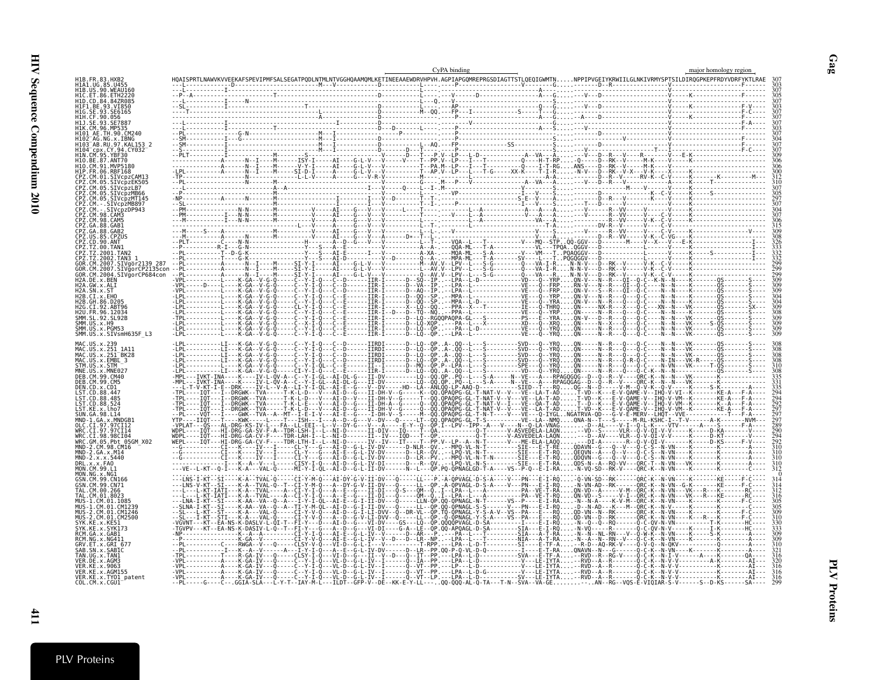```
                                                                  CyPA binding                                                         major homology region
H1B.FR.83.HXB2               HQAISPRTLNAWVKVVEEKAFSPEVIPMFSALSEGATPQDLNTMLNTVGGHQAAMQMLKETINEEAAEWDRVHPVH.AGPIAPGQMREPRGSDIAGTTSTLQEQIGWMTN.....NPPIPVGEIYKRWIILGLNKIVRMYSPTSILDIRQGPKEPFRDYVDRFYKTLRAE 307
H1A1.UG.85.U455              303
H1B.US.90.WEAU160            307
H1C.ET.86.ETH2220            305
H1D.CD.84.84ZR085            307
H1F1.BE.93.VI850             303
H1G.SE.93.SE6165             307
H1H.CF.90.056                307
H1J.SE.93.SE7887             307
H1K.CM.96.MP535              303
H101_AE.TH.90.CM240          307
H102_AG.NG.x.IBNG            304
H103_AB.RU.97.KAL153_2       307
H104_cpx.CY.94.CY032         307
H1N.CM.95.YBF30              307
H1O.BE.87.ANT70              306
H1O.CM.91.MVP5180            306
H1P.FR.06.RBF168             300
CPZ.CM.01.SIVcpzCAM13        312
CPZ.CM.05.SIVcpzEK505        310
CPZ.CM.05.SIVcpzLB7          307
CPZ.CM.05.SIVcpzMB66         305
CPZ.CM.05.SIVcpzMT145        297
CPZ.CM.-.SIVcpzMB897         307
CPZ.CM.-.SIVcpzDP943         304
CPZ.CM.98.CAM3               307
CPZ.CM.98.CAM5               306
CPZ.GA.88.GAB1               315
CPZ.GA.88.GAB2               309
CPZ.US.85.CPZUS              308
CPZ.CD.90.ANT                326
CPZ.TZ.00.TAN1               312
CPZ.TZ.2001.TAN2             332
CPZ.TZ.2002.TAN3_1           332
GOR.CM.2007.SIVgor2139_287   299
GOR.CM.2007.SIVgorCP2135con  299
GOR.CM.2004.SIVgorCP684con   299
H2A.DE.x.BEN                 309
H2A.GW.x.ALI                 309
H2A.SN.x.ST                  309
H2B.CI.x.EHO                 309
H2B.GH.86.D205               304
H2G.CI.92.ABT96              309
H2U.FR.96.12034              308
SMM.SL.92.SL92B              309
SMM.US.x.H9                  309
SMM.US.x.PGM53               309
SMM.US.x.SIVsmH635F_L3       309

MAC.US.x.239                 308
MAC.US.x.251_1A11            308
MAC.US.x.251_BK28            308
MAC.US.x.EMBL_3              308
STM.US.x.STM                 310
MNE.US.x.MNE027              308
DEB.CM.99.CM40               335
DEB.CM.99.CM5                331
DEN.CD.x.CD1                 335
LST.CD.88.447                294
LST.CD.88.485                294
LST.CD.88.524                292
LST.KE.x.lho7                294
SUN.GA.98.L14                297
MND-1.GA.x.MNDGB1            297
OLC.CI.97.97CI12             289
WRC.CI.97.97CI14             290
WRC.CI.98.98CI04             294
WRC.GM.05.Pbt_05GM_X02       292
MND-2.CM.98.CM16             310
MND-2.GA.x.M14               310
MND-2.x.x.5440               310
DRL.x.x.FAO                  310
MON.CM.99.L1                 312
MON.NG.x.NG1                 0
GSN.CM.99.CN166              314
GSN.CM.99.CN71               314
TAL.CM.00.266                312
TAL.CM.01.8023               316
MUS-1.CM.01.1085             305
MUS-1.CM.01.CM1239           305
MUS-2.CM.01.CM1246           309
MUS-2.CM.01.CM2500           310
SYK.KE.x.KE51                330
SYK.KE.x.SYK173              333
RCM.GA.x.GAB1                309
RCM.NG.x.NG411               309
GRV.ET.x.GRI_677             310
SAB.SN.x.SAB1C               321
TAN.UG.x.TAN1                316
VER.DE.x.AGM3                320
VER.KE.x.9063                316
VER.KE.x.AGM155              316
VER.KE.x.TYO1_patent         316
COL.CM.x.CGU1                299
```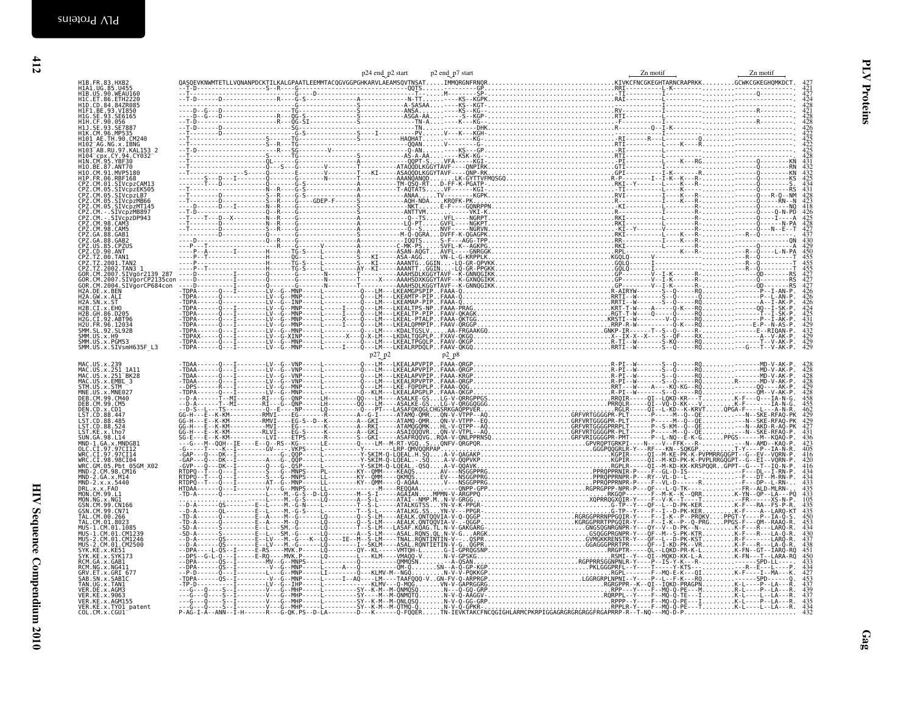# PLV Proteins — Gag

Annotations above the alignment: p24 end_p2 start · p2 end_p7 start · Zn motif · Zn motif

Reference sequence:

```
H1B.FR.83.HXB2  QASQEVKNWMTETLLVQNANPDCKTILKALGPAATLEEMMTACQGVGGPGHKARVLAEAMSQVTNSAT.....IMMQRGNFRNQR..........KIVKCFNCGKEGHTARNCRAPRKK.........GCWKCGKEGHQMKDCT.  427
```

| Sequence | End position |
|---|---|
| H1B.FR.83.HXB2 | 427 |
| H1A1.UG.85.U455 | 421 |
| H1B.US.90.WEAU160 | 427 |
| H1C.ET.86.ETH2220 | 424 |
| H1D.CD.84.84ZR085 | 428 |
| H1F1.BE.93.VI850 | 421 |
| H1G.SE.93.SE6165 | 428 |
| H1H.CF.90.056 | 428 |
| H1J.SE.93.SE7887 | 426 |
| H1K.CM.96.MP535 | 422 |
| H101_AE.TH.90.CM240 | 425 |
| H102_AG.NG.x.IBNG | 422 |
| H103_AB.RU.97.KAL153_2 | 425 |
| H104_cpx.CY.94.CY032 | 428 |
| H1N.CM.95.YBF30 | 431 |
| H1O.BE.87.ANT70 | 432 |
| H1O.CM.91.MVP5180 | 433 |
| H1P.FR.06.RBF168 | 425 |
| CPZ.CM.01.SIVcpzCAM13 | 434 |
| CPZ.CM.05.SIVcpzEK505 | 431 |
| CPZ.CM.05.SIVcpzLB7 | 428 |
| CPZ.CM.05.SIVcpzMB66 | 423 |
| CPZ.CM.05.SIVcpzMT145 | 418 |
| CPZ.CM.-.SIVcpzMB897 | 426 |
| CPZ.CM.-.SIVcpzDP943 | 425 |
| CPZ.CM.98.CAM3 | 428 |
| CPZ.CM.98.CAM5 | 427 |
| CPZ.GA.88.GAB1 | 437 |
| CPZ.GA.88.GAB2 | 430 |
| CPZ.US.85.CPZUS | 429 |
| CPZ.CD.90.ANT | 450 |
| CPZ.TZ.00.TAN1 | 455 |
| CPZ.TZ.2001.TAN2 | 455 |
| CPZ.TZ.2002.TAN3_1 | 455 |
| GOR.CM.2007.SIVgor2139_287 | 427 |
| GOR.CM.2007.SIVgorCP2135con | 427 |
| GOR.CM.2004.SIVgorCP684con | 427 |
| H2A.DE.x.BEN | 426 |
| H2A.GW.x.ALI | 426 |
| H2A.SN.x.ST | 426 |
| H2B.CI.x.EHO | 424 |
| H2B.GH.86.D205 | 425 |
| H2G.CI.92.ABT96 | 431 |
| H2U.FR.96.12034 | 429 |
| SMM.SL.92.SL92B | 432 |
| SMM.US.x.H9 | 429 |
| SMM.US.x.PGM53 | 429 |
| SMM.US.x.SIVsmH635F_L3 | 429 |

Annotations: p27_p2 · p2_p8

| Sequence | End position |
|---|---|
| MAC.US.x.239 | 428 |
| MAC.US.x.251_1A11 | 428 |
| MAC.US.x.251_BK28 | 428 |
| MAC.US.x.EMBL_3 | 428 |
| STM.US.x.STM | 429 |
| MNE.US.x.MNE027 | 428 |
| DEB.CM.99.CM40 | 458 |
| DEB.CM.99.CM5 | 455 |
| DEN.CD.x.CD1 | 462 |
| LST.CD.88.447 | 429 |
| LST.CD.88.485 | 429 |
| LST.CD.88.524 | 427 |
| LST.KE.x.lho7 | 431 |
| SUN.GA.98.L14 | 436 |
| MND-1.GA.x.MNDGB1 | 423 |
| OLC.CI.97.97CI12 | 405 |
| WRC.CI.97.97CI14 | 416 |
| WRC.CI.98.98CI04 | 420 |
| WRC.GM.05.Pbt_05GM_X02 | 416 |
| MND-2.CM.98.CM16 | 434 |
| MND-2.GA.x.M14 | 434 |
| MND-2.x.x.5440 | 433 |
| DRL.x.x.FAO | 435 |
| MON.CM.99.L1 | 433 |
| MON.NG.x.NG1 | 105 |
| GSN.CM.99.CN166 | 435 |
| GSN.CM.99.CN71 | 435 |
| TAL.CM.00.266 | 450 |
| TAL.CM.01.8023 | 453 |
| MUS-1.CM.01.1085 | 434 |
| MUS-1.CM.01.CM1239 | 430 |
| MUS-2.CM.01.CM1246 | 437 |
| MUS-2.CM.01.CM2500 | 438 |
| SYK.KE.x.KE51 | 451 |
| SYK.KE.x.SYK173 | 450 |
| RCM.GA.x.GAB1 | 433 |
| RCM.NG.x.NG411 | 434 |
| GRV.ET.x.GRI_677 | 427 |
| SAB.SN.x.SAB1C | 453 |
| TAN.UG.x.TAN1 | 437 |
| VER.DE.x.AGM3 | 439 |
| VER.KE.x.9063 | 437 |
| VER.KE.x.AGM155 | 435 |
| VER.KE.x.TYO1_patent | 434 |
| COL.CM.x.CGU1 | 432 |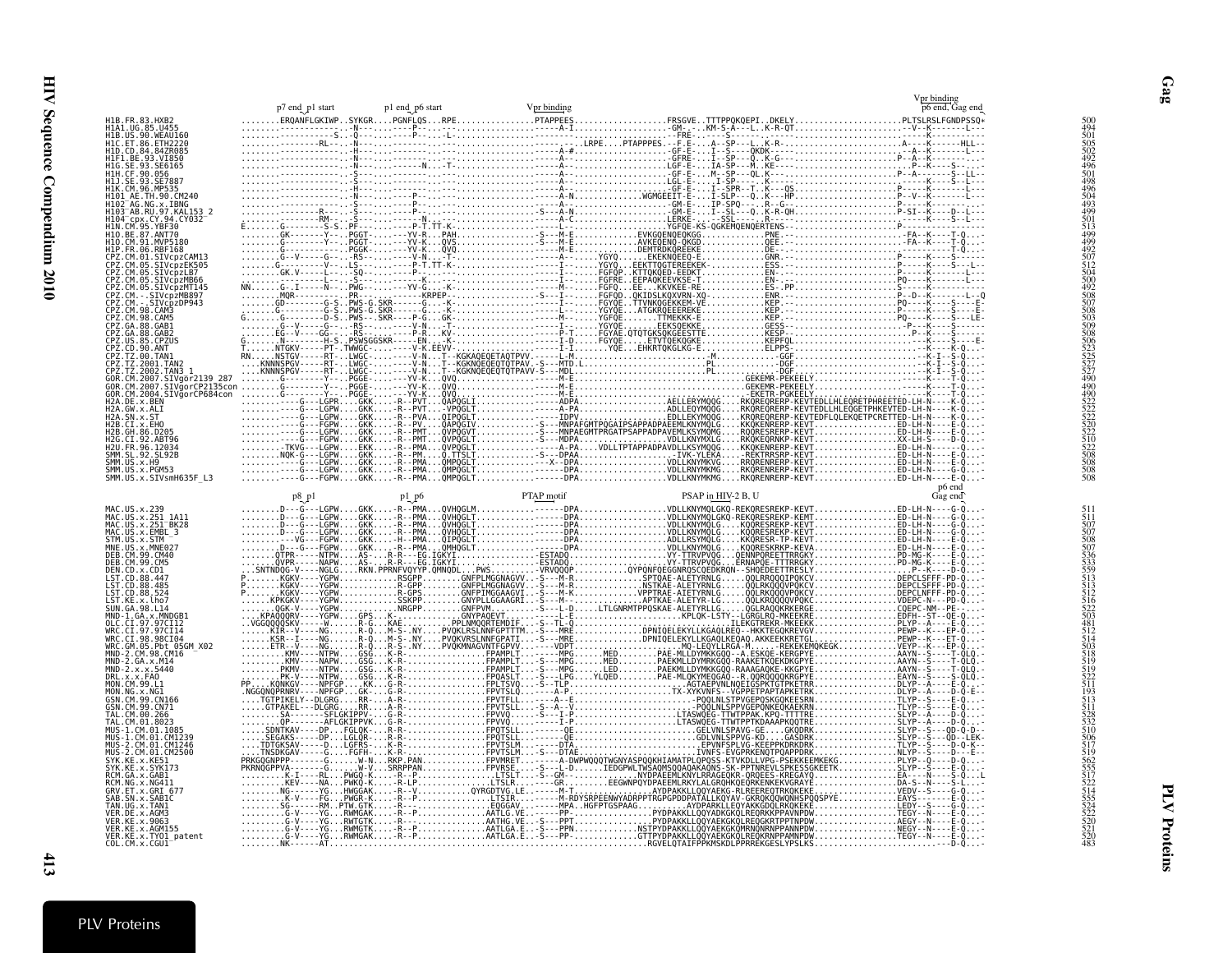```
                              p7 end  p1 start       p1 end  p6 start              Vpr binding                                                                      Vpr binding
                                                                                                                                                                   p6 end, Gag end
H1B.FR.83.HXB2                ........ERQANFLGKIWP..SYKGR....PGNFLQS...RPE................PTAPPEES..................FRSGVE..TTTPPQKQEPI..DKELY......................PLTSLRSLFGNDPSSQ*    500
H1A1.UG.85.U455               ........-------------N---............P-----.-----.....................-A-I....................-GM-.-..KM-S-A---L..K-R-QT.................-V--K---------L---    494
H1B.US.90.WEAU160             ........-------------S---Q--............P-----.-----......................................--FRE-.-----S------.......................-----K---------L---    501
H1C.ET.86.ETH2220             ........-------RL-.-.-N---...........-----.-----......................LRPE.....PTAPPPES.--F.E-....A--SP---L..K-R-.....................A-----K------HLL--    505
H1D.CD.84.84ZR085             ........-------------H---............-----.-----.....................-A-#...................-GF-E-....I--S------QKDK-.....................--A--K---------L---    502
H1F1.BE.93.VI850              ........-------------H---............-----.-----.....................-A-......................-GFRE-....I--SP---Q..K-G-..................P--A--K---------L---    492
H1G.SE.93.SE6165              ........-------------N---.........N..-T-.-----......................-A-......................LGF-E-....IA-SP---M..KE-.....................P--K---S-----.-    496
H1H.CF.90.056                 ........-------------S---............-----.-----......................-A-......................-GF-E-....M--SP---QL.K--.....................P--A-------S---LL--    501
H1J.SE.93.SE7887              ........-------------S---............-----.-----......................-A-......................LGL-E-....I--SP-----..........................-K------S--L---    498
H1K.CM.96.MP535               ........-------------H---............-----.-----......................-A-......................-GF-E-....I--SPR--T..K---QS.......................P-----K---------L---    496
H101_AE.TH.90.CM240           ........-------------N---............P-----.-----.....................-A-N................WGMGEEIT-E-....I-SLP---Q..K---HP......................P--V--K---------L---    504
H102_AG.NG.x.IBNG             ........-------------S---............P-----.-----.....................-A-......................-GM-E-....IP-SPQ--....R--G-......................P------K---------L---    493
H103_AB.RU.97.KAL153_2        ........----------R---.-S---............P-----.-----..................-S---A-N...................-GM-E-....I--SL---Q..K-R-QH......................P-SI--K-----D--L---    495
H104_cpx.CY.94.CY032          ........-------------RM---..-S---.........-N.-----......................-A-C...................LERKE-.-.....SSL----..R---...........................-----K-----S--L---    501
H1N.CM.95.YBF30               E.......G--------S-S..PF------.-----P-T.TT-K-.......................-L-.......................YGFQE-KS-QGKEMQENQERTENS-.....................P------------------    513
H1O.BE.87.ANT70               ........GK-------Y-..PGGT-.-------YV-R.....PAH........................-S---M-E..............EVKGQENQEQKGG..............PNE.-......................-FA--K----T-Q...-    499
H1O.CM.91.MVP5180             ........G--------Y-..PGGT-.-------YV-K.....QVS........................-S---M-E..............AVKEQENQ-QKGD..............QEE.-......................-FA--K----T-Q...-    499
H1P.FR.06.RBF168              ........G-----------.PGGK-.-------YV-K.....QVQ........................-----M-E..............DEMTRDKQREEKE..............DE-.-......................--------K----T-Q...-    492
CPZ.CM.01.SIVcpzCAM13         ........G--V-------G-.-RS--.-------V-N.....-T-.......................-A------......YGYQ......EKEKNQEEQ-E..............GNR.-.....................P------K----S-----.-    507
CPZ.CM.05.SIVcpzEK505         ........G----------V-..LS--.-------P-T.TT-K-.........................-----I-----......YGYQ...EEKTTQGTEREEKEK-...........ESS.-.....................P------K----S---L-.-    512
CPZ.CM.05.SIVcpzLB7           ........GK.V----L-..-SQ--.-------P---.-----.........................-----I-----......FGFQP..KTTQKQED-EEDKT-...........EN-.-.....................P------K----------L---    504
CPZ.CM.05.SIVcpzMB66          ........G----------L--.-S---.-------K---.-----.......................-----I-----......FGFRE..EEPAQKEEVKSE-T-..........EN-.-.....................PQ-----K---------L---    500
CPZ.CM.05.SIVcpzMT145         NN......G--I-----N---.PWG--.-------YV-G.....-K-.......................-----M-----......FGFQ....EE...KKVKEE-RE..........ES-.PP.....................S------K---------L---    492
CPZ.CM.-.SIVcpzMB897          ........MQR----------.-PR--.-------KRPEP-.........................-S---I-----......FGFQD..QKIDSLKQXVRN-XQ-...........ENR.-.....................P--D--K--------L--Q    508
CPZ.CM.-.SIVcpzDP943          ........GD---------G-S..PWS-G.SKR-------G....-K-.....................-----I-----......FGYQE..TTVNKQGEKKEM-VE...........KEP.-.....................PQ-----K-----S----E-    507
CPZ.CM.98.CAM3                ........G----------G-S..PWS-G.SKR-------G....-K-.....................-----I-----......YGYQE...ATGKRQEREKE.............KEP.-.....................P------K------S----E-    508
CPZ.CM.98.CAM5                G.......G----------D-S..PWS-..SKR-----P-G....GK-.....................-----M-----......YGFQE.....TTMEKKK-E.............KEP.-.....................PQ-----K------S----LE-    503
CPZ.GA.88.GAB1                ........G--V------G---..-RS--.-------V-N.....-T-.....................-----I-----......YGYQ.....EEKSQEKKE..............GESS-.....................-P---K------S-----.-    509
CPZ.GA.88.GAB2                ........EG--V------GG--.-RS--.-------P-R.....KV-.....................-----P-T-----....FGYAE.QTQTGKSQKGEESTTE.......KESP-.....................P--K-----S-------.-    508
CPZ.US.85.CPZUS               G.......N----------H-S..PSWSGGSKR-------EN....K-.....................-----I-D-----....FGYQE....ETYTQEKQGKE..............KEPFQL.....................-----K-----S----E-    506
CPZ.CD.90.ANT                 T.......NTGKV------PT-.TWWGC-.-------V-K.EEVV-.......................-----I-I-----....YQE...EHKRTQKGLKG-E..............ELPPS-.....................--K---K-Q...-    523
CPZ.TZ.00.TAN1                RN......NSTGV------RT-..LWGC-.-------V-N....T--KGKAQEQEATQTPVV.--------L-M...............................M..............-GGF.......................-------K-I--S-Q...-    525
CPZ.TZ.2001.TAN2              ...KNNNSPGV------RT-..LWGC-.-------V-N....T--KGKNQEQEQTQTPAV.-S---MTD.L..........................PL...............-DGF.......................--------K-I--S-Q...-    527
CPZ.TZ.2002.TAN3_1            ...KNNNSPGV------RT-..LWGC-.-------V-N....T--KGKNQEQEQTQTPAVV-S---MDL............................PL...............-DGF.......................--------K-I--S-Q...-    527
GOR.CM.2007.SIVgor2139_287    ........G-----------Y-..PGGE-.-------YV-K.....QVQ........................-----M-E..................................GEKEMR-PEKEELY..............-----K----T-Q...-    490
GOR.CM.2007.SIVgorCP2135con   ........G-----------Y-..PGGE-.-------YV-K.....QVQ........................-----M-E..................................GEKEMR-PEKEELY..............-----K----T-Q...-    490
GOR.CM.2004.SIVgorCP684con    ........G-----------Y-..PGGE-.-------YV-K.....QVQ........................-----M-E..................................EKETR-PGKEELY...............-----K----T-Q...-    490
H2A.DE.x.BEN                  ........----G---LGPR......GKK.....R--PVT.....QAPQGLT....................-----ADPA..........AELLERYMQQG......RKQREQRERP-KEVTEDLLHLEQETPHREETED-LH-N-----K-Q...-    522
H2A.GW.x.ALI                  ........----G---LGPW......GKK.....R--PVT.....-VPQGLT....................-----A-PA..........ADLLEQYMQQG......RKQREQRERP-KEVTEDLLHLEQGETPHKEVTED-LH-N-----K-Q...-    522
H2A.SN.x.ST                   ........----G---LGPW......GKK.....R--PVA.....QIPQGLT....................-----IDPV..........EDLLEKYMQQG......RKQREQRERP-KEVTEDFLQLEKQETPCRETTED-LH-N-----K-Q...-    522
H2B.CI.x.EHO                  ........----G---FGPW......GKK.....R--PV.......QAPQGIV.....................-S---MNPAFGMTPQGAIPSAPPADPAEEMLKNYMQLG..KKQKENRERP-KEVT..............ED-LH-N-----E-Q...-    520
H2B.GH.86.D205                ........----G---LGPW......GKK.....R--PMT.....QVPQGVT.....................-S---MNPAEGMTPRGATPSAPPADPAVEMLKSYMQMG..RQQRESRERP-KEVT..............ED-LH-N-----E-Q...-    522
H2G.CI.92.ABT96               ........----G---FGPW......GKK.....R--PMT.....QVPQGLT.....................-S---MDPA......................VDLLKNYMXLG......RKQKEQRNKP-KEVT..............XX-LH-S-----D-Q...-    510
H2U.FR.96.12034               ........-TKVG---LGPW......EKK.....R--PMA.....QVPQGLT.....................-A-PA..VDLLTPTAPPADPAVDLLKSYMQQG......RKQREQRERP-KEVT..............ED-LH-N------Q...-    522
SMM.SL.92.SL92B               ........NQK-G---LGPW......GKK.....R--PM.......Q.TTSLT.....................-S---DPAA.....................-IVK-YLEKA......-REKTRRSRP-KEVT..............ED-LH-N-----E-Q...-    508
SMM.US.x.H9                   ........----G---LGPW......GKK.....R--PMA.....QMPQGLT.....................-X--DPA.....................VDLLKNYMKVG......RRQRENRERP-KEVT..............ED-LH-N-----E-Q...-    508
SMM.US.x.PGM53                ........----G---LGPW......GKK.....R--PMA.....QMPQGLT.....................-----DPA.....................VDLLRNYMKMG......RKQRENRERP-KEVT..............ED-LH-N-----E-Q...-    508
SMM.US.x.SIVsmH635F_L3        ........----G---FGPW......GKK.....R--PMA.....QMPQGLT.....................-----DPA.....................VDLLKNYMKMG......RKQRENRERP-KEVT..............ED-LH-N-----E-Q...-    508

                              p8  p1              p1  p6               PTAP motif                      PSAP in HIV-2 B, U                                       p6 end
                                                                                                                                                                   Gag end
MAC.US.x.239                  ........D---G---LGPW......GKK.....R--PMA.....QVHQGLM.....................-----DPA.....................VDLLKNYMQLGKQ-REKQRESREKP-KEVT..............ED-LH-N-----G-Q...-    511
MAC.US.x.251_1A11             ........D---G---LGPW......GKK.....R--PMA.....QVHQGLT.....................-----DPA.....................VDLLKNYMQLGKQ-REKQRESREKP-KEMT..............ED-LH-N-----G-Q...-    511
MAC.US.x.251_BK28             ........D---G---LGPW......GKK.....R--PMA.....QVHQGLT.....................-----DPA.....................VDLLKNYMQLG....KQQRESREKP-KEVT..............ED-LH-N-----G-Q...-    507
MAC.US.x.EMBL_3               ........D---G---LGPW......GKK.....R--PMA.....QVHQGLT.....................-----DPA.....................VDLLKNYMQLG....KQQRESREKP-KEVT..............ED-LH-N-----G-Q...-    508
STM.US.x.STM                  ........---VG---FGPW......GKK.....R--PMA.....QIPQGLT.....................-----DPA.....................ADLLRSYMQLG....KQRESR-TP-KEVT..............ED-LH-N-----E-Q...-    508
MNE.US.x.MNE027               ........D---G---FGPW......GKK.....R--PMA.....QMHQGLT.....................-----DPA.....................VDLLKNYMQLG....KQQRESKRKP-KEVA..............ED-LH-N-----E-Q...-    507
DEB.CM.99.CM40                ........QTPR-----NTPW.....AS-..R-R---EG.IGKYI.............................-ESTADQ.................VY-TTRVPVQG...QENNPQREETTRRGKY..............PD-MG-K-----E-Q...-    536
DEB.CM.99.CM5                 ........QVPR-----NAPW.....AS-..R-R---EG.IGKYI.............................-ESTADQ.................VY-TTRVPVQG...ERNAPQE-TTTRRGKY..............PD-MG-K-----E-Q...-    533
DEN.CD.x.CD1                  ...SNTNDQG-V----NGLG.....RKN.PPRNFVQYYP.QMNQDL....PWS...........-VRVQQQP..........QYPQNFQEGGNRQSCQEDKRQN--SHQEDEETTRESLY..............P--K-----D-Q...-    559
LST.CD.88.447                 P.......KGKV----YGPW..........RSGPP...........GNFPLMGGNAGVV..-S---M-R..............SPTQAE-ALETYRNLG.......QQLRKQQQIPQKCV..............DEPCLSFFF-PD-Q...-    513
LST.CD.88.485                 P.......KGKV----YGPW..........R-GPP...........GNFPLMGGNAGVV..-S---M-R..............NSTKAE-ALETYRNLG.......QQLRKQQQVPQKCV..............DEPCLSFFF-PD-Q...-    513
LST.CD.88.524                 ........KGKV----YGPW..........R-GPS...........GNFPIMGGAAGVI..-S---M-K..............VPPTRAE-AIETYRNLG.......QQLRKQQQVPQKCV..............DEPCLNFFF-PD-Q...-    512
LST.KE.x.lho7                 ........KPKGKV----YGPW..........SSKPP...........GNYPLLGGAAGRI..-S---M-...............APTKAE-ALETYR-LG.......QQLRKAQQQVPQKC..............VDEPC-N----PD-Q...-    516
SUN.GA.98.L14                 ........QGK-V----YGPW..........NRGPP...........GNFPVM.........-S---L-D......LTLGNRMTPPQSKAE-ALETYRLLG.......QQLRAQQKRKERGE..............CQEPC-NM--PE-Q...-    522
MND-1.GA.x.MNDGB1             ........KPAQQQRV----YGPW...GPS....K-...........GNYPAQEVT..........---L-E..................KPLQK-LSTY--LGRGLRQ-MKEEKRE..............EDFH--ST--QE-Q...-    503
OLC.CI.97.97CI12              .VGGQQQQSKV-----W.......R-G...KAE..............PPLNMQQRTEMDIF...-S--TL-Q................................ILEKGTREKR-MKEEKK..............PLYP--A----E-Q...-    481
WRC.CI.97.97CI14              ........KIR--V----NG.......R-Q...M-S-.NY....PVQKLRSLNNFGPTTTM..-S---MRE.............DPNIQELEKYLLKGAQLREQ--HKKTEGQKREVGV..............PEWP--K----EP-Q...-    512
WRC.CI.98.98CI04              ........KSR--I----NG.......R-Q...M-S-.NY....PVQKVRSLNNFGPATI...-S---MRE.............DPNIQELEKYLLKGAQLKEQAQ.AKKEEKKRETGL..............PEWP--K----ET-Q...-    514
WRC.GM.05.Pbt_05GM_X02        ........ETR--V----NG.......R-Q...R-S-.NY....PVQKMNAGVNTFGPVV...----VDPT.................MQ-LEQYLLRGA-M....-REKEKEMQKEGK..............VEYP--K----EP-Q...-    503
MND-2.CM.98.CM16              ........KMV----NTPW......GSG.....K-R-.............FPAMPLT...-S---MPG.....MED.........PAE-MLLDYMKKGQQ--A.ESKQE-KERGPYE..............AAYN--S-----T-QLQ.-    518
MND-2.GA.x.M14                ........KMV-----NAPW......GSG.....K-R-.............FPAMPLT...-S---MPG.....MED.........PAEKMLLDYMRKGQQ-RAAKETKQEKDKGPYE..............AAYN--S-----T-QLQ.-    519
MND-2.x.x.5440                ........PKMV-----NTPW......GSG.....K-R-.............FPAMPLT...-S---MPG.....LED.........PAEKMLLDYMKKGQQ-RAAAGAQE-KKGPYE..............AAYN--S-----T-QLQ.-    519
DRL.x.x.FAO                   ........PK-V-----NTPW......GSG.....K-R-.............FPQASLT...-S---L-PG.....YLQED......PAE-MLDKYMEQGAQ--R.QQRQQQKRGPYE..............EAYN--S-----S-QLQ.-    522
MON.CM.99.L1                  PP......KQNKGV----NPFGP.....KK.....G-R-.............FPLTSVQ...-S--TLP..........................AGTAEPVNLNQEIGSPKTGTPKETRR..............DLYP--A----E-Q...-    511
MON.NG.x.NG1                  .NGGQNQPRNRV----NPFGP.....GK-.....G-R-.............FPVTSLQ...----A-P..........................TX-XYKVNFS--VQPPETPAPTAPKETRK..............DLYP--A----D-Q-E-    193
GSN.CM.99.CN166               ...TGTPIKELY----DLGRG.....RR......A-R-.............FPVTFLL...-A--E-............................--PQQLNLSTPVGEPQSKGQKEESRN..............TLYP--S----E-Q...-    513
GSN.CM.99.CN71                ........GTPAKEL---DLGRG.....RR......A-R-.............FPVTSLL...-S--A--V-..........................--PQQLNLSPPVGEPQNKEQKAEKRN..............TLYP--S----E-Q...-    511
TAL.CM.00.266                 ........SA-------SFLGKIPPV.....G-R-.............FPVVQ.....-S---I-P.........................LTASWQEG-TTWTPPAK.KPQ-TTTTRE..............SLYP--A----D-Q...-    528
TAL.CM.01.8023                ........QP-------AFLGKIPPVK....G-R-.............FPVVQ.....----I-P.........................LTASWQEG-TTWTPPTKDAAAPKQQTRE..............SLYP--A----D-Q...-    532
MUS-1.CM.01.1085              ........SDNTKAV-----DP..FGLQK-....R-R-.............FPQTSLL...-----QE..........................GELVNLSPAVG-GE....GKQDRK..............SLYP--S----QD-Q-D--    510
MUS-1.CM.01.CM1239            ........SEGAKS-----DP..LGGLQR-....R-R-.............FPQTSLL...-----QE..........................GDLVNLSPPVG-KD.....GASDRK..............SLYP--S----QD--LEK-    506
MUS-2.CM.01.CM1246            ........TDTGKSAV-----D...LGFRS-...K-R-.............FPVTSLM...-S---DTA...........................EPVNFSPLVG-KEEPPKDRKDRK..............TLYP--S----D-Q-K--    517
MUS-2.CM.01.CM2500            ........TNSDKGAV-----G....FGFH-...K-R-.............FPVTSLM...-S--DTAE..........................IVNFS-EVGPRKENQTPQAPPDRK..............NLYP--S----D---E--    519
SYK.KE.x.KE51                 PRKGQGNPPP-------G.......W-N...RKP.PAN.............FPVMRET...-----A-DWPWQQQTWGNYASPQQKHIAMATPLQPQSS-KTVKDLLVPG-PSEKKEEMKEKG..............PLYP--Q----D-Q...-    562
SYK.KE.x.SYK173               PKRNQGPPVA-------G.......W-V...SRRPPAN.............FPVRSE.....-S---L-D......IEDGPWLTWSAQMSQQAQAKAQNS-SK-PPTNREVLSPKESSGKEETK..............SLYP--S----E-Q...-    555
RCM.GA.x.GAB1                 ........K-I-----RL...PWGQ-K....-R--P.............LTSLT....-S--GM-...........NYDPAEEMLKNYLRRAGEQKR-QRQEES-KREGAYQ..............EA----N----S-Q...L    517
RCM.NG.x.NG411                ........KEV-----NA...PWKQ-K....-R-LP.............LTSLR....----GR-........EEGWNPQYDPAEEMLRKYLAGLRGRQHKQEQRKENKEKVGRAYE..............DA-S--N----S-L...-    522
GRV.ET.x.GRI_677              ........NG-------YG...HWGGAK....R--V..........QYRGDTVG.LE..----M-T.............AYDPAKKLLQQYAEKG-RLREEREQTRKQKEKE..............VEDV--S----G-Q...-    514
SAB.SN.x.SAB1C                ........K-V-----FG...PWGR-K....-R--P.............LTSIR.....-----M-RDYSRPEENWYADRPPTRGPGPDDPATALLKQYAV-GKRQKQQWQNHSPQQSPYE..............EAYS-------E-Q...-    555
TAN.UG.x.TAN1                 ........SG-------RM..PTW.GTK....-R--.............EQGGAV.....------MPA..HGFPTGSPAAG..........AYDPARKLLEQYAKKGDQLRKQKEKE..............LEDY--S----G-Q...-    524
VER.DE.x.AGM3                 ........G-V-----YG...RWMGAK....R--P.............AATLG.VE..----PP-..........PYDPAKKLLQQYADKGKQLREQRKKPPAVNPDW..............TEGY--N----E-Q...-    522
VER.KE.x.9063                 ........G-V-----YG...RWTGTK....-R--.............AATHG.VE..-S---PT-...........PYDPAKKLLQQYAEKGKQLREQGKRTTPPTNPDW..............AEGY--N----E-Q...-    520
VER.KE.x.AGM155               ........G-V-----YG...RWMGTK....R--P.............AATLGA.E..-S---PPN...........NSTPYDPAKKLLQQYAEKGKQMRNQRNRPPANNPDW..............NEGY--N----E-Q...-    521
VER.KE.x.TYO1_patent          ........G-V-----YG...RWMGAK....R--P.............AATLGA.E..-S---PP-...........GTTPYDPAKKLLQQYAEKGKQLREQRKRNPPAMNPDW..............TEGY--N----E-Q...-    520
COL.CM.x.CGU1                 ........NK------AT....................................................................RGVELQTAIFPPKMSKDLPPRREKGESLYPSLKS..............-------D-Q...-    483
```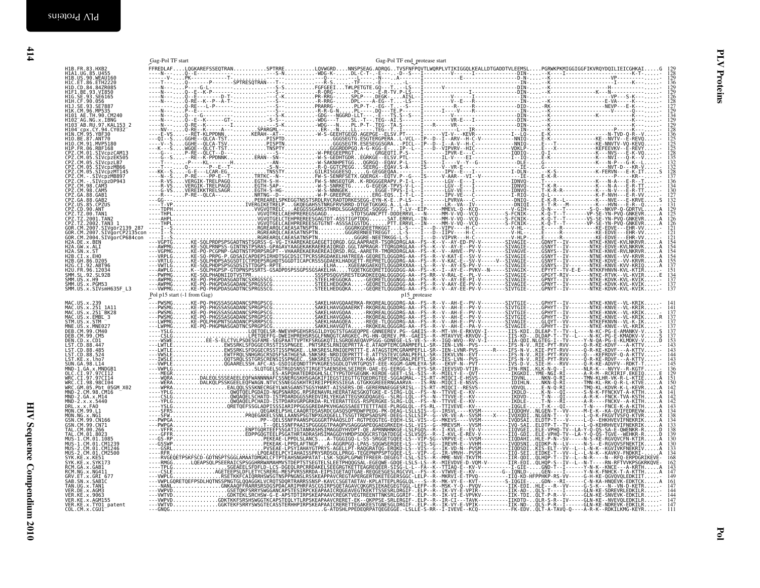```
                   Gag-Pol TF start                                    Gag-Pol TF end  protease start
H1B.FR.83.HXB2     FFREDLAF....LQKAREFSSEQTRAN...........SPTRRE..........LQVWGRD....NNSPSEAG.ADRQG..TVSFNFPQVTLWQRPLVTIKIGGQLKEALLDTGADDTVLEEMSL....PGRWKPKMIGGIGGFIKVRQYDQILIEICGHKAI.....G  129
```

Pol p15 start (-1 from Gag)                                                                    p15_protease

```
MAC.US.x.239       ---PWSMG......KE-PQ-PHGSSASGADANCSPRGPSCG..............SAKELHAVGQAAERKA-RKQREALQGGDRG-AA--FS--R--V--AH-E--PV-V--------SIVTGIE-....GPHYT--IV-------NTKE-KNVE--VL-KRIK.....  141
```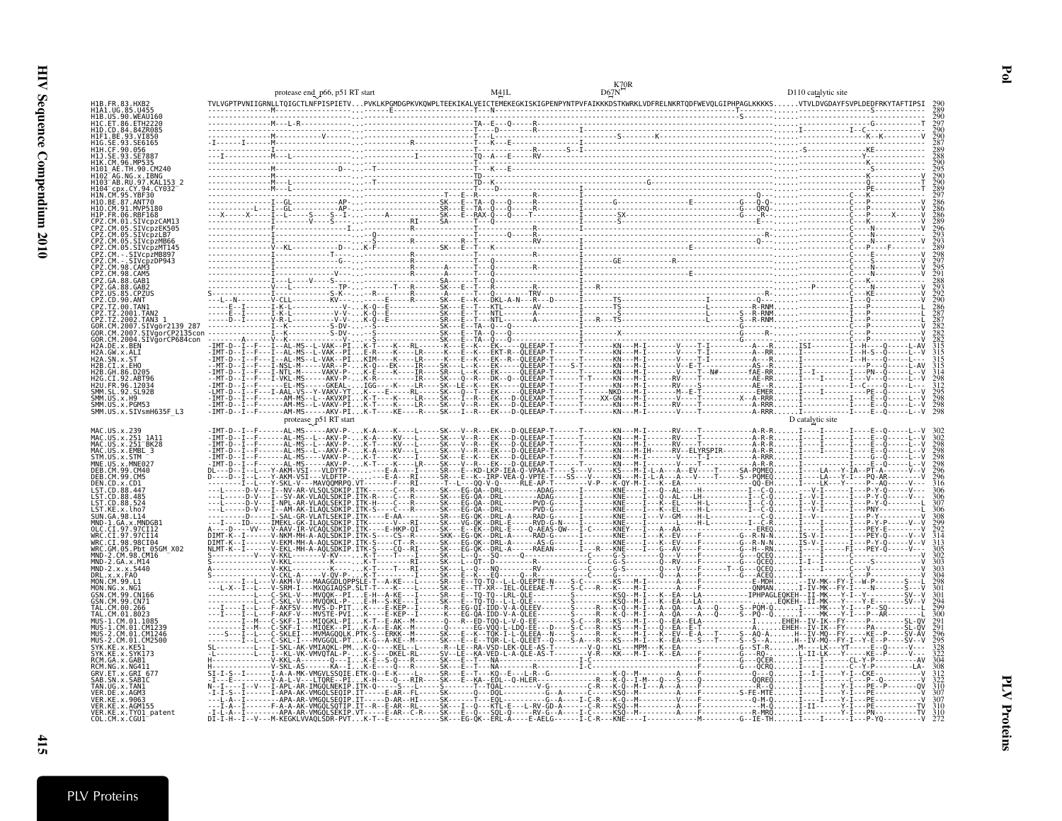# Pol

## PLV Proteins

Annotations (upper alignment): protease end_p66, p51 RT start; M41L; K70R; D67N; D110 catalytic site

```
H1B.FR.83.HXB2   TVLVGPTPVNIIGRNLLTQIGCTLNFPISPIETV...PVKLKPGMDGPKVKQWPLTEEKIKALVEICTEMEKEGKISKIGPENPYNTPVFAIKKKDSTKWRKLVDFRELNKRTQDFWEVQLGIPHPAGLKKKKS......VTVLDVGDAYFSVPLDEDFRKYTAFTIPSI  290
```

| Sequence | End position |
|---|---|
| H1B.FR.83.HXB2 | 290 |
| H1A1.UG.85.U455 | 289 |
| H1B.US.90.WEAU160 | 290 |
| H1C.ET.86.ETH2220 | 297 |
| H1D.CD.84.84ZR085 | 290 |
| H1F1.BE.93.VI850 | 290 |
| H1G.SE.93.SE6165 | 287 |
| H1H.CF.90.056 | 289 |
| H1J.SE.93.SE7887 | 288 |
| H1K.CM.96.MP535 | 290 |
| H101_AE.TH.90.CM240 | 295 |
| H102_AG.NG.x.IBNG | 290 |
| H103_AB.RU.97.KAL153_2 | 290 |
| H104_cpx.CY.94.CY032 | 289 |
| H1N.CM.95.YBF30 | 297 |
| H1O.BE.87.ANT70 | 286 |
| H1O.CM.91.MVP5180 | 286 |
| H1P.FR.06.RBF168 | 286 |
| CPZ.CM.01.SIVcpzCAM13 | 289 |
| CPZ.CM.05.SIVcpzEK505 | 296 |
| CPZ.CM.05.SIVcpzLB7 | 293 |
| CPZ.CM.05.SIVcpzMB66 | 293 |
| CPZ.CM.05.SIVcpzMT145 | 289 |
| CPZ.CM.-.SIVcpzMB897 | 298 |
| CPZ.CM.-.SIVcpzDP943 | 297 |
| CPZ.CM.98.CAM3 | 295 |
| CPZ.CM.98.CAM5 | 291 |
| CPZ.GA.88.GAB1 | 288 |
| CPZ.GA.88.GAB2 | 293 |
| CPZ.US.85.CPZUS | 292 |
| CPZ.CD.90.ANT | 290 |
| CPZ.TZ.00.TAN1 | 286 |
| CPZ.TZ.2001.TAN2 | 287 |
| CPZ.TZ.2002.TAN3_1 | 287 |
| GOR.CM.2007.SIVgor2139_287 | 282 |
| GOR.CM.2007.SIVgorCP2135con | 282 |
| GOR.CM.2004.SIVgorCP684con | 282 |
| H2A.DE.x.BEN | 315 |
| H2A.GW.x.ALI | 315 |
| H2A.SN.x.ST | 315 |
| H2B.CI.x.EHO | 315 |
| H2B.GH.86.D205 | 314 |
| H2G.CI.92.ABT96 | 298 |
| H2U.FR.96.12034 | 312 |
| SMM.SL.92.SL92B | 295 |
| SMM.US.x.H9 | 298 |
| SMM.US.x.PGM53 | 298 |
| SMM.US.x.SIVsmH635F_L3 | 298 |

Annotations (lower alignment): protease_p51 RT start; D catalytic site

| Sequence | End position |
|---|---|
| MAC.US.x.239 | 302 |
| MAC.US.x.251_1A11 | 302 |
| MAC.US.x.251_BK28 | 298 |
| MAC.US.x.EMBL_3 | 298 |
| STM.US.x.STM | 298 |
| MNE.US.x.MNE027 | 298 |
| DEB.CM.99.CM40 | 296 |
| DEB.CM.99.CM5 | 296 |
| DEN.CD.x.CD1 | 316 |
| LST.CD.88.447 | 306 |
| LST.CD.88.485 | 306 |
| LST.CD.88.524 | 307 |
| LST.KE.x.lho7 | 306 |
| SUN.GA.98.L14 | 308 |
| MND-1.GA.x.MNDGB1 | 299 |
| OLC.CI.97.97CI12 | 292 |
| WRC.CI.97.97CI14 | 314 |
| WRC.CI.98.98CI04 | 313 |
| WRC.GM.05.Pbt_05GM_X02 | 305 |
| MND-2.CM.98.CM16 | 302 |
| MND-2.GA.x.M14 | 303 |
| MND-2.x.x.5440 | 303 |
| DRL.x.x.FAO | 304 |
| MON.CM.99.L1 | 298 |
| MON.NG.x.NG1 | 301 |
| GSN.CM.99.CN166 | 301 |
| GSN.CM.99.CN71 | 294 |
| TAL.CM.00.266 | 299 |
| TAL.CM.01.8023 | 300 |
| MUS-1.CM.01.1085 | 291 |
| MUS-1.CM.01.CM1239 | 291 |
| MUS-2.CM.01.CM1246 | 296 |
| MUS-2.CM.01.CM2500 | 295 |
| SYK.KE.x.KE51 | 328 |
| SYK.KE.x.SYK173 | 322 |
| RCM.GA.x.GAB1 | 304 |
| RCM.NG.x.NG411 | 308 |
| GRV.ET.x.GRI_677 | 312 |
| SAB.SN.x.SAB1C | 322 |
| TAN.UG.x.TAN1 | 310 |
| VER.DE.x.AGM3 | 307 |
| VER.KE.x.9063 | 307 |
| VER.KE.x.AGM155 | 310 |
| VER.KE.x.TYO1_patent | 310 |
| COL.CM.x.CGU1 | 272 |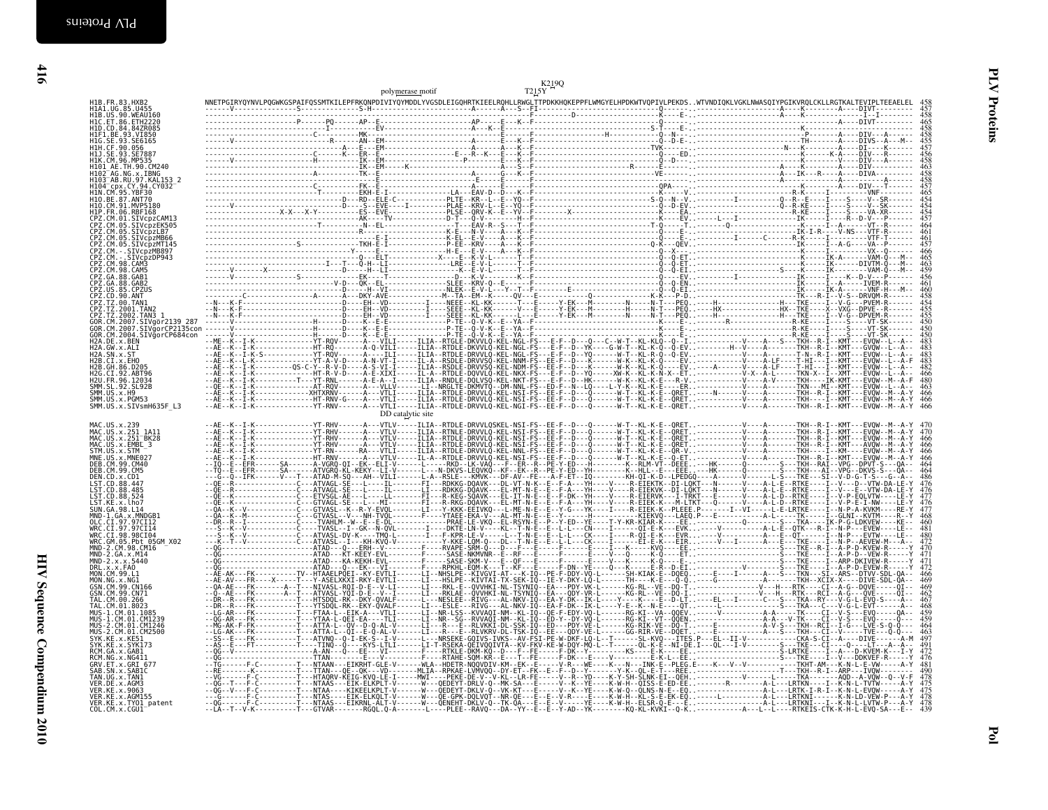# PLV Proteins

## Pol

```
                                                   polymerase motif                    K219Q
                                                                                       T215Y
H1B.FR.83.HXB2      NNETPGIRYQYNVLPQGWKGSPAIFQSSMTKILEPFRKQNPDIVIYQYMDDLYVGSDLEIGQHRTKIEELRQHLLRWGLTTPDKKHQKEPPFLWMGYELHPDKWTVQPIVLPEKDS..WTVNDIQKLVGKLNWASQIYPGIKVRQLCKLLRGTKALTEVIPLTEEAELEL   458
H1A1.UG.85.U455                  457
H1B.US.90.WEAU160                458
H1C.ET.86.ETH2220                465
H1D.CD.84.84ZR085                458
H1F1.BE.93.VI850                 458
H1G.SE.93.SE6165                 455
H1H.CF.90.056                    457
H1J.SE.93.SE7887                 456
H1K.CM.96.MP535                  458
H101_AE.TH.90.CM240              463
H102_AG.NG.x.IBNG                458
H103_AB.RU.97.KAL153_2           458
H104_cpx.CY.94.CY032             457
H1N.CM.95.YBF30                  465
H1O.BE.87.ANT70                  454
H1O.CM.91.MVP5180                454
H1P.FR.06.RBF168                 454
CPZ.CM.01.SIVcpzCAM13            457
CPZ.CM.05.SIVcpzEK505            464
CPZ.CM.05.SIVcpzLB7              461
CPZ.CM.05.SIVcpzMB66             461
CPZ.CM.05.SIVcpzMT145            457
CPZ.CM.-.SIVcpzMB897             466
CPZ.CM.-.SIVcpzDP943             465
CPZ.CM.98.CAM3                   463
CPZ.CM.98.CAM5                   459
CPZ.GA.88.GAB1                   456
CPZ.GA.88.GAB2                   461
CPZ.US.85.CPZUS                  460
CPZ.CD.90.ANT                    458
CPZ.TZ.00.TAN1                   454
CPZ.TZ.2001.TAN2                 455
CPZ.TZ.2002.TAN3_1               455
GOR.CM.2007.SIVgor2139_287       450
GOR.CM.2007.SIVgorCP2135con      450
GOR.CM.2004.SIVgorCP684con       450
H2A.DE.x.BEN                     483
H2A.GW.x.ALI                     483
H2A.SN.x.ST                      483
H2B.CI.x.EHO                     483
H2B.GH.86.D205                   482
H2G.CI.92.ABT96                  466
H2U.FR.96.12034                  480
SMM.SL.92.SL92B                  463
SMM.US.x.H9                      465
SMM.US.x.PGM53                   466
SMM.US.x.SIVsmH635F_L3           466
                                 DD catalytic site

MAC.US.x.239                     470
MAC.US.x.251_1A11                470
MAC.US.x.251_BK28                466
MAC.US.x.EMBL_3                  466
STM.US.x.STM                     466
MNE.US.x.MNE027                  466
DEB.CM.99.CM40                   464
DEB.CM.99.CM5                    464
DEN.CD.x.CD1                     486
LST.CD.88.447                    476
LST.CD.88.485                    476
LST.CD.88.524                    477
LST.KE.x.lho7                    476
SUN.GA.98.L14                    477
MND-1.GA.x.MNDGB1                468
OLC.CI.97.97CI12                 460
WRC.CI.97.97CI14                 481
WRC.CI.98.98CI04                 480
WRC.GM.05.Pbt_05GM_X02           472
MND-2.CM.98.CM16                 470
MND-2.GA.x.M14                   471
MND-2.x.x.5440                   471
DRL.x.x.FAO                      472
MON.CM.99.L1                     465
MON.NG.x.NG1                     469
GSN.CM.99.CN166                  469
GSN.CM.99.CN71                   462
TAL.CM.00.266                    467
TAL.CM.01.8023                   468
MUS-1.CM.01.1085                 459
MUS-1.CM.01.CM1239               459
MUS-2.CM.01.CM1246               464
MUS-2.CM.01.CM2500               463
SYK.KE.x.KE51                    497
SYK.KE.x.SYK173                  491
RCM.GA.x.GAB1                    472
RCM.NG.x.NG411                   476
GRV.ET.x.GRI_677                 481
SAB.SN.x.SAB1C                   490
TAN.UG.x.TAN1                    478
VER.DE.x.AGM3                    475
VER.KE.x.9063                    475
VER.KE.x.AGM155                  478
VER.KE.x.TYO1_patent             478
COL.CM.x.CGU1                    439
```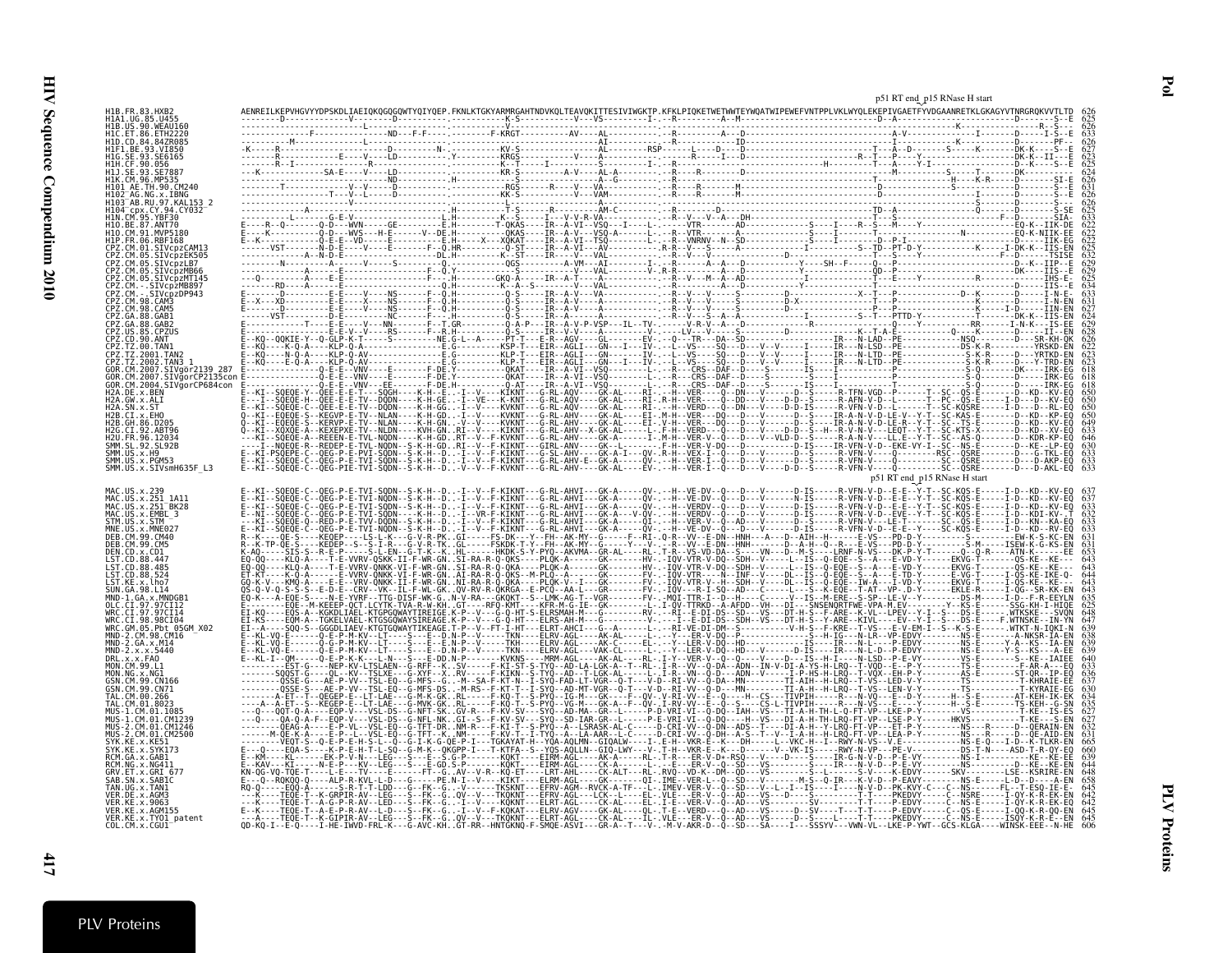p51 RT end p15 RNase H start

```
H1B.FR.83.HXB2               AENREILKEPVHGVYYDPSKDLIAEIQKQGQGQWTYQIYQEP.FKNLKTGKYARMRGAHTNDVKQLTEAVQKITTESIVIWGKTP.KFKLPIQKETWETWWTEYWQATWIPEWEFVNTPPLVKLWYQLEKEPIVGAETFYVDGAANRETKLGKAGYVTNRGRQKVVTLTD  626
H1A1.UG.85.U455              625
H1B.US.90.WEAU160            626
H1C.ET.86.ETH2220            633
H1D.CD.84.84ZR085            626
H1F1.BE.93.VI850             627
H1G.SE.93.SE6165             623
H1H.CF.90.056                625
H1J.SE.93.SE7887             622
H1K.CM.96.MP535              626
H101_AE.TH.90.CM240          631
H102_AG.NG.x.IBNG            626
H103_AB.RU.97.KAL153_2       626
H104_cpx.CY.94.CY032         626
H1N.CM.95.YBF30              633
H1O.BE.87.ANT70              622
H1O.CM.91.MVP5180            622
H1P.FR.06.RBF168             622
CPZ.CM.01.SIVcpzCAM13        625
CPZ.CM.05.SIVcpzEK505        632
CPZ.CM.05.SIVcpzLB7          629
CPZ.CM.05.SIVcpzMB66         629
CPZ.CM.05.SIVcpzMT145        625
CPZ.CM.-.SIVcpzMB897         634
CPZ.CM.-.SIVcpzDP943         633
CPZ.CM.98.CAM3               631
CPZ.CM.98.CAM5               627
CPZ.GA.88.GAB1               624
CPZ.GA.88.GAB2               629
CPZ.US.85.CPZUS              628
CPZ.CD.90.ANT                626
CPZ.TZ.00.TAN1               622
CPZ.TZ.2001.TAN2             623
CPZ.TZ.2002.TAN3_1           623
GOR.CM.2007.SIVgor2139_287   618
GOR.CM.2007.SIVgorCP2135con  618
GOR.CM.2004.SIVgorCP684con   618
H2A.DE.x.BEN                 650
H2A.GW.x.ALI                 650
H2A.SN.x.ST                  650
H2B.CI.x.EHO                 653
H2B.GH.86.D205               649
H2G.CI.92.ABT96              633
H2U.FR.96.12034              646
SMM.SL.92.SL92B              630
SMM.US.x.H9                  633
SMM.US.x.PGM53               633
SMM.US.x.SIVsmH635F_L3       633
```

p51 RT end p15 RNase H start

```
MAC.US.x.239                 637
MAC.US.x.251_1A11            637
MAC.US.x.251_BK28            633
MAC.US.x.EMBL_3              632
STM.US.x.STM                 633
MNE.US.x.MNE027              633
DEB.CM.99.CM40               631
DEB.CM.99.CM5                631
DEN.CD.x.CD1                 653
LST.CD.88.447                643
LST.CD.88.485                643
LST.CD.88.524                644
LST.KE.x.lho7                643
SUN.GA.98.L14                643
MND-1.GA.x.MNDGB1            635
OLC.CI.97.97CI12             625
WRC.CI.97.97CI14             648
WRC.CI.98.98CI04             647
WRC.GM.05.Pbt_05GM_X02       639
MND-2.CM.98.CM16             638
MND-2.GA.x.M14               639
MND-2.x.x.5440               639
DRL.x.x.FAO                  640
MON.CM.99.L1                 633
MON.NG.x.NG1                 636
GSN.CM.99.CN166              637
GSN.CM.99.CN71               630
TAL.CM.00.266                634
TAL.CM.01.8023               635
MUS-1.CM.01.1085             627
MUS-1.CM.01.CM1239           627
MUS-2.CM.01.CM1246           632
MUS-2.CM.01.CM2500           631
SYK.KE.x.KE51                665
SYK.KE.x.SYK173              660
RCM.GA.x.GAB1                639
RCM.NG.x.NG411               644
GRV.ET.x.GRI_677             648
SAB.SN.x.SABIC               658
TAN.UG.x.TAN1                645
VER.DE.x.AGM3                642
VER.KE.x.9063                642
VER.KE.x.AGM155              645
VER.KE.x.TYO1_patent         645
COL.CM.x.CGU1                606
```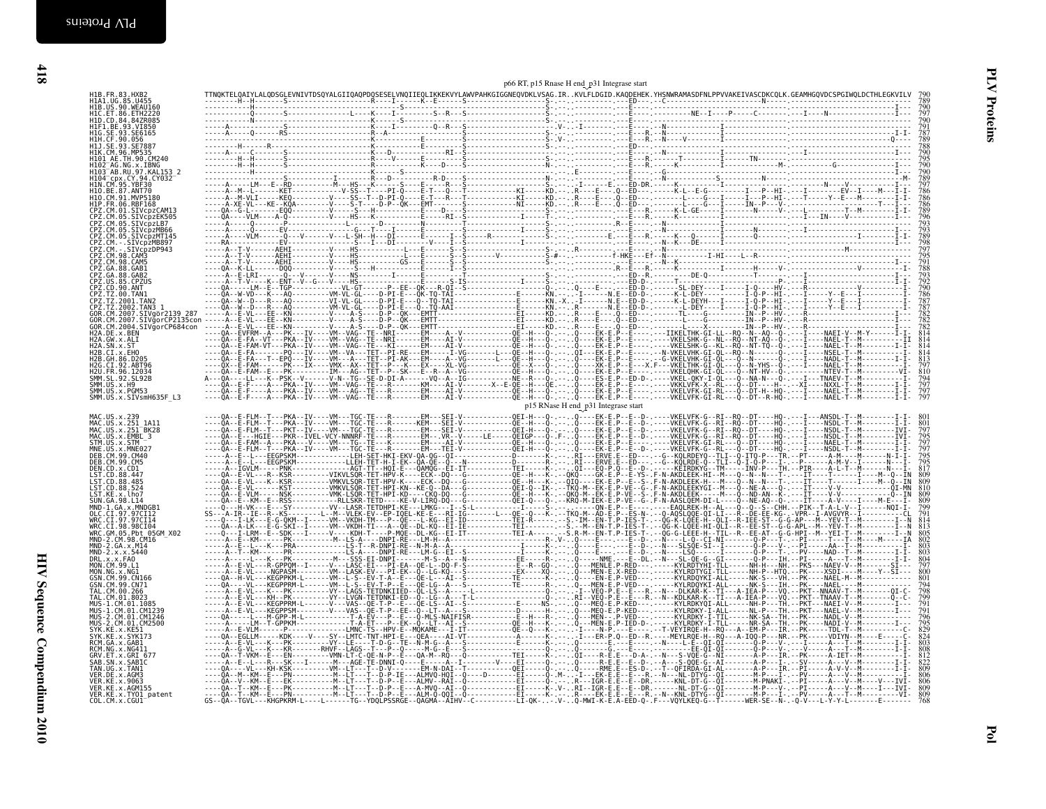p66 RT, p15 Rnase H end_p31 Integrase start

```
H1B.FR.83.HXB2          TTNQKTELQAIYLALQDSGLEVNIVTDSQYALGIIQAQPDQSESELVNQIIEQLIKKEKVYLAWVPAHKGIGGNEQVDKLVSAG.IR..KVLFLDGID.KAQDEHEK.YHSNWRAMASDFNLPPVVAKEIVASCDKCQLK.GEAMHGQVDCSPGIWQLDCTHLEGKVILV  790
```

p15 RNase H end_p31 Integrase start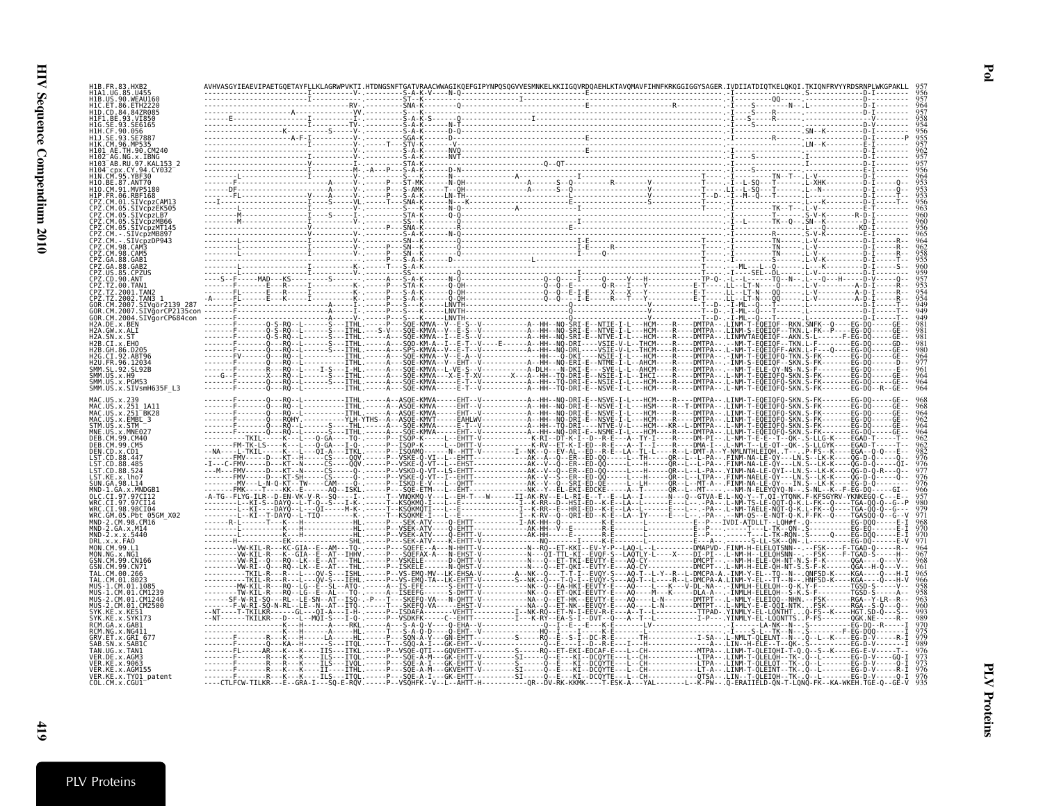```
H1B.FR.83.HXB2              AVHVASGYIEAEVIPAETGQETAYFLLKLAGRWPVKTI.HTDNGSNFTGATVRAACWWAGIKQEFGIPYNPQSQGVVESMNKELKKIIGQVRDQAEHLKTAVQMAVFIHNFKRKGGIGGYSAGER.IVDIIATDIQTKELQKQI.TKIQNFRVYYRDSRNPLWKGPAKLL  957
H1A1.UG.85.U455                  956
H1B.US.90.WEAU160                957
H1C.ET.86.ETH2220                964
H1D.CD.84.84ZR085                957
H1F1.BE.93.VI850                 958
H1G.SE.93.SE6165                 954
H1H.CF.90.056                    956
H1J.SE.93.SE7887                 955
H1K.CM.96.MP535                  957
H101_AE.TH.90.CM240              962
H102_AG.NG.x.IBNG                957
H103_AB.RU.97.KAL153_2           957
H104_cpx.CY.94.CY032             956
H1N.CM.95.YBF30                  964
H1O.BE.87.ANT70                  953
H1O.CM.91.MVP5180                953
H1P.FR.06.RBF168                 953
CPZ.CM.01.SIVcpzCAM13            956
CPZ.CM.05.SIVcpzEK505            963
CPZ.CM.05.SIVcpzLB7              960
CPZ.CM.05.SIVcpzMB66             960
CPZ.CM.05.SIVcpzMT145            956
CPZ.CM.-.SIVcpzMB897             965
CPZ.CM.-.SIVcpzDP943             964
CPZ.CM.98.CAM3                   962
CPZ.CM.98.CAM5                   958
CPZ.GA.88.GAB1                   955
CPZ.GA.88.GAB2                   960
CPZ.US.85.CPZUS                  959
CPZ.CD.90.ANT                    957
CPZ.TZ.00.TAN1                   953
CPZ.TZ.2001.TAN2                 954
CPZ.TZ.2002.TAN3_1               954
GOR.CM.2007.SIVgor2139_287       949
GOR.CM.2007.SIVgorCP2135con      949
GOR.CM.2004.SIVgorCP684con       949
H2A.DE.x.BEN                     981
H2A.GW.x.ALI                     981
H2A.SN.x.ST                      981
H2B.CI.x.EHO                     981
H2B.GH.86.D205                   980
H2G.CI.92.ABT96                  964
H2U.FR.96.12034                  977
SMM.SL.92.SL92B                  961
SMM.US.x.H9                      964
SMM.US.x.PGM53                   964
SMM.US.x.SIVsmH635F_L3           964

MAC.US.x.239                     968
MAC.US.x.251_1A11                968
MAC.US.x.251_BK28                964
MAC.US.x.EMBL_3                  962
STM.US.x.STM                     964
MNE.US.x.MNE027                  964
DEB.CM.99.CM40                   962
DEB.CM.99.CM5                    962
DEN.CD.x.CD1                     982
LST.CD.88.447                    976
LST.CD.88.485                    976
LST.CD.88.524                    977
LST.KE.x.lho7                    976
SUN.GA.98.L14                    976
MND-1.GA.x.MNDGB1                966
OLC.CI.97.97CI12                 957
WRC.CI.97.97CI14                 980
WRC.CI.98.98CI04                 979
WRC.GM.05.Pbt_05GM_X02           971
MND-2.CM.98.CM16                 968
MND-2.GA.x.M14                   970
MND-2.x.x.5440                   970
DRL.x.x.FAO                      971
MON.CM.99.L1                     964
MON.NG.x.NG1                     967
GSN.CM.99.CN166                  968
GSN.CM.99.CN71                   961
TAL.CM.00.266                    965
TAL.CM.01.8023                   966
MUS-1.CM.01.1085                 958
MUS-1.CM.01.CM1239               958
MUS-2.CM.01.CM1246               963
MUS-2.CM.01.CM2500               960
SYK.KE.x.KE51                    993
SYK.KE.x.SYK173                  989
RCM.GA.x.GAB1                    970
RCM.NG.x.NG411                   975
GRV.ET.x.GRI_677                 979
SAB.SN.x.SAB1C                   989
TAN.UG.x.TAN1                    976
VER.DE.x.AGM3                    973
VER.KE.x.9063                    973
VER.KE.x.AGM155                  976
VER.KE.x.TYO1_patent             976
COL.CM.x.CGU1                    935
```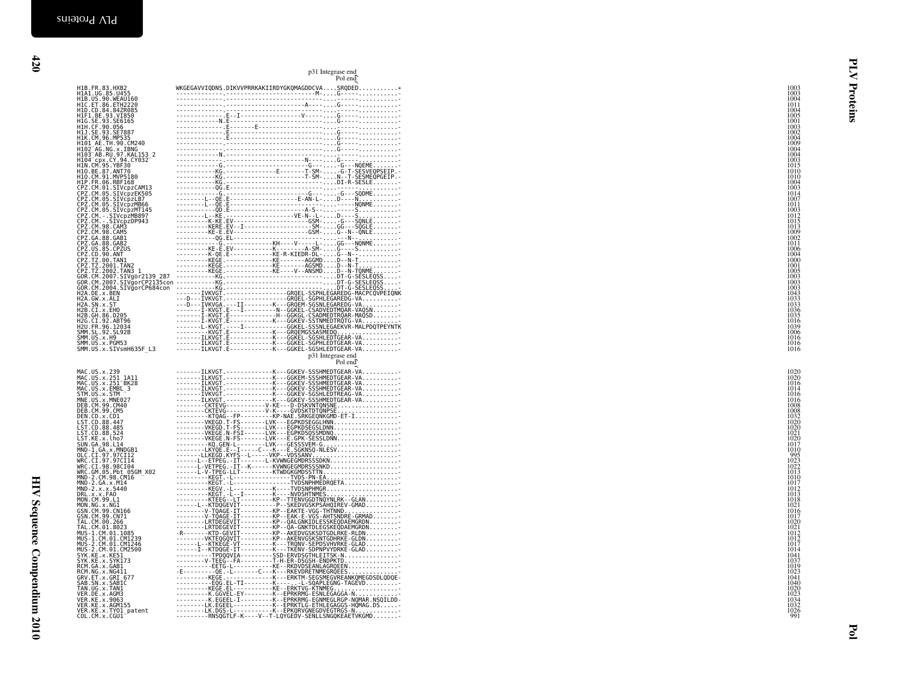p31 Integrase end
Pol end

```
H1B.FR.83.HXB2              WKGEGAVVIQDNS.DIKVVPRRKAKIIRDYGKQMAGDDCVA....SRQDED...........*      1003
H1A1.UG.85.U455             -------------.---------------------------M-....G-----...........-   1003
H1B.US.90.WEAU160           -------------.-----------------------------....G-----...........-   1004
H1C.ET.86.ETH2220           -------------.-------------------------A----....G-----...........-  1011
H1D.CD.84.84ZR085           -------------.-----------------------------....G-----...........-   1004
H1F1.BE.93.VI850            -------------.E--I-----------------V------....G-----...........-    1005
H1G.SE.93.SE6165            ------------N.E----------------------------....G-----...........-   1001
H1H.CF.90.056               -------------.E-------E--------------------....-----...........-    1003
H1J.SE.93.SE7887            -------------.E----------------------------....G-----...........-   1002
H1K.CM.96.MP535             -------------.E----------------------------....G-----...........-   1004
H101_AE.TH.90.CM240         -------------.-----------------------------....G-----...........-   1009
H102_AG.NG.x.IBNG           -------------.-----------------------------....G-----...........-   1004
H103_AB.RU.97.KAL153_2      ------------N.-----------------------------....G-----...........-   1004
H104_cpx.CY.94.CY032        -------------.---------------------------N---....G-----...........- 1003
H1N.CM.95.YBF30             -----------G.-----------------------G------...-G---NQEME........-   1015
H1O.BE.87.ANT70             ----------KG.--------------E-------T-SM-....-G-T-SESVEQPSEIP.-      1010
H1O.CM.91.MVP5180           ----------KG.-----------------------T-SM-....N--T-SESMEQPGEIP.-     1010
H1P.FR.06.RBF168            ----------KG.------------------------------....DI-R-SESLE........-  1004
CPZ.CM.01.SIVcpzCAM13       ----------QG.E-----------------------------....-----...........-    1003
CPZ.CM.05.SIVcpzEK505       ------------G.--------------------G------....-G---SQDME........-    1014
CPZ.CM.05.SIVcpzLB7         --------L--QE.E-------------------E-AN-L-....D----N...........-     1007
CPZ.CM.05.SIVcpzMB66        --------L--QE.E----------------------------....-----NQNME........-  1011
CPZ.CM.05.SIVcpzMT145       ----------QD.E------------------------A-S-....-----S...........-    1003
CPZ.CM.-.SIVcpzMB897        --------L--KE.-------------------VE-N--L-....D----S...........-     1012
CPZ.CM.-.SIVcpzDP943        ---------K-KE.EV----------------------GSM-....-G---SQNLE........-   1015
CPZ.CM.98.CAM3              ---------KERE.EV--I---------------------SM-....GG---SQGLE........-  1013
CPZ.CM.98.CAM5              ---------KE.E.EV----------------------GSM-....G--N--QNLE........-   1009
CPZ.GA.88.GAB1              -----------QG.EL-----------------------------....--N-...........-   1002
CPZ.GA.88.GAB2              -----------G.----------------KH----V------L-....GG---NQNME........- 1011
CPZ.US.85.CPZUS             ---------KE.E.EV-----------K---------A-SM-....G----S...........-    1006
CPZ.CD.90.ANT               ---------K-QE.E-----------KE-R-KIEDR-DL-....G--N--...........-      1004
CPZ.TZ.00.TAN1              ---------KEGE.------------KE--------AGGMD....D--N-T...........-     1000
CPZ.TZ.2001.TAN2            ---------KEGE.------------KE--------AGSMD....D--N-T...........-     1001
CPZ.TZ.2002.TAN3_1          ---------KEGE.------------KE-----V--ANSMD....D--N-TQNME........-    1005
GOR.CM.2007.SIVgor2139_287  ----------KG.-----------------------------....DT-G-SESLEQSS.......- 1003
GOR.CM.2007.SIVgorCP2135con ----------KG.-----------------------------....DT-G-SESLEQSS.....-   1003
GOR.CM.2004.SIVgorCP684con  ----------KG.-----------------------------....DT-G-SESLEQSS.....-   1003
H2A.DE.x.BEN                ---------IVKVGT.-----------------GRQEL-SSPHLEGAREDG-MACPCQVPEIQNK   1043
H2A.GW.x.ALI                ---D---IVKVGT.-----------------GRQEL-SGPHLEGAREDG-VA...........-    1033
H2A.SN.x.ST                 ---D---IVKVGA.---II---------K--GRQEM-SGSNLEGAREDG-VA...........-    1033
H2B.CI.x.EHO                -------I-KVGT.E---I----------N--GGKEL-CSADVEDTMQAR-VAQSN.......-    1036
H2B.GH.86.D205              -------I-KVGT.E--------------H--GGKGL-CSADMEDTRQAR-MAQSD.......-    1035
H2G.CI.92.ABT96             -------I-KVGT.E--------------K---GGKEV-SSTNMEDTRQTG-VA..........-   1016
H2U.FR.96.12034             -------L-KVGT.------I----------GGKEL-SSSNLEGAEKVR-MALPDQTPEYNTK     1039
SMM.SL.92.SL92B             ---------KVGT.E------------K---GRQEMGSSASMEDQ...................-   1006
SMM.US.x.H9                 -------ILKVGT.E------------K---GGKEL-SGSHLEDTGEAR-VA...........-    1016
SMM.US.x.PGM53              -------ILKVGT.E------------K---GGKEL-SGPHLEDTGEAR-VA...........-    1016
SMM.US.x.SIVsmH635F_L3      -------ILKVGT.E------------K---GGKEL-SGSHLEDTGEAR-VA...........-    1016
```

p31 Integrase end
Pol end

```
MAC.US.x.239                -------ILKVGT.-------------K---GGKEV-SSSHMEDTGEAR-VA...........-    1020
MAC.US.x.251_1A11           -------ILKVGT.-------------K---GGKEM-SSSHMEDTGEAR-VA...........-    1020
MAC.US.x.251_BK28           -------ILKVGT.-------------K---GGKEV-SSSHMEDTGEAR-VA...........-    1016
MAC.US.x.EMBL_3             -------ILKVGT.-------------K---GGKEV-SSSHMEDTGEAR-VA...........-    1014
STM.US.x.STM                -------IVKVGT.-------------K---GGKEV-SGSHLEDTREAG-VA...........-    1016
MNE.US.x.MNE027             -------ILKVGT.-------------K---GGKEV-SSSHMEDTGEAR-VA...........-    1016
DEB.CM.99.CM40              --------CKTEVG-----------V-KE---D-DSKVNTQNSNE...................-   1008
DEB.CM.99.CM5               --------CKTEVG-----------V-K----GVDSKTDTQNPSE...................-   1008
DEN.CD.x.CD1                ---------KTQAG--FP----------KP-NAE.SRKGEQNKGMD-ET-I.............-  1032
LST.CD.88.447               --------VKEGD.T-FS--------LVK---EGPKDSEGGLHNN...................-  1020
LST.CD.88.485               --------VKEGD.T-FS--------LVK---EGPKDSEGSLDNN...................-  1020
LST.CD.88.524               --------VKEGE.N-FSI-------LVK---EGPKDSQSSMDNQ...................-  1021
LST.KE.x.lho7               --------VKEGE.N-FS--------LVK---E.GPK-SESSLDNN..................-  1020
SUN.GA.98.L14               ---------KQ.GEN-L---------LVK---GESSSVEM-G......................-  1017
MND-1.GA.x.MNDGB1           --------LKYQE.E--I-----C---K---E.SGKNSQ-NLESV...................-  1010
OLC.CI.97.97CI12            -------LLKEGD.KYFS--L-----VKP--VDSSANV..........................-  995
WRC.CI.97.97CI14            ------L--ETPEG.-IT--------L-KVWNGEGMDRSSSDKN....................-  1023
WRC.CI.98.98CI04            ------L-VETPEG.-IT--K-------KVWNGEGMDRSSSNKD....................-  1022
WRC.GM.05.Pbt_05GM_X02      ------L-V-TPEG-LLT---------KTWDGKGMDSSTTN.......................-  1013
MND-2.CM.98.CM16            ---------KEGT.-L-------------------TVDS-PN-EA...................-  1010
MND-2.GA.x.M14              ---------KEGT.-L---------------TVDSNPHMEDRQETA..................-  1017
MND-2.x.x.5440              ---------KEGV.-L-----------K----TVDSNPHMGR......................-  1012
DRL.x.x.FAO                 ---------KEGT.-L--I---------K----NVDSHTNMES.....................-  1013
MON.CM.99.L1                ---------KTEEG--LT---------KP--TTENVGGDTNQYNLRK--GLAN...........-  1018
MON.NG.x.NG1                ------L--KTDQGEVIT---------P--SKEDVGSKPSAHQIREV-GMAD............-  1021
GSN.CM.99.CN166             --------V-TQAGE-IT---------KP--EAKTE-VGG-THTNND.................-  1016
GSN.CM.99.CN71              --------V-TQAGE-IT---------KP--EAK-E-VGS-AHTSNDRE-GRMAD.........-  1017
TAL.CM.00.266               --------LRTDEGEVIT---------KP--QALGNKIDLESSKEQDAEMGRDN..........-  1020
TAL.CM.01.8023              --------LRTDEGEVIT---------KP--QA-GNKTDLEGSKEQDAEMGRDN..........-  1021
MUS-1.CM.01.1085            -R-------KTD-GEVIT---------KP--AKEDVGSKSDTGDLRKE-RLDN...........-  1012
MUS-1.CM.01.CM1239          --------VKTEQGQVIT---------KP--AKENVGSKSNTGDHRKE-GLDN...........-  1012
MUS-2.CM.01.CM1246          ------L--KTKEGE-VT---------K---TRQNV-SEPDSVHVRKE-GLAD...........-  1017
MUS-2.CM.01.CM2500          ------I--KTDQGE-IT---------K---TKENV-SDPNPVYDRKE-GLAD...........-  1014
SYK.KE.x.KE51               ---------TPDQQVIA---------SSD-ERVDSGTHLEITSK-N..................-  1041
SYK.KE.x.SYK173             --------V-TEEG--FA---------T-H-ER-DSGSH-ENDPKTD.................-  1037
RCM.GA.x.GAB1               ----------EETG-L-----------KE--RKDVDSEANLAGRQEEN................-  1019
RCM.NG.x.NG411              -E---------QE.-L------C---K---RKEVDRETNMEGRQEES.................-  1023
GRV.ET.x.GRI_677            ----------KEGE.-----------K---ERKTM-SEGSMEGVREANKQMEGDSDLQDQE-      1041
SAB.SN.x.SAB1C              ----------EQG.EL-TI--------K----..-L-SQAPLEGNG-TAGEVD..........-    1040
TAN.UG.x.TAN1               ---------KEGE.EL-----------KE--ERKTVG-KTNMEG....................-   1020
VER.DE.x.AGM3               ---------K.GGVEL-EY--------K---EPRKRMG-ESNLEGAGGA-N.............-   1023
VER.KE.x.9063               ---------K.EGEEL-I---------K---EPRKRMG-EGNMEGLRGP-NQMAR.NSQILDD-   1034
VER.KE.x.AGM155             --------LK.EGEEL-----------K---EPRKTLG-ETHLEGAGGS-HQMAG.DS......-  1032
VER.KE.x.TYO1_patent        --------LK.DGS-L-----------K---EPKQRVGNEGDVEGTRGS-N.............-  1026
COL.CM.x.CGU1               ---------RNSQGTLF-K----V--T-LQYGEDV-SENLLSNGQKEAETVKGMD.........-  991
```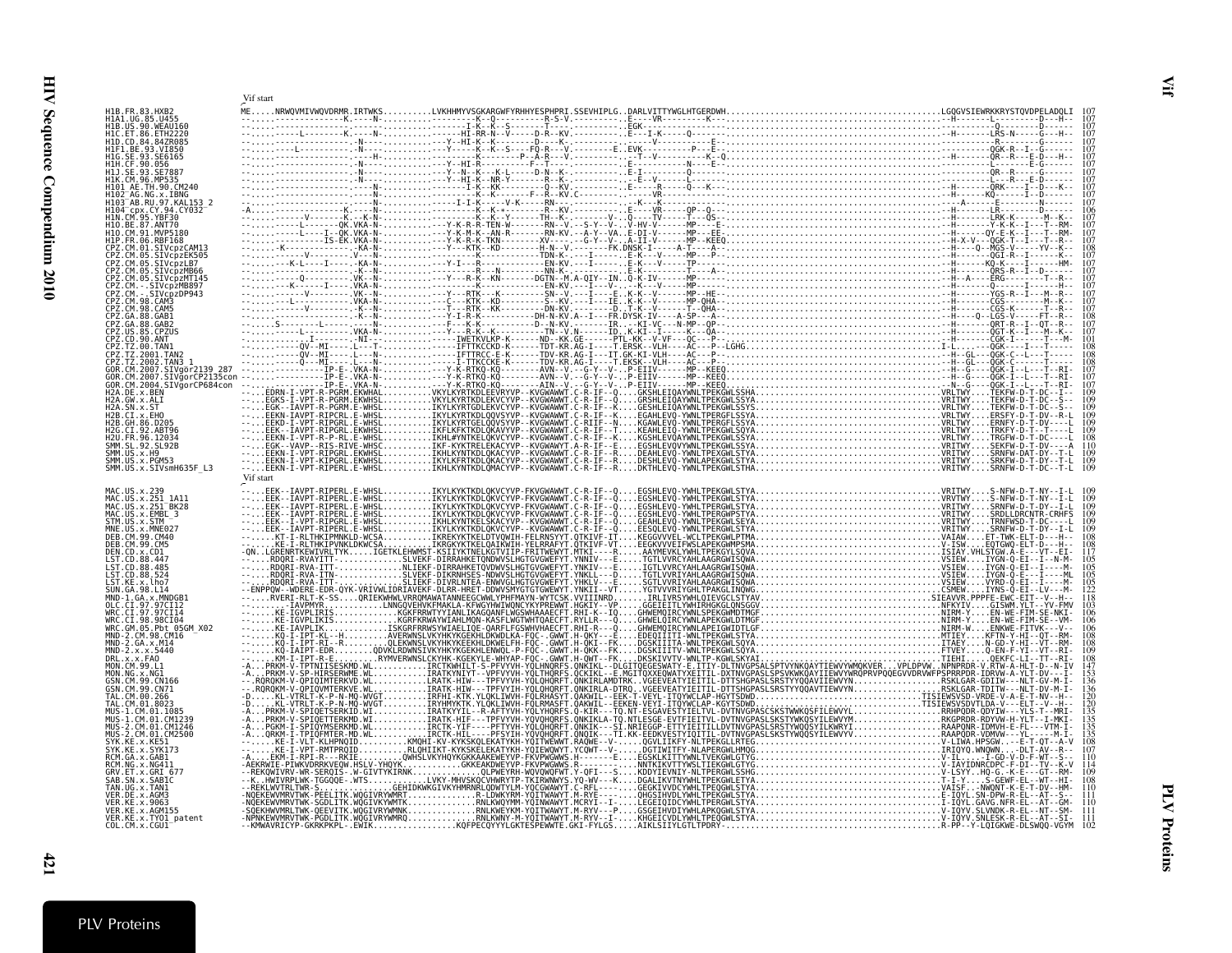# Vif

## PLV Proteins

```
Vif start

H1B.FR.83.HXB2          ME.....NRWQVMIVWQVDRMR.IRTWKS..........LVKHHMYVSGKARGWFYRHHYESPHPRI.SSEVHIPLG..DARLVITTYWGLHTGERDWH.............LGQGVSIEWRKKRYSTQVDPELADQLI  107
H1A1.UG.85.U455                                                                                                                                                     107
H1B.US.90.WEAU160                                                                                                                                                   107
H1C.ET.86.ETH2220                                                                                                                                                   107
H1D.CD.84.84ZR085                                                                                                                                                   107
H1F1.BE.93.VI850                                                                                                                                                    107
H1G.SE.93.SE6165                                                                                                                                                    107
H1H.CF.90.056                                                                                                                                                       107
H1J.SE.93.SE7887                                                                                                                                                    107
H1K.CM.96.MP535                                                                                                                                                     107
H101_AE.TH.90.CM240                                                                                                                                                 107
H102_AG.NG.x.IBNG                                                                                                                                                   107
H103_AB.RU.97.KAL153_2                                                                                                                                              107
H104_cpx.CY.94.CY032                                                                                                                                                106
H1N.CM.95.YBF30                                                                                                                                                     107
H1O.BE.87.ANT70                                                                                                                                                     107
H1O.CM.91.MVP5180                                                                                                                                                   107
H1P.FR.06.RBF168                                                                                                                                                    107
CPZ.CM.01.SIVcpzCAM13                                                                                                                                               108
CPZ.CM.05.SIVcpzEK505                                                                                                                                               107
CPZ.CM.05.SIVcpzLB7                                                                                                                                                 107
CPZ.CM.05.SIVcpzMB66                                                                                                                                                107
CPZ.CM.05.SIVcpzMT145                                                                                                                                               107
CPZ.CM.-.SIVcpzMB897                                                                                                                                                107
CPZ.CM.-.SIVcpzDP943                                                                                                                                                107
CPZ.CM.98.CAM3                                                                                                                                                      107
CPZ.CM.98.CAM5                                                                                                                                                      107
CPZ.GA.88.GAB1                                                                                                                                                      108
CPZ.GA.88.GAB2                                                                                                                                                      107
CPZ.US.85.CPZUS                                                                                                                                                     107
CPZ.CD.90.ANT                                                                                                                                                       101
CPZ.TZ.00.TAN1                                                                                                                                                      108
CPZ.TZ.2001.TAN2                                                                                                                                                    108
CPZ.TZ.2002.TAN3_1                                                                                                                                                  108
GOR.CM.2007.SIVgor2139_287                                                                                                                                          107
GOR.CM.2007.SIVgorCP2135con                                                                                                                                         107
GOR.CM.2004.SIVgorCP684con                                                                                                                                          107
H2A.DE.x.BEN                                                                                                                                                        109
H2A.GW.x.ALI                                                                                                                                                        109
H2A.SN.x.ST                                                                                                                                                         109
H2B.CI.x.EHO                                                                                                                                                        109
H2B.GH.86.D205                                                                                                                                                      109
H2G.CI.92.ABT96                                                                                                                                                     109
H2U.FR.96.12034                                                                                                                                                     108
SMM.SL.92.SL92B                                                                                                                                                     110
SMM.US.x.H9                                                                                                                                                         109
SMM.US.x.PGM53                                                                                                                                                      109
SMM.US.x.SIVsmH635F_L3                                                                                                                                              109

Vif start

MAC.US.x.239                                                                                                                                                        109
MAC.US.x.251_1A11                                                                                                                                                   109
MAC.US.x.251_BK28                                                                                                                                                   109
MAC.US.x.EMBL_3                                                                                                                                                     109
STM.US.x.STM                                                                                                                                                        109
MNE.US.x.MNE027                                                                                                                                                     109
DEB.CM.99.CM40                                                                                                                                                      108
DEB.CM.99.CM5                                                                                                                                                       108
DEN.CD.x.CD1                                                                                                                                                        117
LST.CD.88.447                                                                                                                                                       105
LST.CD.88.485                                                                                                                                                       105
LST.CD.88.524                                                                                                                                                       105
LST.KE.x.lho7                                                                                                                                                       105
SUN.GA.98.L14                                                                                                                                                       122
MND-1.GA.x.MNDGB1                                                                                                                                                   118
OLC.CI.97.97CI12                                                                                                                                                    103
WRC.CI.97.97CI14                                                                                                                                                    106
WRC.CI.98.98CI04                                                                                                                                                    106
WRC.GM.05.Pbt_05GM_X02                                                                                                                                              106
MND-2.CM.98.CM16                                                                                                                                                    108
MND-2.GA.x.M14                                                                                                                                                      108
MND-2.x.x.5440                                                                                                                                                      109
DRL.x.x.FAO                                                                                                                                                         108
MON.CM.99.L1                                                                                                                                                        147
MON.NG.x.NG1                                                                                                                                                        153
GSN.CM.99.CN166                                                                                                                                                     136
GSN.CM.99.CN71                                                                                                                                                      136
TAL.CM.00.266                                                                                                                                                       120
TAL.CM.01.8023                                                                                                                                                      120
MUS-1.CM.01.1085                                                                                                                                                    135
MUS-1.CM.01.CM1239                                                                                                                                                  135
MUS-2.CM.01.CM1246                                                                                                                                                  135
MUS-2.CM.01.CM2500                                                                                                                                                  135
SYK.KE.x.KE51                                                                                                                                                       108
SYK.KE.x.SYK173                                                                                                                                                     107
RCM.GA.x.GAB1                                                                                                                                                       110
RCM.NG.x.NG411                                                                                                                                                      114
GRV.ET.x.GRI_677                                                                                                                                                    109
SAB.SN.x.SAB1C                                                                                                                                                      110
TAN.UG.x.TAN1                                                                                                                                                       110
VER.DE.x.AGM3                                                                                                                                                       111
VER.KE.x.9063                                                                                                                                                       110
VER.KE.x.AGM155                                                                                                                                                     111
VER.KE.x.TYO1_patent                                                                                                                                                111
COL.CM.x.CGU1                                                                                                                                                       102
```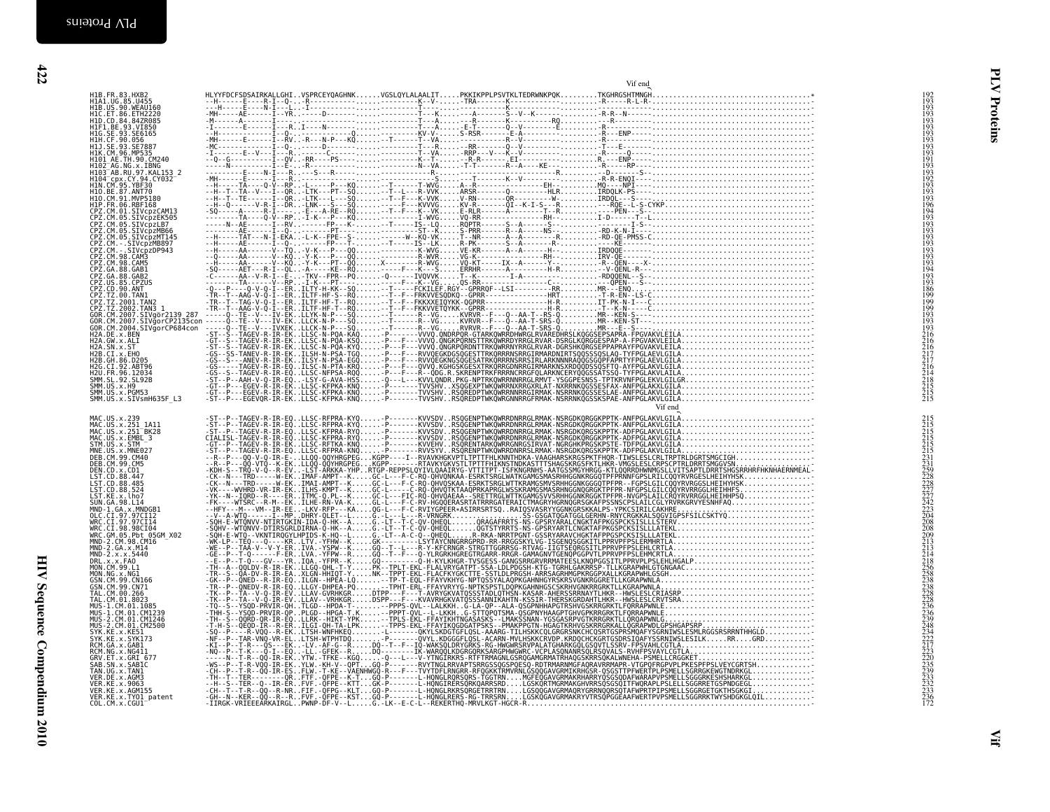```
                                                                                        Vif end
H1B.FR.83.HXB2             HLYYFDCFSDSAIRKALLGHI..VSPRCEYQAGHNK.....VGSLQYLALAALIT.....PKKIKPPLPSVTKLTEDRWNKPQK.........TKGHRGSHTMNGH.........*   192
H1A1.UG.85.U455                                                                                                                             193
H1B.US.90.WEAU160                                                                                                                           193
H1C.ET.86.ETH2220                                                                                                                           193
H1D.CD.84.84ZR085                                                                                                                           193
H1F1.BE.93.VI850                                                                                                                            193
H1G.SE.93.SE6165                                                                                                                            193
H1H.CF.90.056                                                                                                                               193
H1J.SE.93.SE7887                                                                                                                            193
H1K.CM.96.MP535                                                                                                                             193
H101_AE.TH.90.CM240                                                                                                                         191
H102_AG.NG.x.IBNG                                                                                                                           193
H103_AB.RU.97.KAL153_2                                                                                                                      193
H104_cpx.CY.94.CY032                                                                                                                        192
H1N.CM.95.YBF30                                                                                                                             193
H1O.BE.87.ANT70                                                                                                                             193
H1O.CM.91.MVP5180                                                                                                                           193
H1P.FR.06.RBF168                                                                                                                            196
CPZ.CM.01.SIVcpzCAM13                                                                                                                       194
CPZ.CM.05.SIVcpzEK505                                                                                                                       193
CPZ.CM.05.SIVcpzLB7                                                                                                                         193
CPZ.CM.05.SIVcpzMB66                                                                                                                        193
CPZ.CM.05.SIVcpzMT145                                                                                                                       193
CPZ.CM.-.SIVcpzMB897                                                                                                                        193
CPZ.CM.-.SIVcpzDP943                                                                                                                        193
CPZ.CM.98.CAM3                                                                                                                              193
CPZ.CM.98.CAM5                                                                                                                              193
CPZ.GA.88.GAB1                                                                                                                              194
CPZ.GA.88.GAB2                                                                                                                              193
CPZ.US.85.CPZUS                                                                                                                             193
CPZ.CD.90.ANT                                                                                                                               186
CPZ.TZ.00.TAN1                                                                                                                              199
CPZ.TZ.2001.TAN2                                                                                                                            199
CPZ.TZ.2002.TAN3_1                                                                                                                          199
GOR.CM.2007.SIVgor2139_287                                                                                                                  193
GOR.CM.2007.SIVgorCP2135con                                                                                                                 193
GOR.CM.2004.SIVgorCP684con                                                                                                                  193
H2A.DE.x.BEN                                                                                                                                216
H2A.GW.x.ALI                                                                                                                                216
H2A.SN.x.ST                                                                                                                                 216
H2B.CI.x.EHO                                                                                                                                217
H2B.GH.86.D205                                                                                                                              217
H2G.CI.92.ABT96                                                                                                                             216
H2U.FR.96.12034                                                                                                                             214
SMM.SL.92.SL92B                                                                                                                             218
SMM.US.x.H9                                                                                                                                 215
SMM.US.x.PGM53                                                                                                                              215
SMM.US.x.SIVsmH635F_L3                                                                                                                      215
                                                                                        Vif end
MAC.US.x.239                                                                                                                                215
MAC.US.x.251_1A11                                                                                                                           215
MAC.US.x.251_BK28                                                                                                                           215
MAC.US.x.EMBL_3                                                                                                                             215
STM.US.x.STM                                                                                                                                215
MNE.US.x.MNE027                                                                                                                             215
DEB.CM.99.CM40                                                                                                                              231
DEB.CM.99.CM5                                                                                                                               231
DEN.CD.x.CD1                                                                                                                                259
LST.CD.88.447                                                                                                                               228
LST.CD.88.485                                                                                                                               228
LST.CD.88.524                                                                                                                               227
LST.KE.x.lho7                                                                                                                               227
SUN.GA.98.L14                                                                                                                               242
MND-1.GA.x.MNDGB1                                                                                                                           223
OLC.CI.97.97CI12                                                                                                                            204
WRC.CI.97.97CI14                                                                                                                            208
WRC.CI.98.98CI04                                                                                                                            208
WRC.GM.05.Pbt_05GM_X02                                                                                                                      209
MND-2.CM.98.CM16                                                                                                                            213
MND-2.GA.x.M14                                                                                                                              213
MND-2.x.x.5440                                                                                                                              214
DRL.x.x.FAO                                                                                                                                 218
MON.CM.99.L1                                                                                                                                256
MON.NG.x.NG1                                                                                                                                258
GSN.CM.99.CN166                                                                                                                             238
GSN.CM.99.CN71                                                                                                                              238
TAL.CM.00.266                                                                                                                               228
TAL.CM.01.8023                                                                                                                              228
MUS-1.CM.01.1085                                                                                                                            236
MUS-1.CM.01.CM1239                                                                                                                          236
MUS-2.CM.01.CM1246                                                                                                                          239
MUS-2.CM.01.CM2500                                                                                                                          248
SYK.KE.x.KE51                                                                                                                               234
SYK.KE.x.SYK173                                                                                                                             222
RCM.GA.x.GAB1                                                                                                                               217
RCM.NG.x.NG411                                                                                                                              223
GRV.ET.x.GRI_677                                                                                                                            220
SAB.SN.x.SAB1C                                                                                                                              235
TAN.UG.x.TAN1                                                                                                                               239
VER.DE.x.AGM3                                                                                                                               233
VER.KE.x.9063                                                                                                                               232
VER.KE.x.AGM155                                                                                                                             233
VER.KE.x.TYO1_patent                                                                                                                        236
COL.CM.x.CGU1                                                                                                                               172
```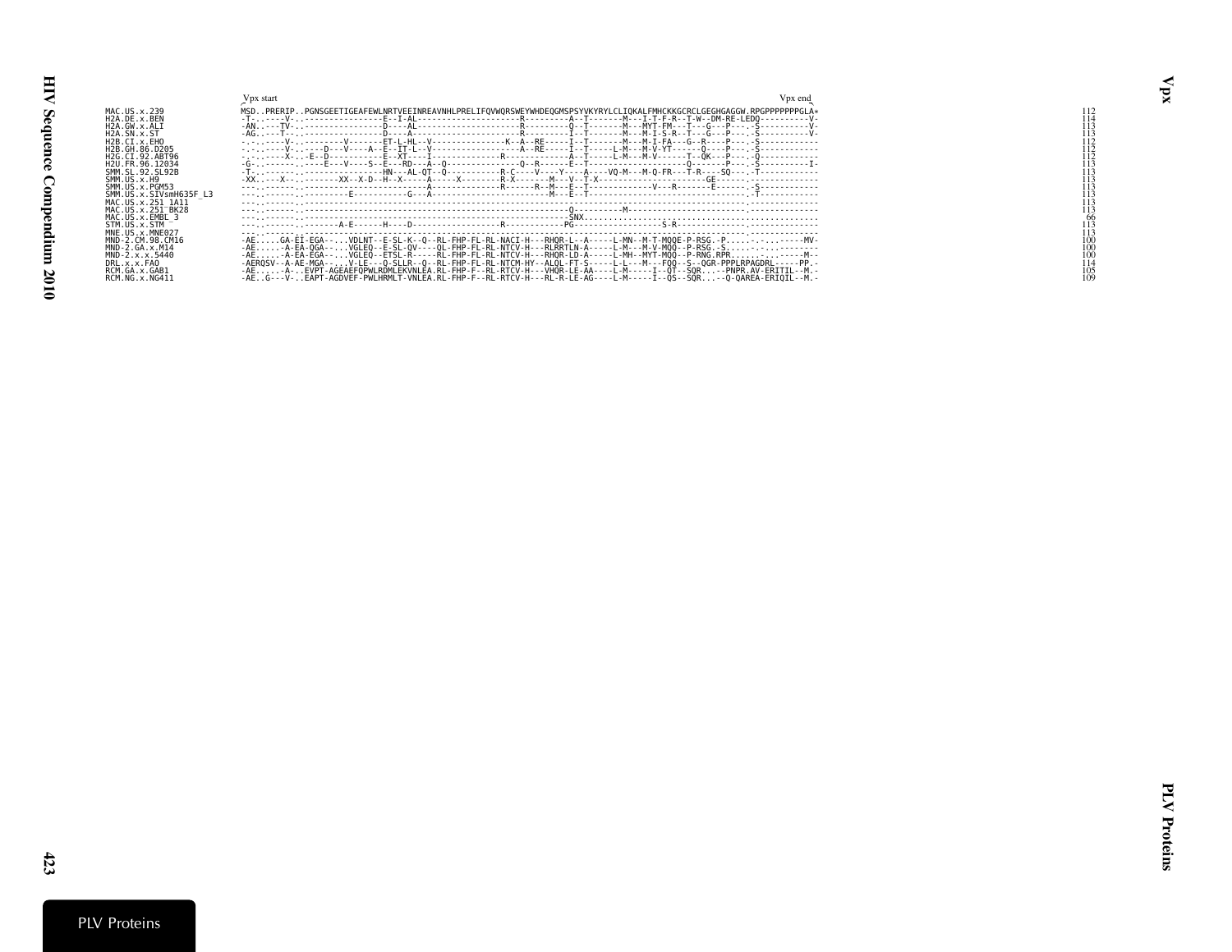```
                         Vpx start                                                                                                                                                      Vpx end
MAC.US.x.239             MSD..PRERIP..PGNSGEETIGEAFEWLNRTVEEINREAVNHLPRELIFQVWQRSWEYWHDEQGMSPSYVKYRYLCLIQKALFMHCKKGCRCLGEGHGAGGW.RPGPPPPPPPGLA*   112
H2A.DE.x.BEN             -T-.------V-..---------------E--I-AL--------------------R---------A--T-------M---I-T-F-R--T-W--DM-RE-LEDQ----------V-   114
H2A.GW.x.ALI             -AN.----TV-..---------------D----AL--------------------R---------Q--T-------M---MYT-FM---T---G---P----.S----------V-   113
H2A.SN.x.ST              -AG.----T-..---------------D----A---------------------R---------I--T-------M---M-I-S-R--T---G---P----.S----------V-   113
H2B.CI.x.EHO             -.-.-----V-..---------V-------ET-L-HL--V---------------K--A--RE-----I--T-------M---M-I-FA---G--R----P----.S-----------   112
H2B.GH.86.D205           -.-.-----V-..----D---V----A--E--IT-L--V-------------------A--RE-----I--T-----L-M---M-V-YT------Q----P----.S-----------   112
H2G.CI.92.ABT96          -.-.-----X-..-E--D-----------E--XT----I-------------R-------------A--T-----L-M---M-V------T--QK---P----.Q-----------   112
H2U.FR.96.12034          -G-.-------..----E---V----S--E---RD---A--Q----------------Q--R------E--T--------------------Q-------P----.S----------I-   113
SMM.SL.92.SL92B          -T-.-------..----------------HN---AL-QT--Q-----------R-C-----V-----Y-----A----VQ-M---M-Q-FR---T-R----SQ---.T-----------   113
SMM.US.x.H9              -XX.----X--..-------XX--X-D--H--X-----A-----X---------R-X-------M---V--T-X-----------------------GE-----.------------   113
SMM.US.x.PGM53           ---.-------..-----------------------------A-------------R------R--M---E--T------------V---R-------E-------.S-----------   113
SMM.US.x.SIVsmH635F_L3   ---.-------..--------E----------G---A-------------------------M---E--T-----------------------------------.T-----------   113
MAC.US.x.251_1A11        ---.-------..----------------------------------------------------------------------------------------------------------   113
MAC.US.x.251_BK28        ---.-------..------------------------------------------------Q---------M------------------------.-------------   113
MAC.US.x.EMBL_3          ---.-------..------------------------------------------------SNX.................................................   66
STM.US.x.STM             ---.-------..-------A-E------H----D-----------------R------------PG--------------------S-R--------------.--------------   113
MNE.US.x.MNE027          ---.-------..----------------------------------------------------------------------------------------------------------   113
MND-2.CM.98.CM16         -AE.....GA-EI-EGA-.....VDLNT--E-SL-K--Q--RL-FHP-FL-RL-NACI-H---RHQR-L--A-----L-MN--M-T-MQQE-P-RSG.-P......-..-.....-MV-   100
MND-2.GA.x.M14           -AE.....-A-EA-QGA-.....VGLEQ--E-SL-QV----QL-FHP-FL-RL-NTCV-H---RLRRTLN-A-----L-M---M-V-MQQ--P-RSG.-S.......-..-.........   100
MND-2.x.x.5440           -AE.....-A-EA-EGA-.....VGLEQ--ETSL-R-----RL-FHP-FL-RL-NTCV-H---RHQR-LD-A-----L-MH--MYT-MQQ--P-RNG.RPR......-..------M-   100
DRL.x.x.FAO              -AERQSV--A-AE-MGA-.....V-LE---Q-SLLR--Q--RL-FHP-FL-RL-NTCM-HY--ALQL-FT-S-----L-L---M---FQQ--S--QGR-PPPLRPAGDRL-----PP.-   114
RCM.GA.x.GAB1            -AE.....-A-..EVPT-AGEAEFQPWLRDMLEKVNLEA.RL-FHP-F--RL-RTCV-H---VHQR-LE-AA----L-M-----I--QT--SQR.....PNPR.AV-ERITIL--M.-   105
RCM.NG.x.NG411           -AE..G---V-..EAPT-AGDVEF-PWLHRMLT-VNLEA.RL-FHP-F--RL-RTCV-H---RL-R-LE-AG----L-M-----I--QS--SQR...--Q-QAREA-ERIQIL--M.-   109
```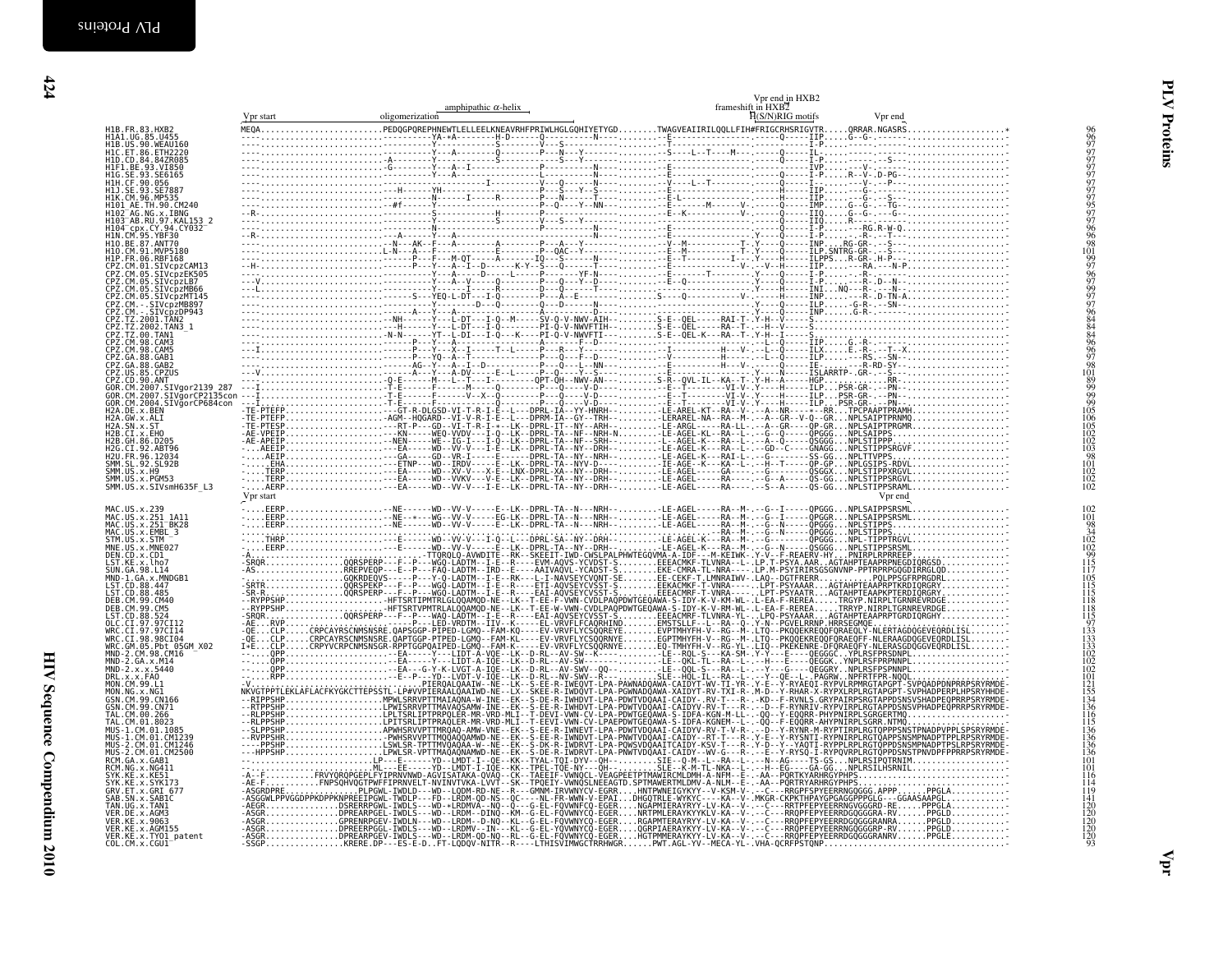# PLV Proteins

## Vpr

Annotations across the alignment: Vpr start; oligomerization; amphipathic α-helix; frameshift in HXB2; Vpr end in HXB2; H(S/N)RIG motifs; Vpr end

Only the HXB2 reference sequence is transcribed below. The aligned residues for the other sequences are not legible at this resolution and are omitted; their names and lengths are listed after the reference.

```
H1B.FR.83.HXB2  MEQA.........................PEDQGPQREPHNEWTLELLEELKNEAVRHFPRIWLHGLGQHIYETYGD........TWAGVEAIIRILQQLLFIH#FRIGCRHSRIGVTR.....QRRAR.NGASRS..................*   96
```

| Sequence | Length |
|---|---|
| H1B.FR.83.HXB2 | 96 |
| H1A1.UG.85.U455 | 96 |
| H1B.US.90.WEAU160 | 97 |
| H1C.ET.86.ETH2220 | 97 |
| H1D.CD.84.84ZR085 | 97 |
| H1F1.BE.93.VI850 | 97 |
| H1G.SE.93.SE6165 | 97 |
| H1H.CF.90.056 | 97 |
| H1J.SE.93.SE7887 | 97 |
| H1K.CM.96.MP535 | 97 |
| H101_AE.TH.90.CM240 | 95 |
| H102_AG.NG.x.IBNG | 97 |
| H103_AB.RU.97.KAL153_2 | 97 |
| H104_cpx.CY.94.CY032 | 96 |
| H1N.CM.95.YBF30 | 96 |
| H1O.BE.87.ANT70 | 98 |
| H1O.CM.91.MVP5180 | 101 |
| H1P.FR.06.RBF168 | 99 |
| CPZ.CM.01.SIVcpzCAM13 | 97 |
| CPZ.CM.05.SIVcpzEK505 | 96 |
| CPZ.CM.05.SIVcpzLB7 | 97 |
| CPZ.CM.05.SIVcpzMB66 | 99 |
| CPZ.CM.05.SIVcpzMT145 | 97 |
| CPZ.CM.-.SIVcpzMB897 | 97 |
| CPZ.CM.-.SIVcpzDP943 | 96 |
| CPZ.TZ.2001.TAN2 | 84 |
| CPZ.TZ.2002.TAN3_1 | 84 |
| CPZ.TZ.00.TAN1 | 84 |
| CPZ.CM.98.CAM3 | 96 |
| CPZ.CM.98.CAM5 | 96 |
| CPZ.GA.88.GAB1 | 97 |
| CPZ.GA.88.GAB2 | 98 |
| CPZ.US.85.CPZUS | 101 |
| CPZ.CD.90.ANT | 89 |
| GOR.CM.2007.SIVgor2139_287 | 99 |
| GOR.CM.2007.SIVgorCP2135con | 99 |
| GOR.CM.2004.SIVgorCP684con | 99 |
| H2A.DE.x.BEN | 105 |
| H2A.GW.x.ALI | 106 |
| H2A.SN.x.ST | 105 |
| H2B.CI.x.EHO | 102 |
| H2B.GH.86.D205 | 102 |
| H2G.CI.92.ABT96 | 103 |
| H2U.FR.96.12034 | 98 |
| SMM.SL.92.SL92B | 101 |
| SMM.US.x.H9 | 102 |
| SMM.US.x.PGM53 | 102 |
| SMM.US.x.SIVsmH635F_L3 | 102 |
| MAC.US.x.239 | 102 |
| MAC.US.x.251_1A11 | 101 |
| MAC.US.x.251_BK28 | 98 |
| MAC.US.x.EMBL_3 | 34 |
| STM.US.x.STM | 102 |
| MNE.US.x.MNE027 | 102 |
| DEN.CD.x.CD1 | 99 |
| LST.KE.x.lho7 | 115 |
| SUN.GA.98.L14 | 117 |
| MND-1.GA.x.MNDGB1 | 105 |
| LST.CD.88.447 | 115 |
| LST.CD.88.485 | 115 |
| DEB.CM.99.CM40 | 118 |
| DEB.CM.99.CM5 | 118 |
| LST.CD.88.524 | 115 |
| OLC.CI.97.97CI12 | 97 |
| WRC.CI.97.97CI14 | 133 |
| WRC.CI.98.98CI04 | 133 |
| WRC.GM.05.Pbt_05GM_X02 | 133 |
| MND-2.CM.98.CM16 | 102 |
| MND-2.GA.x.M14 | 102 |
| MND-2.x.x.5440 | 102 |
| DRL.x.x.FAO | 101 |
| MON.CM.99.L1 | 121 |
| MON.NG.x.NG1 | 155 |
| GSN.CM.99.CN166 | 134 |
| GSN.CM.99.CN71 | 136 |
| TAL.CM.00.266 | 116 |
| TAL.CM.01.8023 | 115 |
| MUS-1.CM.01.1085 | 136 |
| MUS-1.CM.01.CM1239 | 136 |
| MUS-2.CM.01.CM1246 | 136 |
| MUS-2.CM.01.CM2500 | 136 |
| RCM.GA.x.GAB1 | 101 |
| RCM.NG.x.NG411 | 101 |
| SYK.KE.x.KE51 | 116 |
| SYK.KE.x.SYK173 | 114 |
| GRV.ET.x.GRI_677 | 119 |
| SAB.SN.x.SAB1C | 141 |
| TAN.UG.x.TAN1 | 120 |
| VER.DE.x.AGM3 | 120 |
| VER.KE.x.9063 | 120 |
| VER.KE.x.AGM155 | 120 |
| VER.KE.x.TYO1_patent | 120 |
| COL.CM.x.CGU1 | 93 |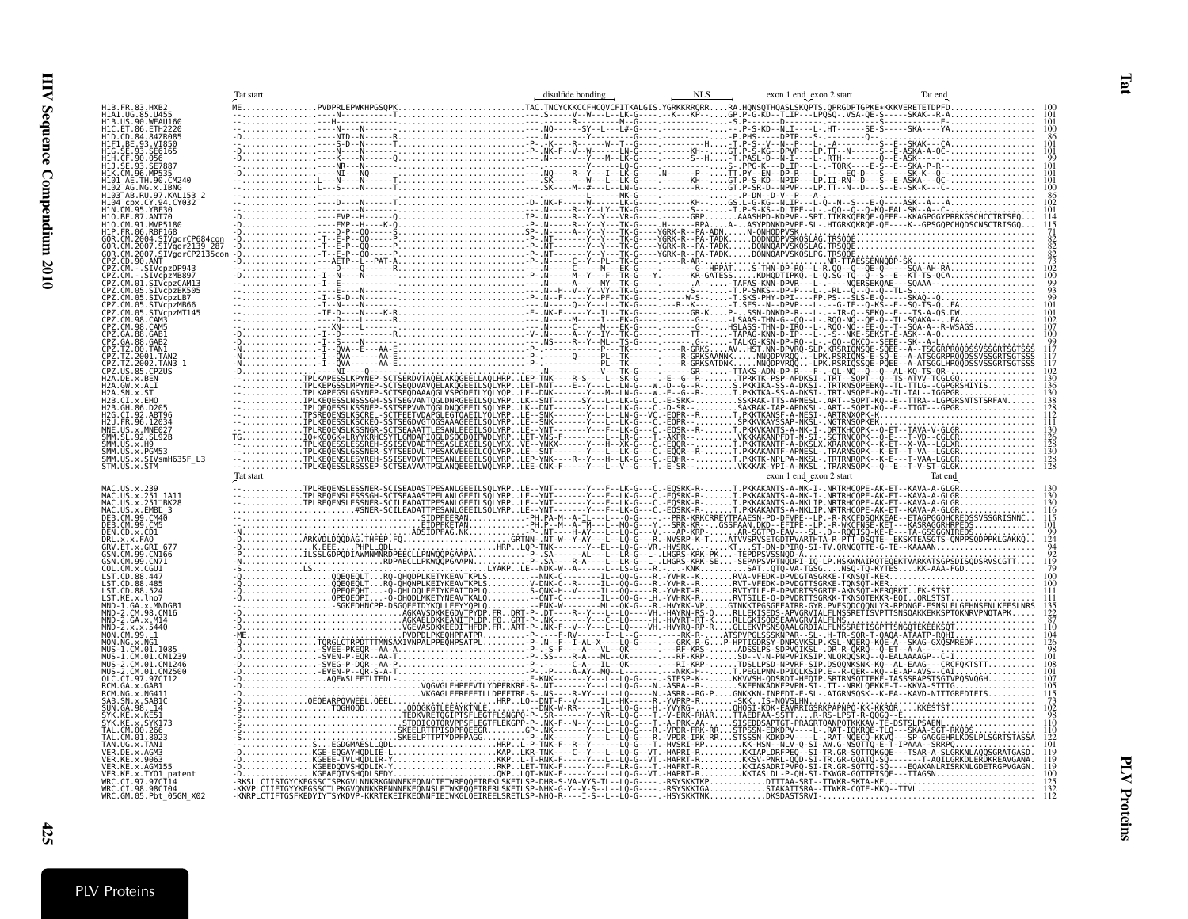```
                              Tat start                                          disulfide bonding        NLS          exon 1 end exon 2 start          Tat end
H1B.FR.83.HXB2               ME...............PVDPRLEPWKHPGSQPK..........................TAC.TNCYCKKCCFHCQVCFITKALGIS.YGRKKRRQRR....RA.HQNSQTHQASLSKQPTS.QPRGDPTGPKE+KKKVERETETDPFD.................  100
H1A1.US.85.U455              --.................-----N--------T..............................-.---S-----V--W----L--LK-G----.--K---KP-----GP.P-G-KD--TLIP---LPQSQ-.VSA-QE-S-----SKAK--R-A..............  101
H1B.US.90.WEAU160           --.................---H-----------................................-.-------------------R--------.M--G-----.---------------S.P-------D-----------------------S-----------E...............  101
H1C.ET.86.ETH2220            --.................----N----N----................................-.NQ------SY--L----L#-G----.-----------..---------.P-S-KD--NLI----L-.HT-------SE-S-----SKA----YA...........  100
H1D.CD.84.84ZR085            -D.................----NID--N------R..............................-.N---------Y------------G----.-----------..P.PHS------DPIP----S-.-------Q--.......................  86
H1F1.BE.93.VI850             --.................----S-D--N------T..............................-.P--K----R------W--T--G----.-----------H.....T.P-S--V--N--P---L--A------S--E--SKAK---CA..............  101
H1G.SE.93.SE6165             -D.................----N----N----------...........................-.P-.NK-F--V--W-----LN-G-----.-------KH----GT.P-S-KG--DPVP---LP.IT--N------S--E-ASKA-A-QC-...........  101
H1H.CF.90.056                -D.................----K----N------Q..............................-.N---------Y----M--LK-G----.---------S--H...T.PASL-D--N-I----L-.RTH-------Q--E-ASK-.........................  99
H1J.SE.93.SE7887             --.................----NR---N--------.............................-.-------------------LQ-G----.-----------..S..PPG-K---DLIP----L--TQRK------E-S--E--SKA-P-R-..................  101
H1K.CM.96.MP535              --.................----NI---NQ------..............................-.NQ----R--Y---I--LK-G-----.N------P------TT.PY--EN--DP-R----L-.----EQ-D---S-----SK-K--Q-.................  101
H101_AE.TH.90.CM240          -D.................L---N----N------T..............................-.SK--------W---L---LK-G----.--------KH-----GT.P-S-KD--NPIP----LP.II-RN--D---S--E-ASKA---QC-............  101
H102_AG.NG.x.IBNG            -D.................L---S----N------T..............................-.SK-----M--#----LT-LK-G----.--------KH-----GT.P-SR-D--NPVP----LP.IT--N--D---S--E--SK-K---C-............  100
H103_AB.RU.97.KAL153_2       --.................----N----N-----------...........................------------L-----MK-G----.-----------..---.P-DN--D-V--P---A-.------------------------...............  86
H104_cpx.CY.94.CY032         --.................----D----N------T..............................-D-.NK-F-----W-----LK-G----.--------KH-----GS.L-G-KG--NLIP---L-Q--N--S---E-Q-----ASK--A---C............  102
H1N.CM.95.YBF30              --.................----N----N------T..............................-.N-----R--Y--LY--TK-G----.--------S-------T.P-S-KS--DLIPE--L---QQ--Q--Q-KQ-EAL-SK--A--C.............  101
H1O.BE.87.ANT70              -D.................----EVP--H------Q..............................IP-.N-----R--Y---Y---VR-G----.-------GRP.......AAASHPD-KDPVP--SPT.ITKRKQERQE-QEEE--KKAGPGGYPRRKGSCHCCTRTSEQ...  114
H1O.CM.91.MVP5180            -D.................----EMP--H-----K-Q.............................-P-.N-----R--Y---Y---TK-G----.H------RPA....A-..ASYPDNKDPVPE-SL-.HTGRKQRQE-QE----K--GPSGQPCHQDSCNSCTRISGQ...  115
H1P.FR.06.RBF168             -D.................----D-P--QQ-----S..............................SP-.N-----A--Y--Y---TK-G----.YGRK-R--PA-ADN....N-QNHQDPVSK...................................  71
GOR.CM.2004.SIVgorCP684con   -D.................-T--E-P--QQ-----P..............................-P-.NT-------Y--Y---TK-G----.YGRK-R--PA-TADK.....DQDNQDPVSKQSLAG.TRSQQE............................  82
GOR.CM.2007.SIVgor2139_287   -D.................-T--E-P--QQ-----P..............................-P-.NT-------Y--Y---TK-G----.YGRK-R--PA-TADK.....DQNNQAPVSKQSLAG.TRSQQE............................  82
GOR.CM.2007.SIVgorCP2135con  -D.................-T--E-P--QQ-----P..............................-P-.NT-------Y--Y---TK-G----.YGRK-R--PA-TADK.....DQNNQAPVSKQSLPG.TRSQQE............................  82
CPZ.CD.90.ANT                -D.................---AETP--L--PAT-A..............................-P-.N-----C--Y--PL--TK-G----.-------R-AR-......................NR-TTAESSENNQDP-SK...........  73
CPZ.CM.-.SIVcpzDP943         --.................-----Q------R..................................-.N-----C-----M----EK-G----.-------G--HPPAT.....S-THN-DP-RQ--L-R.QQ--Q--QE-Q-----SQA-AH-RA............  102
CPZ.CM.-.SIVcpzMB897         -D.................-I--N----N-----................................-P-.N-----M--Y---F--TR-G----Y.-------KR-GATESS.....KDHQDTIPKQ.--L-Q.SG-TQ--Q--S--E--KT-TS-QCA........  100
CPZ.CM.01.SIVcpzCAM13        --.................-I--E-----------...............................-.N-----A----MY--TK-G----.-------A-------.TAFAS-KNN-DPVR---L-.----NQERSEKQAE---SQAAA--..............  99
CPZ.CM.05.SIVcpzEK505        --.................----E----N--....................................-.N--H--V--Y--VY--TK-G----.-------S------T.P-SNKS--DP-P----L-.-RL--Q--Q--Q--TL-S...............  93
CPZ.CM.05.SIVcpzLB7          --.................--S-D--N------..................................-.N----Y--Y--PF--TK-G----.--------W-S-----T.SKS-PHY-DPI----FP.PS---SLS-E-Q-----SKAQ--Q................  99
CPZ.CM.05.SIVcpzMB66         --.................-I--N---N------.................................-.N------Q--Y---L--TK-G----.--R--K------T.SES--N--DPVP---L-.---G-IE--Q-KS--E--SQ-TS-Q..FA..........  101
CPZ.CM.05.SIVcpzMT145        --.................-IE-D----N----K-R...............................-E-.NK-F-----Y--IL--TK-G----.-------GR-K.....P...SSN-DNKDP-R---L-.---IR-Q--SEKQ--E---TS-A-QS.DW.......  101
CPZ.CM.98.CAM3               --.................-T--N----N-----.................................-.N------M-----I--EK-G----.-------G------LSAAS-THN-G--QQ---L-.RQQ-NQ--QE-Q--TL-SQAKA---.FA.........  102
CPZ.CM.98.CAM5               --.................--XN----L-------................................-.N------C-----M---EK-G----.-------G------HSLASS-THN-D-IRQ--L-.RQQ-NQ--EE-Q--T--SQA-A--R-WSAGS........  107
CPZ.GA.88.GAB1               -D.................-I-D----------R.................................-V-.N-----A--IY--TK-G----.--------TT.....TAPAG-KNN-D-IP----L-.-S--NKE-SEKST-E-AK-A-Q.............  100
CPZ.GA.88.GAB2               -D.................-I-S----N-------................................-.NS---R--Y--ML--TS-G----.-------G-.......TALKG-KSN-DP-RQ--L-.QQ--QKCQ--SEEE--SK-A-L..............  99
CPZ.TZ.00.TAN1               -N.................-I--QVA--E---AA-E...............................-P---------------P----TK-------.---R-GRKS.....AV..HST.NN-DPVRQ-SLP.KRSRIQNSQE-SQEE--A--TSGGRPRQQDSSVSSGRTSGTSSS  117
CPZ.TZ.2001.TAN2             -N.................-I--QVA------AA-E...............................-P--------Q----PL--TK-----.---GRKSAANNK.....NNQDPVRQQ.--LPK.RSRIQNS-E-SQ-E--A-ATSGGRPRQQDSSVSSGRTSGTSSS  117
CPZ.TZ.2002.TAN3_1           -N.................-I--QVA------AA-E...............................-P--------M----P---TK-----.---GRKSATDNK.....NNQDPVRQQ.--LPK.RSRIQSSQE-PQEE--A-ATSGGLHRQQDSSVSSGRTSGTSSS  117
CPZ.US.85.CPZUS              -D.................----NI---Q------.................................-.N-----------V---TK-G----.-------GR-----TTAKS-ADN-DP-R---F-.-QL-NQ--Q--Q--AL-KQ-TS-QR-.............  102
H2A.DE.x.BEN                 --.............TPLKAPESSLKPYNEP-SCTSERDVTAQELAKQGEELLAQLHRP..LEP-TNK-----R-S-----L--SK-G----.-E--G--R-.......TPRKTK-PSP-APDKSI-.TRT--SQPT--Q--TS-ATVV-TCGLGQ..........  130
H2A.GW.x.ALI                 --.............TPLKEPGSSLMPYNEP-SCTSEQDVAAQELAKQGEELLSQLYRP..LET-NNT----E----Y---L--SK-G----.W.-D---R-.......S.PKKIKA-SS-A-DKSI-.TRTRNSQPEEKQ--TL-TTLG--CGPGRSHIYIS...........  136
H2A.SN.x.ST                  --.............TPLKAPEGSLGSYNEP-SCTSEQDAAAQGLVSPGDEILYQLYQP..LE--DNK-----Y---M--LN-G----.W.-E--G--R-.......T.PKKTKA-SS-A-DKSI-.TRT-NSQPE-KQ--TL-TAL--IGGPGR..........  130
H2B.CI.x.EHO                 --.............IPLKEQENSSLNSSSGH-SSTSEGVANTQGLDNGEELLSQLYRP..LK--SNT-----SY----L--LK-G----.C.-E-SRK-.........SSKRAK-TTS-APNESL-.ART--SQPT-KQ--E--TTRA--LGPGRSNTSTSRFAN.......  138
H2B.GH.86.D205               --.............IPLQEQESSLKSSNGR-SSTSEPVVNTQGLDNQGEELLSQLYRP..LE--DNT-----Y---L--LK-G----.C.-D-SRK-.........SAKRAK-TAP-APDKSL-.ART--SQPT-KQ--E--TTGT---GPGR............  128
H2G.CI.92.ABT96              --.............TPSREQENSLKSCKREL-SCTFEETVDAPGLEGTQAEILYQLYRP..LE--SNK-------Y---L--LN-G-VC.-EQPR--R-.......T.PKKTKANSF-A-NESI-.ARTRNXQPK-K............................  112
H2U.FR.96.12034              --.............IPLKEQESSLKSCKEQ-SSTSEGDVGTQGSAAGEEILSQLYRP..LE--SNK-------Y---L--LK-G----C.-EQPR-.........SPKKVKAYSSAP-NKSL-.NQTRNSQPKEK..............................  111
MNE.US.x.MNE027              --.............TPLREQENSLKSSNGR-SCTSEAAATTLESANLEEEILSQLYRP..LE--YNT-------Y---F--LK-G----C.-EQSR--R-.......T.PKKVKANTS-A-NK-I-.DRTKHCQPK--Q-ET--TAVA-V-GLGR...........  130
SMM.SL.92.SL92B              TG.............IQ+KGQGK+LRYYKRHCSYTLGMDAPIQGLDSQGDQIPWDLYRP..LET-YNS-F---------L--LR-G----T.-AKPR--........VKKKAKANPFDT-N-SI-.SGTRNCQPK--Q-E---T-VD--CGLGR...........  126
SMM.US.x.H9                  --.............TPLKEQESSLRSSNEH-SSISESVDADTPESALSEXEILSQLYRX..VE--YNKX-------Y---H--XK-G----C.-EQGR--R-.......T.PKKTKANTF-A-DKSLX.XRARNCQPK--K-ET--X-VA--LGLXR...........  128
SMM.US.x.PGM53               --.............TPLKEQESSLRSSNER-SYTSEEDVLTPESAKLEEEILSQLYRP..LE--SNT-------Y---F--LK-G----C.-EQGR--R-.......T.PKKAKANTF-APNESI-.TRARNSQPK--K-ET--T-VA--LGLGR...........  130
SMM.US.x.SIVsmH635F_L3       --.............TPLKEQENSLREYRH-SSISESVDVPTPESANLEEEILSQLYRP..LEP-YNK----R--Y---H--LK-G----C.-EQHR--.........T.PKKTK-NPLPA-NKSL-.TRTRNRQPK--K-E---T-VAA-LGLGR...........  128
STM.US.x.STM                 --.............TPLKEQESSLRSSNER-SSTSEAVAATPIPGANLEEEILWQLYRP..LEE-CNK-F----Y---L--V--G----T.-E-SR--......VKKKAK-YAP-A-NKKSL-.TRARNSQPK--Q--E--T-V-ST-GLGK...........  128
                              Tat start                                                                                   exon 1 end exon 2 start          Tat end
MAC.US.x.239                 --.............TPLREQENSLESSNER-SCISEADASTPESANLGEEILSQLYRP..LE--YNT-------Y---F--LK-G----C.-EQSRK-R-.......T.PKKAKANTS-A-NK-I-.NRTRHCQPE-AK-ET--KAVA-A-GLGR...........  130
MAC.US.x.251_1A11            --.............TPLREQENSLESSSGH-SCTSEAAASTPESANLGEEILSQLYRP..LE--YNT-------Y---F--LK-G----C.-EQSRK-R-.......T.PKKAKANTS-A-NK-I-.NRTRHCQPE-AK-ET--KAVA-A-GLGR...........  130
MAC.US.x.251_BK28            --.............TPLREQENSLESSNER-SCILEADATTPESANLGEEILSQLYRP..LE--YNT-------Y---F--LK-G----C.-EQSRK-R-.......T.PKKAKANTS-A-NKLIP.NRTRHCQPE-AK-ET--KAVA-A-GLGR...........  130
MAC.US.x.EMBL_3              --......................#SNER-SCILEADATTPESANLGEEILSQLYRP..LE--YNT-------Y---F--LK-G----C.-EQSRK-R-.......T.PKKAKANTS-A-NKLIP.NRTRHCQPE-AK-ET--KAVA-A-GLGR...........  116
DEB.CM.99.CM40               --.........................SIDPFEERAN...........PH.PA-M--A-IL----L--Q-G----.--PRR-KRKCRREYTPAAESN-PD-DFVPE--LP.-R-RKCFDSQKKEAE--ETAGPGGQHCREDSSVSSGRISNNC..  115
DEB.CM.99.CM5                --.........................EIDPFKETAN...........PH.P--M--A-TM----L--MQ-G----.Y.--SRR-KR-----GSSFAAN.DKD--EFIPE--LP.-R-WKCFNSE-KET---KASRAGGRHRPEDS.............  101
DEN.CD.x.CD1                 -N.....................ADSIDPFAG.NK.............P-.NT----H-AY-----L--LQ-G----.Y.----AP-KRP-.........AR-SGTPD-EAV---SL-.D--RQQISQ-KE-E---TA-GSSGGNIREDS.............  99
DRL.x.x.FAO                  -D...............ARKVDLDQQDAG.THFEP.FG..................GRTNN-.NT-W--Y-AY---L--LQ-G----R.-NVSRP-K-T....ATVVSRVSETGDTPVARTHTA-R-PTT-DSQTE--EKSKTEASGTS-QNPPSQDPPKLGAKKQ.  124
GRV.ET.x.GRI_677             -D...............K.EEE....PHPLLQDL.......................HRP..LQP-TNK-------Y---EL--LQ-G---VR..HVSRK......KT...ST-DN-DPIRQ-SI-TV.QRNGQTTE-G-TE--KAAAAN.................  94
GSN.CM.99.CN166              -P...............ILSSLGDPQDIAWMNMNRDPEECLLPNWQQPGAAPA...........-P.-SA------AL----L--LR-G---L.TEPDPSVSSNQD-A...................................................  97
GSN.CM.99.CN71               -N...............................RDPAECLLPKWQQPGAAPN...........-P.-SA----R-A----L--LR-G---L.LHGRS-KRK-SE....SEPAPSVPTNQDPI-IQ-LP.HSKWNAIRQTEQEKTVARKATSGPSDISQDSRVSCGTT..  119
COL.CM.x.CGU1                -S...............LS.........................................LYAKP..LE--NDK-W--A-----L--LS-G---R.----KNK........SAT..QTQ-VA-TGSG.....NSQ-TQ-KYTES.....KK-AAA-FGD.................  79
LST.CD.88.447                -Q...............QQEQEQLT...-RQ-QHQDPLKETYKEAVTKPLS...........NNK-C-------IL--QQ-G---R..YVHR--R........RVA-VFEDK-DPVDGTASGRKE-TKNSQT-KER..................................  100
LST.CD.88.485                -Q...............QQEQEQLT...-RQ-QHQNPLKETYKEAVTKPLS...........V-DNK-C--R----IL--QQ-G---R..YVHR--R........RVT-VFEDK-DPVDGTTSGRKE-TQNSQT-KER.................................  100
LST.CD.88.524                -Q...............QPEQEQHT...-Q-QHLDQLEETYKEAITDPLQ...........S-QNK-H--V-----IL--QQ-G---R..YVHRT-R........RVTYILE-E-DPVDRTSSGRTE-AKNSQT-KERQRKT..EK-STST.................  111
LST.KE.x.lho7                -Q...............QPEQEQPI...-Q-QHQDLMKETYNEAVTKALQ...........-QNT-C------IL--QQ-G---LH..YVHRK-R........RVTSILE-G-DPVDRTTSGRKE-TKNSQTEKKR-EQI..QRLSTST.................  111
MND-1.GA.x.MNDGB1            --...............-SGKEDHNCPP-DSGQEEIDYKQLLEEYYQPLQ...........-ENK-W------ML--QK-G---R.-HVYRK-VP.....GTNKKIPGSGEEAERR-GYR.PVFSQDCQQNLYR-RPDNGE-ESNSLELGEHNSENLKEESLNRS  135
MND-2.CM.98.CM16             -D...............................AGKAVSDKKEGDVTPYDP.FR..DRT-P.-DT----R--Y---L--LQ----VH.-HAYRN-RS-Q....RLLEKISEDS-APVGRVIALFLMSSRETISVPTTSNSQAKKEKKSPTQKNRVPNQTAPK.....  122
MND-2.GA.x.M14               -D...............................AGKAELDKKEANITPLDP.FQ..GRT-P.-NK----Y---L--LQ----H..HVYRT-RT-K....RLLGKISQDSEAAVGRVIALFLMS.........................................  87
MND-2.x.x.5440               -D...............................VGEVASDKKEEDITHFDP.FR..ART-P.-NK-F--V---L--LQ----VH.-HVYRQ-RP-R....GLLEKVPSNSQAALGRDIALFLMSSRETISGPTTSNGQTEKEEKSQT...................  110
MON.CM.99.L1                 -ME..............................PVDPDLPKEQHPPATPR...........P-.---F-RV------I---L--G----.----RK-R-....ATSPVPGLSSSKNPAR--SL-.H-TR-SQR-T-QAQA-ATAATP-RQHI................  104
MON.NG.x.NG1                 -Q...............TQRGLCTRPDTTTMNSAXIVNPALPPEQHPSATPL...........P-.N-F--I-AL-X---LQ-G----.--GRK-R-G...P-HPTIGDRSY-DNPGVKSLP.KSL-NQERQ-KQE-A--SKAG-GXQSMREDF..........  126
MUS-1.CM.01.1085             -D...............-SVEE-PKEQR--AA-T...........................-P-.-S-F----A---VL--QK-----.----RF-KRS.....ADSSLPS-SDPVQIKSL-.DR-R-QKRQ--Q-ET--A-A----,.................  98
MUS-1.CM.01.CM1239           -D...............-SVEN-P-EQR--AA-T...........................-P.-SS-----R-A---ML--QK-----.----RF-KRP.....SD--V-N-PNPVPIKSIP.NLQRQQSRQ--Q-EALAAAAGP--C-I.............  100
MUS-1.CM.01.CM1246           -D...............-SVEG-P-DQR--AA-P...........................-P-.-----C-A---IL--QK-----.----RI-KRP.....TDSLLPSD-NPVRF-SIP.DSQQNKSNK-KQ--AL-EAAG---CRCFQKTSTT..........  108
MUS-2.CM.01.CM2500           -D...............-EVEN-P--QR-S-A-T...........................-P-.-P----A-AY--MQ--L-------.----NRK-H-....T.PEGLPNN-DPIQLKSIP.L--E-QER--KQ--E-AP-AVS--CAI..............  101
OLC.CI.97.97CI12             -D...............AQEWSLEETLTEDL-.............................E-KNK-------Y---L--LQ-G----.-STESP-K-.....KKVVSH-QDSRDT-HFQIP.SRTRNSQTTEKE-TASSSRAPSTSGTVPQSVQGH........  107
RCM.GA.x.GAB1                -D...............................VQGVGLEHPEEVILYDPFRKRE-S-.NT------Y---L--LQ-G----N.-ASRA--R-.....SKEENKADKFPVPN-SI-.TT--NRKLQEKKE-T--KKVA-STTIG...................  105
RCM.NG.x.NG411               -D...............................VKGAGLEEREEEILLDPFFTRE-S-.NS----R-VY---L--LQ-G----N.-ASRR--RG-P....GNKKKN-INPFDT-E-SL-.AIGRNSQSK--K-EA--KAVD-NITTGREDIFIS.........  115
SAB.SN.x.SAB1C               -D...............QEQEARPQVWEEL.QEEL......................HRP..LQ--DNT-F--V-----IL--HK----R..YVPRP-R.......SKK..IS-NQVSLHN......................................  73
SUN.GA.98.L14                -S...............TQGHQQD..........QDQGKGTLEEAYKTNLE........-DNK-W-RR---------L--LQ-G----H..YVYRG-.......QHQSI-KDK-EAVRRIGSRKPAPNPQ-KK-KKRQR....KKESTST.....................  102
SYK.KE.x.KE51                -S...............................TEDKVRETQGIPTSFLEGTFLSNGPQ-P-.SR-------Y--YR--LQ-G----T.-V-ERK-RHAR....TTAEDFAA-SSTT....R-RS-LPST-R-QQGQ--E.........................  98
SYK.KE.x.SYK173              -S...............................STDQICQTQRVPPSFLEGTFLEKGPP-P-.NK-F--N--Y---L--LQ-G----T.-A-PRK-AA-....SISEDDSAPTGT-PRAGRTQANPQTKKKAV-TE-DSTSLPSAENL.....................  110
TAL.CM.00.266                -S...............................SKEELRTTPISDPFQEEGR........GP-.NK------Y---L--LQ-G----R.-VPDR-FRK-RR..STPSSN-EDKDPV----L-.RAT-IQKRQE-TLQ---SKAA-SGT-RKQDS..............  110
TAL.CM.01.8023               -S...............................SKEELPTTPTYDPFPAGG.........-P-.NK------Y---L--LQ-G----R.-VPDR-IRK-RR..STSSSN-KDKDPV----L-.RAT-NQECQ-KKVQ---SP-GAGGEHRLKDSLPLSGRTSTASSA  122
TAN.UG.x.TAN1                --...............S...EGDGMAESLLQDL.......................HRP..L-P-TNK-F--R--Y-----LQ-G----T.-HVSRI-RP.......KK-HSN--NLV-Q-SI-AW.G-NSQTTQ-E-T-IPAAA--SRRPQ...............  101
VER.DE.x.AGM3                -D...............KGE-EQGAYHQDLIE-L.......................KAP..LKR-TNK-----C--Y---L--LQ-G----VT.-HAPRT-R.......KKIAPLDRFPEQ--SI-TR.GR-SQTTQKGQE---TSAR-A-SLGRKNLAQQSGRATGASD.  119
VER.KE.x.9063                -D...............KGEEE-TVLHQDLIR-Y.......................KKP..L-T-RNK-F-----Y---L--LQ-G--VT.-HAPRT-R.......KKSV-PNRL-QQD-SI-TR.GR-GQATQ-SQ-------T-AQILGRKDLERDKREAVGANA.  119
VER.KE.x.AGM155              -D...............KGEEDQDVSHQDLIK-Y.......................RKP..LET-TNK-F-----Y---FF--LR-G---T.-HAFRT-R.......KKIASADRIPVPQ-SI-IR.GR-SQTTQ-SQ---EQAKANLRISRKNLGDETRGPVGAGN.  119
VER.KE.x.TYO1_patent         -D...............KGEAEQIVSHQDLSEDY.......................QKP..LQT-KNK-F-----Y---L--LQ-G----T.-HAPRT-R.......KKIASLDL-P-QH-SI-TKWGR-GQTTPTSQE---TTAGSN........................  100
WRC.CI.97.97CI14             -RKSLLCIISTGYCKEGSSCISPKGVLNNKRKGNNNFKEQNNCIETWREQQEIREKLSKETLSP-DHR-S-VA-VYS-TL--LQ-G----.-RSYSKKTKP..........DTTTAA-SRT--TTWKR-SKTA-KE.......................  125
WRC.CI.98.98CI04             -KKVPLCIIFTGYYKEGSSCTLPKGVQNNKKRENNNFKEQNNSLETWKEQQEIRERLSKETLSP-NHK-G-Y--V-S---L--LQ-G----.-RSYSKKIGA...........STAKATTSRA--TTWKR-CQTE-KKQ--TTVL.................  132
WRC.GM.05.Pbt_05GM_X02       -KNRPLCTIFTGSFKEDYIYTSYKDVP-KNRTEKNNFKEQNNFIEIWKGLQEIREELSRETLSP-NHQ-R---I-S---L--LQ-G----.-HSYSKKTNK...........DKSDASTSRVI-..........................................  112
```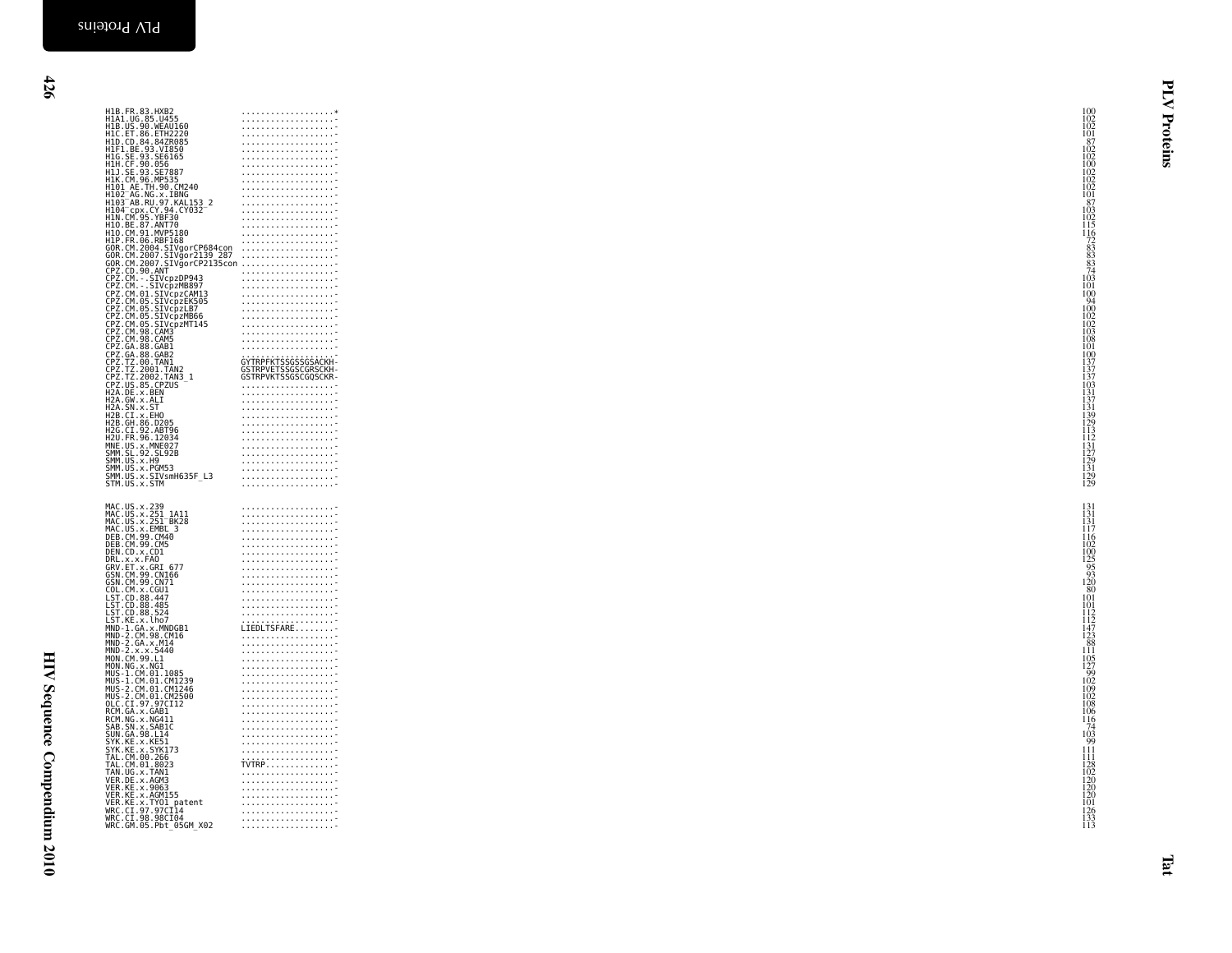```
H1B.FR.83.HXB2              ..................*    100
H1A1.UG.85.U455             ..................-    102
H1B.US.90.WEAU160           ..................-    102
H1C.ET.86.ETH2220           ..................-    101
H1D.CD.84.84ZR085           ..................-     87
H1F1.BE.93.VI850            ..................-    102
H1G.SE.93.SE6165            ..................-    102
H1H.CF.90.056               ..................-    100
H1J.SE.93.SE7887            ..................-    102
H1K.CM.96.MP535             ..................-    102
H101_AE.TH.90.CM240         ..................-    102
H102_AG.NG.x.IBNG           ..................-    101
H103_AB.RU.97.KAL153_2      ..................-     87
H104_cpx.CY.94.CY032        ..................-    103
H1N.CM.95.YBF30             ..................-    102
H1O.BE.87.ANT70             ..................-    115
H1O.CM.91.MVP5180           ..................-    116
H1P.FR.06.RBF168            ..................-     72
GOR.CM.2004.SIVgorCP684con  ..................-     83
GOR.CM.2007.SIVgor2139_287  ..................-     83
GOR.CM.2007.SIVgorCP2135con ..................-     83
CPZ.CD.90.ANT               ..................-     74
CPZ.CM.-.SIVcpzDP943        ..................-    103
CPZ.CM.-.SIVcpzMB897        ..................-    101
CPZ.CM.01.SIVcpzCAM13       ..................-    100
CPZ.CM.05.SIVcpzEK505       ..................-     94
CPZ.CM.05.SIVcpzLB7         ..................-    100
CPZ.CM.05.SIVcpzMB66        ..................-    102
CPZ.CM.05.SIVcpzMT145       ..................-    102
CPZ.CM.98.CAM3              ..................-    103
CPZ.CM.98.CAM5              ..................-    108
CPZ.GA.88.GAB1              ..................-    101
CPZ.GA.88.GAB2              ..................-    100
CPZ.TZ.00.TAN1              GYTRPFKTSSGSGSACKH-    137
CPZ.TZ.2001.TAN2            GSTRPVETSSGSCGRSCKH-   137
CPZ.TZ.2002.TAN3_1          GSTRPVKTSSGSCGQSCKR-   137
CPZ.US.85.CPZUS             ..................-    103
H2A.DE.x.BEN                ..................-    131
H2A.GW.x.ALI                ..................-    137
H2A.SN.x.ST                 ..................-    131
H2B.CI.x.EHO                ..................-    139
H2B.GH.86.D205              ..................-    129
H2G.CI.92.ABT96             ..................-    113
H2U.FR.96.12034             ..................-    112
MNE.US.x.MNE027             ..................-    131
SMM.SL.92.SL92B             ..................-    127
SMM.US.x.H9                 ..................-    129
SMM.US.x.PGM53              ..................-    131
SMM.US.x.SIVsmH635F_L3      ..................-    129
STM.US.x.STM                ..................-    129

MAC.US.x.239                ..................-    131
MAC.US.x.251_1A11           ..................-    131
MAC.US.x.251_BK28           ..................-    131
MAC.US.x.EMBL_3             ..................-    117
DEB.CM.99.CM40              ..................-    116
DEB.CM.99.CM5               ..................-    102
DEN.CD.x.CD1                ..................-    100
DRL.x.x.FAO                 ..................-    125
GRV.ET.x.GRI_677            ..................-     95
GSN.CM.99.CN166             ..................-     93
GSN.CM.99.CN71              ..................-    120
COL.CM.x.CGU1               ..................-     80
LST.CD.88.447               ..................-    101
LST.CD.88.485               ..................-    101
LST.CD.88.524               ..................-    112
LST.KE.x.lho7               ..................-    112
MND-1.GA.x.MNDGB1           LIEDLTSFARE........-   147
MND-2.CM.98.CM16            ..................-    123
MND-2.GA.x.M14              ..................-     88
MND-2.x.x.5440              ..................-    111
MON.CM.99.L1                ..................-    105
MON.NG.x.NG1                ..................-    127
MUS-1.CM.01.1085            ..................-     99
MUS-1.CM.01.CM1239          ..................-    102
MUS-2.CM.01.CM1246          ..................-    109
MUS-2.CM.01.CM2500          ..................-    102
OLC.CI.97.97CI12            ..................-    108
RCM.GA.x.GAB1               ..................-    106
RCM.NG.x.NG411              ..................-    116
SAB.SN.x.SAB1C              ..................-     74
SUN.GA.98.L14               ..................-    103
SYK.KE.x.KE51               ..................-     99
SYK.KE.x.SYK173             ..................-    111
TAL.CM.00.266               ..................-    111
TAL.CM.01.8023              TVTRP..............-   128
TAN.UG.x.TAN1               ..................-    102
VER.DE.x.AGM3               ..................-    120
VER.KE.x.9063               ..................-    120
VER.KE.x.AGM155             ..................-    120
VER.KE.x.TYO1_patent        ..................-    101
WRC.CI.97.97CI14            ..................-    126
WRC.CI.98.98CI04            ..................-    133
WRC.GM.05.Pbt_05GM_X02      ..................-    113
```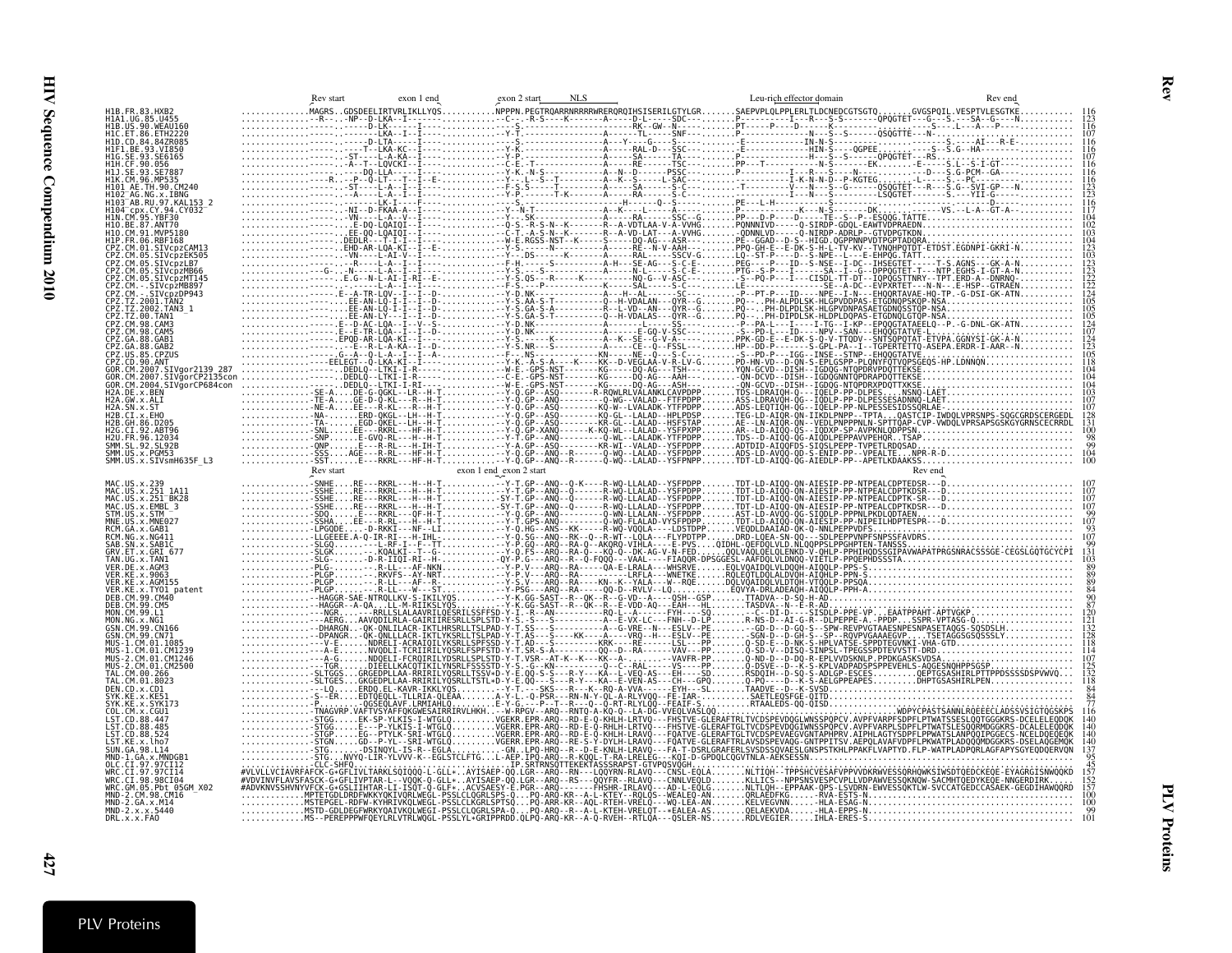```
                    Rev start        exon 1 end      exon 2 start       NLS                        Leu-rich effector domain                    Rev end
H1B.FR.83.HXB2                ..............MAGRS..GDSDEELIRTVRLIKLLYQS...........NPPPN.PEGTRQARRNRRRRWRERQRQIHSISERILGTYLGR.......SAEPVPLQLPPLERLTLDCNEDCGTSGTQ........GVGSPQIL.VESPTVLESGTKE........... 116
H1A1.UG.85.U455               ....................-R----NP--D-LKA--I--------............-C---.-R-S----K--------A-----D-L-----SDC------......P---------I----R---S-S-------QPQGTET---G--.S----SA--G----N......... 123
H1B.US.90.WEAU160            ......................--------D-LK---I--------............-S-.----------------------RK--GW--N------E-.......PT-------P----D-----K------------------------S---.L---A---P------......... 116
H1C.ET.86.ETH2220            ..........................----LKA---I--------............-Y-T.-----------------A------TL-----SNF------......P---------------------N---S--S------QSQGTTE---N-------------------......... 107
H1D.CD.84.84ZR085            ..........................----D-LTA---I--------............-------------------A-----Y----G----S------......-E-----------IN-N-S-------------------------------------S----AI---R-E-......... 116
H1F1.BE.93.VI850             ..........................-----T--LKA-KC--I--------............-Y-K-------------------A------RAL-D---SSC------......-E----------------HIN-S-----QGPEE.------S-S-G--HA-------......... 116
H1G.SE.93.SE6165             ..........................-----ST-----L-A-KA--I--------............-Y-P-------------------A------SA------TA------......P---------------------H---S--S------QPQGTET---RS.--------------......... 107
H1H.CF.90.056                ..........................-----A--T--LQVCKI--I--------............-C-E.-T-------------------A------RE-----TSC------......PP---T--------------N---S-----EK.......E----S.L--S-I-GT-----......... 116
H1J.SE.93.SE7887             ..........................-----------Y-AL-A--I--------............-Y-K.-N-S-----------------A----N---D-----PSSC------......P----------I----R---S----N.........--D----S-G-PCM--GA---......... 116
H1K.CM.96.MP535              ..................-R-----P--Q-LT----T--I--E-............-Y---.L--S--T-----------A---K--S------L-SAC------......------------I-K-N-N-D---P-KGTEG.......L-----S---PC-----------......... 116
H101_AE.TH.90.CM240          ..........................-----ST-----L-A--I--------............-F-S.S------T-----------A------SA------S-C------......-T--------------V----N---S-G------QSQGTET---R---S.G--SVI-GP---N......... 123
H102_AG.NG.x.IBNG            ..........................-----A-----L-A--I--------............-Y-C.-------------T-K-------A------RA-----S-C------......--------------I----N---S--------LSQGTET--------S--YII-G-------......... 123
H103_AB.RU.97.KAL153_2       ..........................-----------LK-I---F-----............-S.-------------------------H-----Q--S-----------......PE---L-H--------------S-----------------------------------------......... 116
H104_cpx.CY.94.CY032         ..........................-----NI--D-FKAA-A--I--------............-Y--N-T--------------A--K-----L----S-----------......P---------------K---N-S--------DK.................VS.--L-A--GT-A--......... 117
H1N.CM.95.YBF30              ..........................-----VN----L-A--V--I--------............-Y---SK----------------A------RA-----SSC--G----......PP---D-P-----D-----TE--S--P--ESQQG.TATTE......................... 104
H1O.BE.87.ANT70              ..........................-----E-DQ-LQAIQI--I--------............-Q-S.-R-S-N--K--------R--A-VDTLAA-V-A-VVHG.......PQNNNIVD-----Q-SIRDP-GDQL-EAWTVDPRAEDN.............................. 102
H1O.CM.91.MVP5180            ..........................-----EE-QQ-LQAIQI--I--------............-C-T.-A-S-N--K-------R--A-VD-LAT---A-VVHG.......-QDNNLVD-----Q-NIRDP-ADRLP--GTVDPGTKDN.............................. 103
H1P.FR.06.RBF168             ..........................-----DEDLR----T-I-I--------............-W-E.RGSS-NST--K-----S------DQ-AG---ASR------......PE--GGAD---D-S--HIGD.QGPPNNPVDTPGPTADQRA.......................... 104
CPZ.CM.01.SIVcpzCAM13        ..........................-----EHD-AR-LQA-KI--I--E-............-Y-S.------N-----------A------RE--N-V-AAH------......PPQ-GH-E--E-DK-S-H-L-TV-KV--TVNQHPQTDT-ETDST.EGDNPI-GKRI-N......... 123
CPZ.CM.05.SIVcpzEK505        ..........................-----VN----L-AI-V--I--------............-Y---DS------K--------A------RAL-----SSCV-G......LQ--ST-P----D--S-NPE--L----E-EHPQG.TATT.......................... 103
CPZ.CM.05.SIVcpzLB7          ..........................-----R----L-A---I--I--------............-F-H.-------S--------A-H---SE-AG---S--C-E......PEG----P---ID--S-NSE--I-DC--IHSEGTET----T-S.AGNS---GK-A-N......... 123
CPZ.CM.05.SIVcpzMB66         .....................-G---N-----L-A--I--I--------............-Y-S.---S-------------A------N-L------S-C-E......PTG--S-P---I------SA--I--G--DPPQGTET-T---NTP.EGHS-I-GT-A-N......... 123
CPZ.CM.05.SIVcpzMT145        ..........................-----E.G--N-L-AI-I-RI--E-............-Y-S.QS--R-----K--------NQ-G--V-ASC------......-S--PQ-P---I----CISDL-TT-DT--IQPQGSTTNRY--TPT.ERD-A--DNRNQ-......... 122
CPZ.CM.-.SIVcpzMB897         ..........................-----------L-A--I--I--------............-F-S.----P--------------K------SAL-----S-C------......LE---------------------SE--A-DC---EVPXRTET---N-N---E-HSP--GTRAEN......... 122
CPZ.CM.-.SIVcpzDP943         ..........................-----E.-A-TR-LQV--I--I--D-............-Y-D.NK-----------------A---H--AL-------SC------......-P--PT-P---ID----NPE--I-N---EHQQRTAVAE-HQ-TP.-G-DSI-GK-ATN......... 124
CPZ.TZ.2001.TAN2             ..........................-----EE-AN-LQ-I-I--I--D-............-Y-S.AA-S-T-----------Q--H-VDALAN---QYR--G......PQ--.PH-ALPDLSK-HLGPVDDPAS-ETGDNQPSKQP-NSA......................... 105
CPZ.TZ.2002.TAN3_1           ..........................-----EE-AN-LQ-I-I--I--D-............-Y-S.GA-S-T------------R--L-VD--AN---QYR--G......PQ--.PH-DLPDLSK-HLGPVDNPASAETGDNQSSTQP-NSA...................... 105
CPZ.TZ.00.TAN1               ..........................-----EE-AN-LY---I--I--D-............-Y-S.GA-S-T-----------Q--H-VDALAS---QYR--G......PQ--.PH-DIPDLSK-HLDPLDQPAS-ETGDNQLGTQP-NSA......................... 105
CPZ.CM.98.CAM3               ..........................-----E--D-AC-LQA--I--V--S-............-Y-D.NK-----------------A------L-----SS--------......-P--PA-L---I-----I-TG--I-KP--EPQQGTATAEELQ--P.-G-DNL-GK-ATN......... 124
CPZ.CM.98.CAM5               ..........................-----E--E-TR-LQA--I--I--D-............-Y-D.NK-----------------A------E-GQ-V-SSC------......-S--PD-L---ID-----NPV--SAN---EHQQGTATVE-L--------------------......... 107
CPZ.GA.88.GAB1               ..........................-----EPQD-AR-LQA-KI--I--------............-Y-S.------K-----------A--K--SE--G-V-A------......PPK-GD-E--E-DK-S-Q-TTQDV--SNTSQPQTAT-ETVPA.GGNYSI-GK-A-N......... 123
CPZ.GA.88.GAB2               ..........................------E--R-L-A-KA--I--A--------............-Y-S.NR--S-------------A------CE--Q--FSSL------......HP--DD-P-----------S-GPL-PA--I--TGPERTETTQ-ASPEA.ERDR-I-AAR--N......... 123
CPZ.US.85.CPZUS              ..........................----G--A--Q-LA--I--I--A-............-F---NS------------KN-----NE--Q---S-C------......-S--PD-P---IGG---INSE--STNP---EHQQGTATVE.......................... 105
CPZ.CD.90.ANT                ..........................---EELEGT--Q-LKA-KI--I--------............-Y-K.-A-S-A----K-----KK--D-VEGLAA-V-R-LV-G......PD-HN-VD--D-QN-S-EPLGSPP-PLQNYFQTVQPSGEQS-HP.LDNNQN.......... 118
GOR.CM.2007.SIVgor2139_287   ..........................-----DEDLQ--LTKI-I-R--------............-W-E.-GPS-NST---------KG------DQ-AG---TSH------......YQN-GCVD--DISH--IGDQG-NTQPDRVPDQTTEKSE........................ 104
GOR.CM.2007.SIVgorCP2135con  ..........................-----DEDLQ--LTKI-I-R--------............-W-E.-GPS-NST----------KG-----DQ-AG---AAH------......-QN-DCVD--DISH--IGDQGNNTQPDRAPDQTTEKSE....................... 104
GOR.CM.2004.SIVgorCP684con   ..........................-----DEDLQ--LTKI-I-RI-------............-W-E.-GPS-NST----------KG-----DQ-AG---ASH------......-QN-GCVD-DISH--IGDQG-NTQPDRXPDQTTXKSE........................ 104
H2A.DE.x.BEN                 ..................-SE-A----DE-G-QKKL--LR--H-T.............-Y-Q.GP--ASQ--------R-RQWLRLVALANKLCAYPDPP.......TDS-LDRAIQH-Q---IQELP-PP-DLPES....NSNQ-LAET..................... 103
H2A.GW.x.ALI                 ..................-TE-A----E-D-Q-KG--LR--H-T.............-Y-Q.GP--ANQ-----------Q-WG--VALAD--FTFPDPP.......ASS-LDRAVQH-QG--IQDLP-PP-DLPESSEADNNQ-LAET..................... 107
H2A.SN.x.ST                  ..................-NE-A----EE--R-KL---R--H-T.............-Y-Q.GP--ASQ---------KQ-W--LVALADK-YTFPDPP.......ADS-LEQTIQH-QG--IQELP-PP-NLPESSESIDSSQRLAE...................... 107
H2B.CI.x.EHO                 ..................-NA-----.....ERD-QKGL---LH--H-T.............-Y-Q.GP--ASQ---------KQ-GL--LALAD--HPLPDSP.......TEG-LD-AIQR-QN-IIKDLPNPP--TPTA...QASTCIP-IWDQLVPRSNPS-SQGCGRDSCERGEDL 128
H2B.GH.86.D205               ..................-TA-----.....EGD-QKE--LR--H-T.............-Y-Q.GP--ASQ---------KQ-GK--LALAD--HSFSTAP.......AE---LN-AIQR-QN-VEDLPNPPPNLP-SPTTQAP-CVP-VWDQLVPRSAPSGSKGYGRNSCECRRDL 131
H2G.CI.92.ABT96              ..................-SNL-----....EE--RKRL---HF-H-T.............-Y-Q.GP-XANQ---------K-KQ-WL--LALAD--YSFPXPP.......AR--LD-AIQQ-QS--IQDXP-SP-AVPKNLQDPPSN.................... 100
H2U.FR.96.12034              ..................-SNP-----....E-GVQ-RL---H---H-T.............-Y-T.GP--ANQ--------Q-WL--LALADK-YTFPDPP.......TDS--LD-AIQQ-QG-AIQDLPEPPAVPEHQR..TSAP...................... 98
SMM.SL.92.SL92B              ..................-QNP-----....E----R-RL---H-IH-T.............-Y-Q.GP--ASQ----------KR-WI--VALAD--YSFPDPP.......ADTDID-AIQQFDS-SIQSLPEPP--TPVPTLRDQSAD....................... 99
SMM.US.x.PGM53               ..................-SSS-----....AGE---R-RL---HF-H-T.............-Y-Q.GP--ARQ---------R-----Q-WQ--LLALAD--YSFPDPP.......ADS-LD-AVQQ-QD-S-ENIP-PP--VPEALTE....NPR-R-D.................... 99
SMM.US.x.SIVsmH635F_L3       ..................-SST-----....EE---RKRL---HF-H-T.............-Y-Q.GP--ANQ---------R-----Q-WQ--LLALAD--YSFPNPP.......TDT-LD-AIQQ-QG-AIEDLP-PP--APETLKDAAKSS..................... 100
                    Rev start                     exon 1 end  exon 2 start                                                     Rev end
MAC.US.x.239                 ..................-SNHE.....RE---RKRL---H--H-T.............-Y-T.GP--ANQ--Q-K-----R-WQ-LLALAD--YSFPDPP.......TDT-LD-AIQQ-QN-AIESIP-PP-NTPEALCDPTEDSR---D............................. 107
MAC.US.x.251_1A11            ..................-SSHE.....RE---RKRL---H--H-T.............-Y-T.GP--ANQ--Q------R-WQ-LLALAD--YSFPDPP.......TDT-LD-AIQQ-QN-AIESIP-PP-NTPEALCDPTKDSR---D............................. 107
MAC.US.x.251_BK28            ..................-SSHE.....RE---RKRL---H--H-T.............-SY-T.GP--ANQ--Q------R-WQ-LLALAD--YSFPDPP.......TDT-LD-AIQQ-QN-AIESIP-PP-NTPEALCDPTK-SR---D............................. 107
MAC.US.x.EMBL_3              ..................-SSHE.....RE---RKRL---H--H-T.............-SY-T.GP--ANQ--Q------R-WQ-LLALAD--YSFPDPP.......TDT-LD-AIQQ-QN-AIESIP-PP-NTPEALCDPTKDSR---D............................. 107
STM.US.x.STM                 ..................-SDQ.......E----RKRL---QF-H-T.............-Y-Q.GP--ANQ--E------Q-WN-LLALAN--YSFPDPP.......AST-LD-AVQQ-QG-SIQDLP-PPNLPKDLQDTAEN........................... 99
MNE.US.x.MNE027              ..................-SSHA.....EE---R-RL---H--H-T.............-Y-T.GPS-ANQ--------Q-WQ-FLALAD-VYSFPDPP.......TDT-LD-AIQQ-QN-AIESIP-PP-NIPEILHDPTESPR---D............................ 107
RCM.GA.x.GAB1                ..................-LPGQDE.....-D-RKKI---NF--LI.............-Y-Q.HG--ANS--KK-----R-WQ-VQQLA---LDSTDPP.......VEQDLDAAIAD-QK-Q-NNLPEPPVDFS................................. 93
RCM.NG.x.NG411               ..................-LLGEEEE.A-Q-IR-RI---H-IHL.............-Y-Q.SG--ANQ--RK--Q--R-WT--LQLA---FLYPDTPP.......DRD-LQEA-SN-QQ---SDLPEPPVNPFSNPSSFAVDRS.......................... 107
SAB.SN.x.SAB1C               ..................-SLGQ.....---L-RF-I--F--TT.............-Y-P.GQ--ARQ--RA-Q--AKQRQ-VIHLA----E-PVS.....QIDHL-QEFDQLVLD.NLQQPPSLPPGHPTEN-TANSSS................ 99
GRV.ET.x.GRI_677             ..................-SLGK.....---KQALKI--T--G.............-Y-Q.FS--ARQ--RA-Q---KQ-Q--DK-AG-V-N-FED.....QQLVAQLQELQLENKD-V-QHLP-PPHIHQDSSGIPAVWAPATPRGSNRACSSSGE-CEGSLGQTGCYCPI 131
TAN.UG.x.TAN1                ..................-SLG-.....---D-R-IIQI-RI--H-.............QY-P.G--ARQ--R--Q-FQQQ---VAAL----FIAQQR-DPSGGESL-AAFDQLVLDNQQ-VIETLP-PPQEPHDSSSTA............... 103
VER.DE.x.AGM3                ..................-PLG-.....---R-LL---AF-NKN.............-Y-P.V---ARQ--RA-----QA-E-LRALA---WHSRVE.......EQLVQAIDQLVLDQQH-AIQLP-PP-S................................. 89
VER.KE.x.9063                ..................-PLGP.....---RKVFS---AY-NRT.............-F-P.V---ARQ--RA-------LRFLA---WNETKE.......RQLEQTLDQLALDVQH-AIQHLP-PPN-S................................ 89
VER.KE.x.AGM155              ..................-PLGP.....---R-LL---AF--R-.............-Y-S.V---ARQ--RA----KN--K--YALA---W--RQE.......DQLVQAIDQLVLDTQH-VTQQLP-PPSQA.............................. 89
VER.KE.x.TYO1_patent         ..................-PLGP.....---R-LL---W---ST.............-Y-PSG--ARQ--RA-----QQ-D--RVLV--LQ.......EQVYA-DRLADEAQH-AIQQLP-PPH-A.................................. 84
DEB.CM.99.CM40               ..................--HAGGR-SAE-NTRQLLKV-S-IKILYQS.........-Y-K.GG-SAST--R--QK--G-VD--A----QSH--GSP.......TTADVA--D-SQ-H-AD.............................................. 90
DEB.CM.99.CM5                ..................--HAGGR--A-QA...LL-M-RIIKSLYQS.........-Y-K.GG-SAST--R--QK--R--E-VDD-AQ---EAH--HL.......TASDVA--N-E-R-AD............................................ 87
MON.CM.99.L1                 ..................--NGR........---RRLLSLALAAVRILQESRILSSFFSD-Y-I.-R--AN-----------RQ-L--A-----FYH---SQ.......--C--DI-D---SISDLP-PPE-VP...EAATPPAHT-APTVGKP.................... 120
MON.NG.x.NG1                 ..................--AERG........AAVQDILRLA-GAIRIIRESRLLSPLSTD-Y-S.-S---S----------A--E-VX-LC---FNH--D-LP.......R-NS-D--AI-G-R--DLPEPPE-A..PPDP...SSPR-VPTASG-Q.......... 111
GSN.CM.99.CN166              ..................--DHARGN.....-QK-QNLILACR-IKTLHRSRLLTSLPAD-Y-T.SS---S-----------A--G-VRE--N---ESLV--PE.......--GD-D--D-GQ-S--SPW-REVPVGTAAESNPESNPASETAQGS-SQSDSLH............... 132
GSN.CM.99.CN71               ..................--DPANGR.....-QK-QNLLLACR-IKTLYKSRLLTSLPAD-Y-T.AS---S-----KK----A---VRQ--H---ESLV--PE.......-SGN-D--D-GH-S--SP--RQVPVGAAAEGVP....TSETAGGSGSQSSSLY.............. 128
MUS-1.CM.01.1085             ..................--V-E........NDRELI-ACRAIQILYKSRLLSPFSSD-Y-T.AD---S-----------KRK----RE------LSL---PP.......-Q-SD-E--D-NK-S-HPLVATSE-SPPDTEGVNKI-VHA-GTD.................... 118
MUS-1.CM.01.CM1239           ..................--A-E........NVQDLI-TCRIIRILYQSRLFSPFSTD-Y-T.SR---S-----------QQ--D--RA-------VAV---PP.......-Q-SD-V--DISQ-SINPSL-TPEGSSPDTEVVSTT-DRD................... 114
MUS-2.CM.01.CM1246           ..................--A-G........NDQELI-FCRDIRILYDSRLLSPLSTD-Y-T.VSR--AT-K--K----KK--A-----------VAVFR-PP.......Q-ND-D--D-DQ-R-EPLVVDSKNLP.PPDKGASKSVDSA...................... 107
MUS-2.CM.01.CM2500           ..................--TGR........DIEELI-KACQTIKILYNSRLFSSSSTD-Y-S.-G--KN-----------Q--C--RAL------SV---PP.......Q-DSVE--D--K-S-KPLVADPKDSPSPPEVEHLS-AQGESNQHPPSGSP................ 125
TAL.CM.00.266                ..................-SLTGGS.....GRGEDPLLAA-RRIRILYQSRLLTSSV+D-Y-E.QQ-S-S---R-Y---KA--L-VEQ-AS---EH-----SD.......RSDQIH--D-SQ-S-ADLGP-ESCES.....QEPTGSASHIRLPTTPPDSSSSDSPVWVQ.. 132
TAL.CM.01.8023               ..................-SLTGES.....GKGEDPLLAA-RRIRILYQSRLLTSTL+D-Y-E.QQ--S---R-Y---KA--E-VEN-AS---CH---GPQ.......Q-PQ-----D--K-S-AELGPPEAPES.......DHPTGSASHIRLPEN............ 118
DEN.CD.x.CD1                 ..................--LQ.........ERDQ.EL-KAVR-IKKLYQS.........-Y-T.---SKS---R---K--RQ-A-VVA------EYH---SL.......TAADVE--D--K-SVSD............................................... 84
SYK.KE.x.KE51                ..................-S--ER.......EDTQEQLL-TLLRIA-QLEAA.........A-Y-L.-Q-PSR---R-N-Y-QL--A-RLYVQQ--FE-IAR-.......SAETLEQSFGE-QITD............................................... 84
SYK.KE.x.SYK173              ..................-P...........QGSEQLAVF.LRMIAHLQ..........E-Y-G.---P--T--R---Q--Q-RT-RLYLQQ--FEAIF-S.......RTAALEDS-QQ-QISD............................................... 77
COL.CM.x.CGU1                ..................-TNAGVRP.VAFTVSYAFFQKGWESAIRRIRVLHKH...-W-RPGV--ARQ--RNTQ-A-KQ-Q--LA-DG-VVEQLVASLQQ.....................................WDPYCPASTSANNLRQEEECLADSSVSIGTQGSKPS 116
LST.CD.88.447                ..................-STGG.......EK-SP-YLKIS-I-WTGLQ........VGEKR.EPR-ARQ--RD-E-Q-KHLH-LRTVQ---FHSTVE-GLERAFTRLTVCDSPEVDQGLWNSSPQPCV.AVPFVARPFSDPFLPTWATSSESLQQTGGGKRS-DCELELEQDQK 140
LST.CD.88.485                ..................-STGG.......E---P-YLKIS-I-WTGLQ........VGERR.EPR-ARQ--RD-E-Q-RHLH-LRTVQ---FHSTVE-GLERAFTGLTVCDSPEVDQGIWNSSPQPCV.AVPFVARPLSDPFLPTWATSSEQQRMDGGKRS-DCALELEQDQK 140
LST.CD.88.524                ..................-STGP.......EG--PTYLK-SRI-WTGLQ........VGERR.EPR-ARQ--RD-E-Q-KHLH-LRAVQ---FQATVE-GLERAFTGLTVCDSPEVAEGVGNTAPHPRV.AIPHLAGTYSDPFLPPWATSLANPQQIPGGECS-NCELDQEQEQK 140
LST.KE.x.lho7                ..................-STGN.......GD--P-YL--SRI-WTGLQ........VGERR.EPR-ARQ--RE-S-Y-DYLH-LRAVQ---FQATVE-GLERAFTRLAVSDSPEVAQG-GNTPPITSV.AEPQLAVAFVDPFLPKWATPLADQQQMDGGKRS-DSELAQGEMQK 140
SUN.GA.98.L14                ..................-STG.........DSINQYL-IS-R--EGLA..........GN.LPQ-HRQ--R--D-E-KNLH-LRAVQ---FA-T-DSRLGRAFERLSVSDSSQVAESLGNSPSTKHLPPAKFLVAPTYD.FLP-WATPLADPQRLAGFAPYSGYEQDQERVQN 137
MND-1.GA.x.MNDGB1            ..................-STG.........NVYQ-LIR-YLVVK-K--EGLSTCLFTG...L-AEP.IPQ-ARQ--R-KQQL-T-RA-LRELEG---KQI-D-GPDQLCQGVTNLA-AEKSESSN.................................... 95
OLC.CI.97.97CI12             ..................-CLC-SHFQ....................................IP.SRTRNSQTTEKEKTASSSRAPST-GTVPQSVQGH.......................................................... 45
WRC.CI.97.97CI14             #VLVLLVCIAVRFAFCK-G+GFLIVLTARKLSQIQQQ-L-GLL+.AYISAEP-QQ.LGR--ARQ--RN---LQQYRN-RLAVQ---CNSL-EQLA.......NLTIQH--TPPSHCVESAFVPPVVDKRWVESSQRHQWKSIWSDTQEDCKEQE-EYAGRGISNWQQKD 157
WRC.CI.98.98CI04             #VDVINVFLAVSFASCK-G+GFLIVPTAR-L--VQQK-Q-GLL+.AYISAEP-QQ.LGR--ARQ--RS---QQYFR--RLAVQ---CNNLVEQLD.......KLLICS--NPPSNSVESPCVPLLVDPAWVESSQKNQW-SACMHTQEDYKEQE-NNGERDIRK...... 152
WRC.GM.05.Pbt_05GM_X02       #ADVKNVSSHVNYVFCK-G+GSLIIHTAR-LI-ISQT-Q-GLF+.ACVSAESY-E.PGR--ARQ-------FHSHR-IRLAVQ---AD-L-EQLG.......NLTIQH--EPPAAK-QPS-LSVDRN-EWVESSQKTLW-SVCCATGEDCCASAEK-GEGDIHAWQQRD 157
MND-2.CM.98.CM16             ...........MPTETGDLDRDFWKKYQKIVQRLWEGL-PSSLCLQGRLSPS-Q...PQ-ARQ-KR--A-L-KTEY--RQLQS--WEALEQ-AN.......QRLAEDFKG......-RVA-ESTS-N................................ 100
MND-2.GA.x.M14               ...........MSTEPGEL-RDFW-KYHRIVKQLWEGL-PSSLCLKGRLSPTSQ...PQ-ARR-KR--AQL-RTEH-VRELQ---WQ-LEA-AN.......KELVEGVNN......-HLA-ESAG-N................................ 100
MND-2.x.x.5440               ...........MSTD-GDLDEGFWRKYQAIVKQLWEGI-PSSLCLQGRLSPA-Q...PQ-ARQ--R--A-L-KTEH-VRELQT--*EALEA-AS.......QELAEKVDA......-HLA-EPPS-N................................ 99
DRL.x.x.FAO                  ...........MS--PEREPPPWFQEYLRLVTRLWQGL-PSSLYL+GRIPPRDD.QLPQ-ARQ-KR--A-Q-RVEH--RTLQA---QSLER-NS.......RDLVEGIER......IHLA-ERES-S................................ 101
```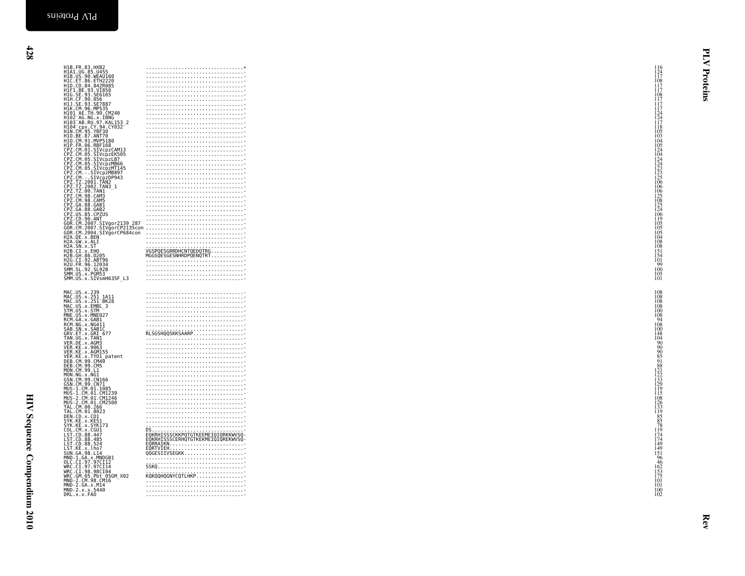```
H1B.FR.83.HXB2                 ................................*   116
H1A1.UG.85.U455                ................................-   124
H1B.US.90.WEAU160              ................................-   117
H1C.ET.86.ETH2220              ................................-   108
H1D.CD.84.84ZR085              ................................-   117
H1F1.BE.93.VI850               ................................-   117
H1G.SE.93.SE6165               ................................-   108
H1H.CF.90.056                  ................................-   117
H1J.SE.93.SE7887               ................................-   117
H1K.CM.96.MP535                ................................-   117
H101_AE.TH.90.CM240            ................................-   124
H102_AG.NG.x.IBNG              ................................-   124
H103_AB.RU.97.KAL153_2         ................................-   117
H104_cpx.CY.94.CY032           ................................-   118
H1N.CM.95.YBF30                ................................-   105
H1O.BE.87.ANT70                ................................-   103
H1O.CM.91.MVP5180              ................................-   104
H1P.FR.06.RBF168               ................................-   105
CPZ.CM.01.SIVcpzCAM13          ................................-   124
CPZ.CM.05.SIVcpzEK505          ................................-   104
CPZ.CM.05.SIVcpzLB7            ................................-   124
CPZ.CM.05.SIVcpzMB66           ................................-   124
CPZ.CM.05.SIVcpzMT145          ................................-   123
CPZ.CM.-.SIVcpzMB897           ................................-   123
CPZ.CM.-.SIVcpzDP943           ................................-   125
CPZ.TZ.2001.TAN2               ................................-   106
CPZ.TZ.2002.TAN3_1             ................................-   106
CPZ.TZ.00.TAN1                 ................................-   106
CPZ.CM.98.CAM3                 ................................-   125
CPZ.CM.98.CAM5                 ................................-   108
CPZ.GA.88.GAB1                 ................................-   125
CPZ.GA.88.GAB2                 ................................-   124
CPZ.US.85.CPZUS                ................................-   106
CPZ.CD.90.ANT                  ................................-   119
GOR.CM.2007.SIVgor2139_287     ................................-   105
GOR.CM.2007.SIVgorCP2135con    ................................-   105
GOR.CM.2004.SIVgorCP684con     ................................-   105
H2A.DE.x.BEN                   ................................-   104
H2A.GW.x.ALI                   ................................-   108
H2A.SN.x.ST                    ................................-   108
H2B.CI.x.EHO                   VGSPQESGRRDHCNTQEDQTRG..........-   151
H2B.GH.86.D205                 MGGSQESGESNHRDPQENQTRT..........-   154
H2G.CI.92.ABT96                ................................-   101
H2U.FR.96.12034                ................................-    99
SMM.SL.92.SL92B                ................................-   100
SMM.US.x.PGM53                 ................................-   105
SMM.US.x.SIVsmH635F_L3         ................................-   101

MAC.US.x.239                   ................................-   108
MAC.US.x.251_1A11              ................................-   108
MAC.US.x.251_BK28              ................................-   108
MAC.US.x.EMBL_3                ................................-   108
STM.US.x.STM                   ................................-   100
MNE.US.x.MNE027                ................................-   108
RCM.GA.x.GAB1                  ................................-    94
RCM.NG.x.NG411                 ................................-   108
SAB.SN.x.SAB1C                 ................................-   100
GRV.ET.x.GRI_677               RLSGSHQQSKKSAARP................-   148
TAN.UG.x.TAN1                  ................................-   104
VER.DE.x.AGM3                  ................................-    90
VER.KE.x.9063                  ................................-    90
VER.KE.x.AGM155                ................................-    90
VER.KE.x.TYO1_patent           ................................-    85
DEB.CM.99.CM40                 ................................-    91
DEB.CM.99.CM5                  ................................-    88
MON.CM.99.L1                   ................................-   121
MON.NG.x.NG1                   ................................-   122
GSN.CM.99.CN166                ................................-   133
GSN.CM.99.CN71                 ................................-   129
MUS-1.CM.01.1085               ................................-   119
MUS-1.CM.01.CM1239             ................................-   115
MUS-2.CM.01.CM1246             ................................-   108
MUS-2.CM.01.CM2500             ................................-   126
TAL.CM.00.266                  ................................-   133
TAL.CM.01.8023                 ................................-   119
DEN.CD.x.CD1                   ................................-    85
SYK.KE.x.KE51                  ................................-    85
SYK.KE.x.SYK173                ................................-    78
COL.CM.x.CGU1                  DS..............................-   119
LST.CD.88.447                  EQKRHISSSCKKPQTGTKEEMEIQIQRKKWVSQ-   174
LST.CD.88.485                  EQKRHISSSCERHQTGTKEKMEIQIQREKWVSQ-   174
LST.CD.88.524                  EQRRAIKN........................-   149
LST.KE.x.lho7                  EQRTVIEH........................-   149
SUN.GA.98.L14                  QQGESIIVSEGKK...................-   151
MND-1.GA.x.MNDGB1              ................................-    96
OLC.CI.97.97CI12               ................................-    46
WRC.CI.97.97CI14               SSKQ............................-   162
WRC.CI.98.98CI04               ................................-   153
WRC.GM.05.Pbt_05GM_X02         KQKQQHQGNYCQTLHKP...............-   175
MND-2.CM.98.CM16               ................................-   101
MND-2.GA.x.M14                 ................................-   101
MND-2.x.x.5440                 ................................-   100
DRL.x.x.FAO                    ................................-   102
```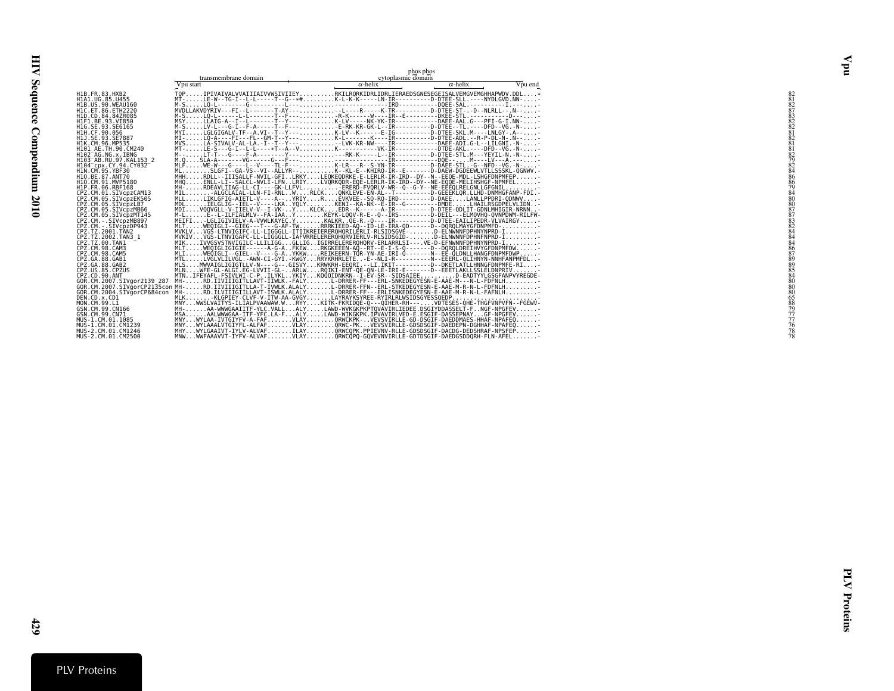```
                                                                  phos phos
                         transmembrane domain                    cytoplasmic domain
                        Vpu start                        α-helix                      α-helix          Vpu end
H1B.FR.83.HXB2           TQP.....IPIVAIVALVVAIIIAIVVWSIVIIEY..........RKILRQRKIDRLIDRLIERAEDSGNESEGEISALVEMGVEMGHHAPWDV.DDL....*   82
H1A1.UG.85.U455          MT-.....LE-W--TG-I--L-L-----T--G--+#.........K-L-K-K-----LN-IR----------D-DTEE-SLL.----NYDLGVD.NN-....-   81
H1B.US.90.WEAU160        M-S.....LQ-L-------G--------L----------------------------IRD----------DQEE-SAL.---------I..-......-   82
H1C.ET.86.ETH2220        MVDLLAKVDYRIV---FI--L-------T-AY-------------L----R-----K-TR----------D-DTEE-ST-..D--NLRLL--.N-.....-   87
H1D.CD.84.84ZR085        M-S.....LQ-L-------L-------T--F--------------R-K-----W----IR--E-------DKEE-STL.---------D--.........-   83
H1F1.BE.93.VI850         MSY.....LLAIG-A--I--L-------T--Y-------------K-LV-----NK-YK-IR----------DAEE-AAL.G---PFI-G-I.NN-....-   82
H1G.SE.93.SE6165         M-S.....LV-L---G-I--F-A-----T--F-------------E-RK-KR-GK-L--IR----------D-DTEE--TL.----DFD--VG.-N-....-   82
H1H.CF.90.056            MYI.....LGLGIGALV-TF--A.VI--T--Y-------------K-LV--K-----E-IG----------D-DTEE-SKL.M----LNLGY-.A--....-   81
H1J.SE.93.SE7887         MI-.....LQ-A----FI---FL--GM-T--Y-------------K-L-----K----IR----------D-DTEE-ADL.--R-P-DL-N-.N-....-   82
H1K.CM.96.MP535          MVS.....LA-SIVALV-AL-LA.-I--T--Y-------------LVK-KR-NW----IR----------DAEE-ADI.G-L--LILGNI.-N-....-   81
H101_AE.TH.90.CM240      MT-.....LE-S---G-I--L-L---+T--A--V------------K----------VK-IR----------DTDE-AKL.----DFD--VG.-N-....-   81
H102_AG.NG.x.IBNG        M--.....LT-T---G----F-A--------Y-------------RK-K-----L--IR----------D-DTEE-STL.M---YEYIL-N.-N-....-   82
H103_AB.RU.97.KAL153_2   M.Q.....SLA-A-------VG------G---F--------------------------IR----------DQE-....M----LV---A.-.....-   79
H104_cpx.CY.94.CY032     MLF.....WE-W---G----L--V----TL-F-------------K-LR----R--S-YN-IR----------D-DAEE-STL.-G--NFD--VG.-N-....-   82
H1N.CM.95.YBF30          ML.........SLGFI--GA-VS--VI--ALLYR-----------K--KL-E--KHIRQ-IR--E--------D-DAEW-DGDEEWLVTLLSSSKL-QGNWV.-   84
H1O.BE.87.ANT70          MHH.....RDLL--IIISALLF-NVIL-GFI..LRKY....LEQKEQDRKE-E-LERLR-IR-IRD--DY--N--EEQE-MDL-LSHGFDNPMFEP......-   86
H1O.CM.91.MVP5180        MHQ.....ENLL-LI--SALCL-NVLI-LFN..LRIY....LVQRKQDR-EQE-LERLR-IK-IRD--DY--NE-EQQE-MELIHSHGF-NPMFEL......-   86
H1P.FR.06.RBF168         MH-.....RDEAVLIIAG-LL-CI----GK-LLFVL.........-ERERD-FVQRLV-WR--Q--G-Y--NE-EEEQLRELGNLLGFGNIL.........-   79
CPZ.CM.01.SIVcpzCAM13    MIL........-ALGCLAIAL-LLN-FI-RNL..W....RLCK....QNKLEVE-EN-AL--T----------D-GEEEKLQR.LLHD-DNMHGFANP-FDI.-   84
CPZ.CM.05.SIVcpzEK505    MLL.....LIKLGFIG-AIETL-V----A---.YRIY.....R.....EVKVEE--SQ-RQ-IRD---------D-DAEE....LANLLPPDRI-QDNWV....-   80
CPZ.CM.05.SIVcpzLB7      MDL.....IELGLIG--IEL--V----LKA..YQLY.......KENI--KA-NK--E-IR--G----------DMDE.....LHAILRSGDPELVLIDN..-   80
CPZ.CM.05.SIVcpzMB66     MDI....VQQVGLL-V-IIELV-V--I-VK-..Y....KLCK.....EDR--K------A-IR----------D-DTEE-QDLIT-GDNLMHIGIR-NRNN..-   87
CPZ.CM.05.SIVcpzMT145    M-L.....E--L-ILFIALMLV--FA-IAA..Y........KEYK-LQQV-R-E--Q--IRS----------D-DEIL---ELMQVHQ-QVNPDWM-RILFW-   87
CPZ.CM.-.SIVcpzMB897     MEIFI...-LGLIGIVIELV-A-VVWLKAYEC.Y........KALKR..QE-R.-Q----IR----------D-DTEE-EAILIPEDR-VLVAIRGY......-   83
CPZ.CM.-.SIVcpzDP943     MLT.....WEQIGLI--GIEG---T---G-AF-TW.........RRRKIEED-AQ--ID-LE-IRA-QD------D--DQRQLMAYGFDNPMFD-.........-   82
CPZ.TZ.2001.TAN2         MVKLV...VGS-LTNVIGIFC-LL-LIGGGLL-ITIIKREIERERQHQRILERLI-RLSIDSGVE........D-ELNWNNFDPHNYNPRD-I.........-   84
CPZ.TZ.2002.TAN3_1       MVKIV...VGS-LTNVIGAFC-LL-LIGGGLL-IAFVRRELERERQHQRVIERLV-RLSIDSGID........D-ELNWNNFDPHNFNPRD-I.........-   84
CPZ.TZ.00.TAN1           MIK.....IVVGSVSTNVIGILC-LLILIGG...GLLIG..IGIRRELERERQHQRV-ERLARRLSI----.VE-D-EFNWNNFDPHNYNPRD-I.........-   84
CPZ.CM.98.CAM3           MLT.....WEQIGLIGIGIE------A-G-A..FKEW.....RKGKEEEN-AQ--RT--E-I-S-Q--------D--DQRQLDREIHVYGFDNPMFDW......-   86
CPZ.CM.98.CAM5           MLI.....WEQIGLI--GIEL--V----G-A..YKKW.....REIKEERN-TQR-YN-AE-IRI-Q--------N--EE-QLDNLLHANGFDNPMFDWP.....-   87
CPZ.GA.88.GAB1           MTL.....LVGLVLILVGL.-AWN-CI-GYI.-KWGY.....RRYKRHRLETE..-E--NLI-R----------N--EEERL-QLIHNYN-NNHFANPMFDL..-   89
CPZ.GA.88.GAB2           MLS....MWVAIGLIGIGTLLV-N----G---GISVY....KRWKRH-EEQRI.--LI.IKIT----------D--DKETLATLLHNNGFDNPMFE-RI....-   89
CPZ.US.85.CPZUS          MLN.....WFE-GL-ALGI.EG-LVVII-GL-..ARLW.....RQIKI-ENT-QE-QN-LE-IRI-E-------D--EEETLAKLLSSLELDNPRIV.......-   85
CPZ.CD.90.ANT            MTN..IFEYAFL-FSIVLWI-C-P..ILYKL..YKIY....KQQQIDNKRN--I-EV-SR--SIDSAIEE..........D-EADTYYLGSGFANPVYREGDE-   84
GOR.CM.2007.SIVgor2139_287 MH-.....RD.IIVIIIGITLLAVT-IIWLK.-FALY.........L-DRRER-FF---ERL-SNKEDEGYESN-E-AAE-M---N-L-FDFNLH.........-   80
GOR.CM.2007.SIVgorCP2135con MH-.....RD.IIVIIIGITLLA-T-IVWLK.ALALY........L-DRRER-FFN--ERL-STKEDEGYESN-E-AAE-M-R-N-L-FDFNLH.........-   80
GOR.CM.2004.SIVgorCP684con MH-.....RD.ILVIIIGILLLAVT-ISWLK.ALALY........L-DRRER-FF---ERLISNKEDEGYESN-E-AAE-M-R-N-L-FAFNLH.........-   80
DEN.CD.x.CD1             MLK........-KLGPIEY-CLVF-V-ITW-AA-GVGY........LAYRAYKSYREE-RYIRLRLWSIDSGYESSQEDP.......................-   65
MON.CM.99.L1             MNY...WWSLVAITYS-ILIALPVAAWAW.W...RYY.....KITK-FKRIDQE-Q---QIHER-RH---.....VDTESES-QHE-THGFVNPVFN--FGEWV-   88
GSN.CM.99.CN166          MH-.......AA-WWWGAAIITF-YLC.VALL....ALY.....LAWD-WVKGKPKPTQVAVIRLIEDEE.DSGIYDDASSELT-F..NGF-NPGFEV......-   79
GSN.CM.99.CN71           MSA.......AALWWWGAA-ITF-YFC.LA-F....ALY.....LAWD-WIKGKPK.IPVAVIRLVED-E.ESGIF-DASSEPNAY...GF-NPGFEV......-   77
MUS-1.CM.01.1085         MNY...WYLAA-IVTGIYFV-A-FAF.......VLAY........QRWCKPK-.VEVSVIRLLE-GD-DSGIF-DAEDDMAES-HHAF-NPAFEQ......-   77
MUS-1.CM.01.CM1239       MNY...WYLAAALVTGIYFL-ALFAF.......VLAY........QRWC-PK-.VEVSVIRLLE-GDSDSGIF-DAEDEPN-DGHHAF-NPAFEQ......-   76
MUS-2.CM.01.CM1246       MHY...WYLGAAIVT-IYLV-ALVAF.......ILAY........QRWCQPK.PPIEVNV-RLLE-GDSDSGIF-DACDG-DEDSHRAF-NPSFEP......-   78
MUS-2.CM.01.CM2500       MNW...WWFAAAVVT-IYFV-ALVAF.......VLAY........QRWCQPQ-GQVEVNVIRLLE-GDTDSGIF-DAEDGSDDQRH-FLN-AFEL.......-   78
```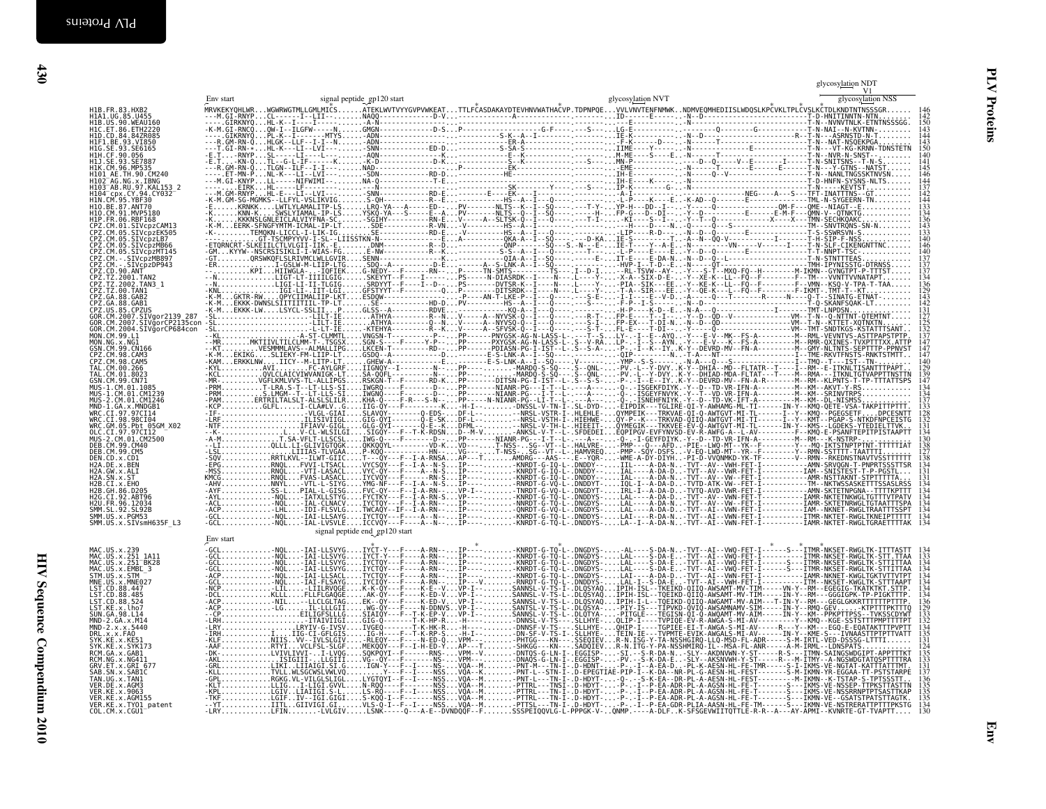# PLV Proteins — Env

Alignment annotations: Env start; signal peptide gp120 start; glycosylation NVT; glycosylation NDT; V1; glycosylation NSS

| Sequence | Position |
|---|---|
| H1B.FR.83.HXB2 | 146 |
| H1A1.UG.85.U455 | 142 |
| H1B.US.90.WEAU160 | 150 |
| H1C.ET.86.ETH2220 | 143 |
| H1D.CD.84.84ZR085 | 134 |
| H1F1.BE.93.VI850 | 143 |
| H1G.SE.93.SE6165 | 150 |
| H1H.CF.90.056 | 140 |
| H1J.SE.93.SE7887 | 141 |
| H1K.CM.96.MP535 | 145 |
| H101_AE.TH.90.CM240 | 146 |
| H102_AG.NG.x.IBNG | 144 |
| H103_AB.RU.97.KAL153_2 | 137 |
| H104_cpx.CY.94.CY032 | 142 |
| H1N.CM.95.YBF30 | 144 |
| H1O.BE.87.ANT70 | 133 |
| H1O.CM.91.MVP5180 | 134 |
| H1P.FR.06.RBF168 | 136 |
| CPZ.CM.01.SIVcpzCAM13 | 143 |
| CPZ.CM.05.SIVcpzEK505 | 133 |
| CPZ.CM.05.SIVcpzLB7 | 140 |
| CPZ.CM.05.SIVcpzMB66 | 146 |
| CPZ.CM.05.SIVcpzMT145 | 140 |
| CPZ.CM.-.SIVcpzMB897 | 137 |
| CPZ.CM.-.SIVcpzDP943 | 137 |
| CPZ.CD.90.ANT | 142 |
| CPZ.TZ.2001.TAN2 | 134 |
| CPZ.TZ.2002.TAN3_1 | 136 |
| CPZ.TZ.00.TAN1 | 129 |
| CPZ.GA.88.GAB2 | 143 |
| CPZ.GA.88.GAB1 | 142 |
| CPZ.US.85.CPZUS | 131 |
| GOR.CM.2007.SIVgor2139_287 | 127 |
| GOR.CM.2007.SIVgorCP2135con | 125 |
| GOR.CM.2004.SIVgorCP684con | 132 |
| MON.CM.99.L1 | 137 |
| MON.NG.x.NG1 | 147 |
| GSN.CM.99.CN166 | 147 |
| CPZ.CM.98.CAM3 | 147 |
| CPZ.CM.98.CAM5 | 140 |
| TAL.CM.00.266 | 129 |
| TAL.CM.01.8023 | 130 |
| GSN.CM.99.CN71 | 147 |
| MUS-1.CM.01.1085 | 134 |
| MUS-1.CM.01.CM1239 | 134 |
| MUS-2.CM.01.CM1246 | 137 |
| MND-1.GA.x.MNDGB1 | 133 |
| WRC.CI.97.97CI14 | 128 |
| WRC.CI.98.98CI04 | 132 |
| WRC.GM.05.Pbt_05GM_X02 | 131 |
| OLC.CI.97.97CI12 | 134 |
| MUS-2.CM.01.CM2500 | 130 |
| DEB.CM.99.CM40 | 138 |
| DEB.CM.99.CM5 | 127 |
| DEN.CD.x.CD1 | 138 |
| H2A.DE.x.BEN | 134 |
| H2A.GW.x.ALI | 131 |
| H2A.SN.x.ST | 131 |
| H2B.CI.x.EHO | 134 |
| H2B.GH.86.D205 | 134 |
| H2G.CI.92.ABT96 | 134 |
| H2U.FR.96.12034 | 134 |
| SMM.SL.92.SL92B | 134 |
| SMM.US.x.PGM53 | 134 |
| SMM.US.x.SIVsmH635F_L3 | 134 |

Alignment annotations: Env start; signal peptide end gp120 start

| Sequence | Position |
|---|---|
| MAC.US.x.239 | 134 |
| MAC.US.x.251_1A11 | 133 |
| MAC.US.x.251_BK28 | 134 |
| MAC.US.x.EMBL_3 | 134 |
| STM.US.x.STM | 134 |
| MNE.US.x.MNE027 | 134 |
| LST.CD.88.447 | 132 |
| LST.CD.88.485 | 134 |
| LST.CD.88.524 | 136 |
| LST.KE.x.lho7 | 129 |
| SUN.GA.98.L14 | 133 |
| MND-2.GA.x.M14 | 132 |
| MND-2.x.x.5440 | 132 |
| DRL.x.x.FAO | 131 |
| SYK.KE.x.KE51 | 131 |
| SYK.KE.x.SYK173 | 124 |
| RCM.GA.x.GAB1 | 135 |
| RCM.NG.x.NG411 | 133 |
| GRV.ET.x.GRI_677 | 131 |
| SAB.SN.x.SAB1C | 132 |
| TAN.UG.x.TAN1 | 136 |
| VER.DE.x.AGM3 | 135 |
| VER.KE.x.9063 | 135 |
| VER.KE.x.AGM155 | 135 |
| VER.KE.x.TYO1_patent | 134 |
| COL.CM.x.CGU1 | 130 |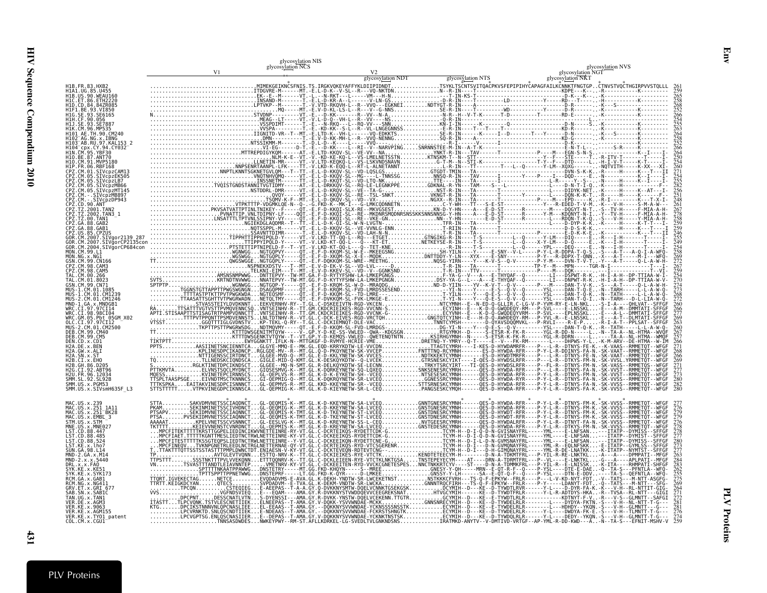glycosylation NIS
glycosylation NCS
V1
V2
glycosylation NDT
glycosylation NTS
glycosylation NGT
glycosylation NKT
glycosylation NVS

```
H1B.FR.83.HXB2               ..........MIMEKGEIKNCSFNIS.TS.IRGKVQKEYAFFYKLDIIPIDNDT..............TSYKLTSCNTSVITQACPKVSFEPIPIHYCAPAGFAILKCNNKTFNGTGP..CTNVSTVQCTHGIRPVVSTQLLL  261
H1A1.UG.85.U455              259
H1B.US.90.WEAU160            265
H1C.ET.86.ETH2220            258
H1D.CD.84.84ZR085            268
H1F1.BE.93.VI850             252
H1G.SE.93.SE6165             266
H1H.CF.90.056                254
H1J.SE.93.SE7887             255
H1K.CM.96.MP535              263
H101_AE.TH.90.CM240          264
H102_AG.NG.x.IBNG            258
H103_AB.RU.97.KAL153_2       257
H104_cpx.CY.94.CY032         266
H1N.CM.95.YBF30              264
H1O.BE.87.ANT70              250
H1O.CM.91.MVP5180            254
H1P.FR.06.RBF168             260
CPZ.CM.01.SIVcpzCAM13        271
CPZ.CM.05.SIVcpzEK505        258
CPZ.CM.05.SIVcpzLB7          255
CPZ.CM.05.SIVcpzMB66         262
CPZ.CM.05.SIVcpzMT145        256
CPZ.CM.-.SIVcpzMB897         251
CPZ.CM.-.SIVcpzDP943         248
CPZ.CD.90.ANT                261
CPZ.TZ.2001.TAN2             267
CPZ.TZ.2002.TAN3_1           278
CPZ.TZ.00.TAN1               275
CPZ.GA.88.GAB2               259
CPZ.GA.88.GAB1               256
CPZ.US.85.CPZUS              246
GOR.CM.2007.SIVgor2139_287   255
GOR.CM.2007.SIVgorCP2135con  249
GOR.CM.2004.SIVgorCP684con   254
MON.CM.99.L1                 258
MON.NG.x.NG1                 259
GSN.CM.99.CN166              272
CPZ.CM.98.CAM3               267
CPZ.CM.98.CAM5               259
TAL.CM.00.266                254
TAL.CM.01.8023               270
GSN.CM.99.CN71               274
MUS-1.CM.01.1085             273
MUS-1.CM.01.CM1239           268
MUS-2.CM.01.CM1246           272
MND-1.GA.x.MNDGB1            260
WRC.CI.97.97CI14             266
WRC.CI.98.98CI04             277
WRC.GM.05.Pbt_05GM_X02       269
OLC.CI.97.97CI12             263
MUS-2.CM.01.CM2500           260
DEB.CM.99.CM40               267
DEB.CM.99.CM5                258
DEN.CD.x.CD1                 266
H2A.DE.x.BEN                 271
H2A.GW.x.ALI                 268
H2A.SN.x.ST                  266
H2B.CI.x.EHO                 269
H2B.GH.86.D205               271
H2G.CI.92.ABT96              271
H2U.FR.96.12034              273
SMM.SL.92.SL92B              280
SMM.US.x.PGM53               282
SMM.US.x.SIVsmH635F_L3       280

MAC.US.x.239                 277
MAC.US.x.251_1A11            276
MAC.US.x.251_BK28            279
MAC.US.x.EMBL_3              279
STM.US.x.STM                 276
MNE.US.x.MNE027              278
LST.CD.88.447                278
LST.CD.88.485                277
LST.CD.88.524                280
LST.KE.x.lho7                273
SUN.GA.98.L14                277
MND-2.GA.x.M14               282
MND-2.x.x.5440               284
DRL.x.x.FAO                  283
SYK.KE.x.KE51                262
SYK.KE.x.SYK173              255
RCM.GA.x.GAB1                275
RCM.NG.x.NG411               269
GRV.ET.x.GRI_677             266
SAB.SN.x.SAB1C               271
TAN.UG.x.TAN1                272
VER.DE.x.AGM3                281
VER.KE.x.9063                281
VER.KE.x.AGM155              276
VER.KE.x.TYO1_patent         274
COL.CM.x.CGU1                259
```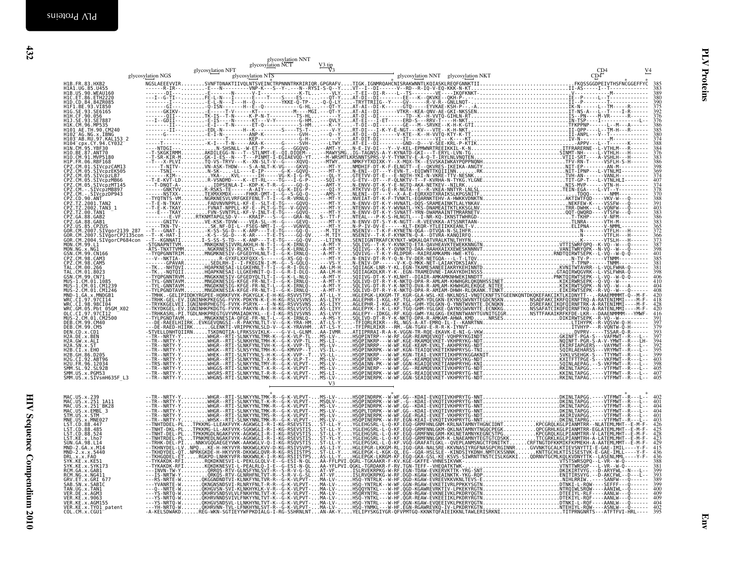# PLV Proteins — Env

```
                                                              glycosylation NNT
                                                          glycosylation NCT        V3 tip
                                       glycosylation NFT                            V3
          glycosylation NGS                    glycosylation NTS                          glycosylation NNT   glycosylation NKT                                                  CD4        V4

H1B.FR.83.HXB2               NGSLAEEEVVIR.........SVNFTDNAKTIIVQLNTSVEINCTRPNNNTRKRIRIQR.GPGRAFV....TIGK.IGNMRQAHCNISRAKWNNTLKQIASKLREQFGNNKTII.......FKQSSGGDPEIVTHSFNCGGEFFYC  385
H1A1.UG.85.U455                                                                                                                                                           383
H1B.US.90.WEAU160                                                                                                                                                         389
H1C.ET.86.ETH2220                                                                                                                                                         380
H1D.CD.84.84ZR085                                                                                                                                                         390
H1F1.BE.93.VI850                                                                                                                                                          375
H1G.SE.93.SE6165                                                                                                                                                          392
H1H.CF.90.056                                                                                                                                                             376
H1J.SE.93.SE7887                                                                                                                                                          376
H1K.CM.96.MP535                                                                                                                                                           386
H101_AE.TH.90.CM240                                                                                                                                                       385
H102_AG.NG.x.IBNG                                                                                                                                                         380
H103_AB.RU.97.KAL153_2                                                                                                                                                    374
H104_cpx.CY.94.CY032                                                                                                                                                      388
H1N.CM.95.YBF30                                                                                                                                                           384
H1O.BE.87.ANT70                                                                                                                                                           376
H1O.CM.91.MVP5180                                                                                                                                                         383
H1P.FR.06.RBF168                                                                                                                                                          386
CPZ.CM.01.SIVcpzCAM13                                                                                                                                                     398
CPZ.CM.05.SIVcpzEK505                                                                                                                                                     369
CPZ.CM.05.SIVcpzLB7                                                                                                                                                       374
CPZ.CM.05.SIVcpzMB66                                                                                                                                                      407
CPZ.CM.05.SIVcpzMT145                                                                                                                                                     374
CPZ.CM.-.SIVcpzMB897                                                                                                                                                      378
CPZ.CM.-.SIVcpzDP943                                                                                                                                                      370
CPZ.CD.90.ANT                                                                                                                                                             373
CPZ.TZ.2001.TAN2                                                                                                                                                          391
CPZ.TZ.2002.TAN3_1                                                                                                                                                        403
CPZ.TZ.00.TAN1                                                                                                                                                            383
CPZ.GA.88.GAB2                                                                                                                                                            386
CPZ.GA.88.GAB1                                                                                                                                                            383
CPZ.US.85.CPZUS                                                                                                                                                           365
GOR.CM.2007.SIVgor2139_287                                                                                                                                                372
GOR.CM.2007.SIVgorCP2135con                                                                                                                                               366
GOR.CM.2004.SIVgorCP684con                                                                                                                                                373
MON.CM.99.L1                                                                                                                                                              387
MON.NG.x.NG1                                                                                                                                                              398
GSN.CM.99.CN166                                                                                                                                                           401
CPZ.CM.98.CAM3                                                                                                                                                            385
CPZ.CM.98.CAM5                                                                                                                                                            381
TAL.CM.00.266                                                                                                                                                             381
TAL.CM.01.8023                                                                                                                                                            398
GSN.CM.99.CN71                                                                                                                                                            406
MUS-1.CM.01.1085                                                                                                                                                          410
MUS-1.CM.01.CM1239                                                                                                                                                        404
MUS-2.CM.01.CM1246                                                                                                                                                        408
MND-1.GA.x.MNDGB1                                                                                                                                                         420
WRC.CI.97.97CI14                                                                                                                                                          418
WRC.CI.98.98CI04                                                                                                                                                          428
WRC.GM.05.Pbt_05GM_X02                                                                                                                                                    420
OLC.CI.97.97CI12                                                                                                                                                          416
MUS-2.CM.01.CM2500                                                                                                                                                        391
DEB.CM.99.CM40                                                                                                                                                            397
DEB.CM.99.CM5                                                                                                                                                             379
DEN.CD.x.CD1                                                                                                                                                              393
H2A.DE.x.BEN                                                                                                                                                              397
H2A.GW.x.ALI                                                                                                                                                              394
H2A.SN.x.ST                                                                                                                                                               392
H2B.CI.x.EHO                                                                                                                                                              395
H2B.GH.86.D205                                                                                                                                                            399
H2G.CI.92.ABT96                                                                                                                                                           403
H2U.FR.96.12034                                                                                                                                                           398
SMM.SL.92.SL92B                                                                                                                                                           405
SMM.US.x.PGM53                                                                                                                                                            402
SMM.US.x.SIVsmH635F_L3                                                                                                                                                    405

                                                                              V3

MAC.US.x.239                                                                                                                                                              402
MAC.US.x.251_1A11                                                                                                                                                         401
MAC.US.x.251_BK28                                                                                                                                                         404
MAC.US.x.EMBL_3                                                                                                                                                           404
STM.US.x.STM                                                                                                                                                              401
MNE.US.x.MNE027                                                                                                                                                           403
LST.CD.88.447                                                                                                                                                             426
LST.CD.88.485                                                                                                                                                             425
LST.CD.88.524                                                                                                                                                             428
LST.KE.x.lho7                                                                                                                                                             423
SUN.GA.98.L14                                                                                                                                                             429
MND-2.GA.x.M14                                                                                                                                                            415
MND-2.x.x.5440                                                                                                                                                            436
DRL.x.x.FAO                                                                                                                                                               436
SYK.KE.x.KE51                                                                                                                                                             388
SYK.KE.x.SYK173                                                                                                                                                           381
RCM.GA.x.GAB1                                                                                                                                                             399
RCM.NG.x.NG411                                                                                                                                                            393
GRV.ET.x.GRI_677                                                                                                                                                          389
SAB.SN.x.SAB1C                                                                                                                                                            399
TAN.UG.x.TAN1                                                                                                                                                             400
VER.DE.x.AGM3                                                                                                                                                             409
VER.KE.x.9063                                                                                                                                                             409
VER.KE.x.AGM155                                                                                                                                                           404
VER.KE.x.TYO1_patent                                                                                                                                                      402
COL.CM.x.CGU1                                                                                                                                                             395
```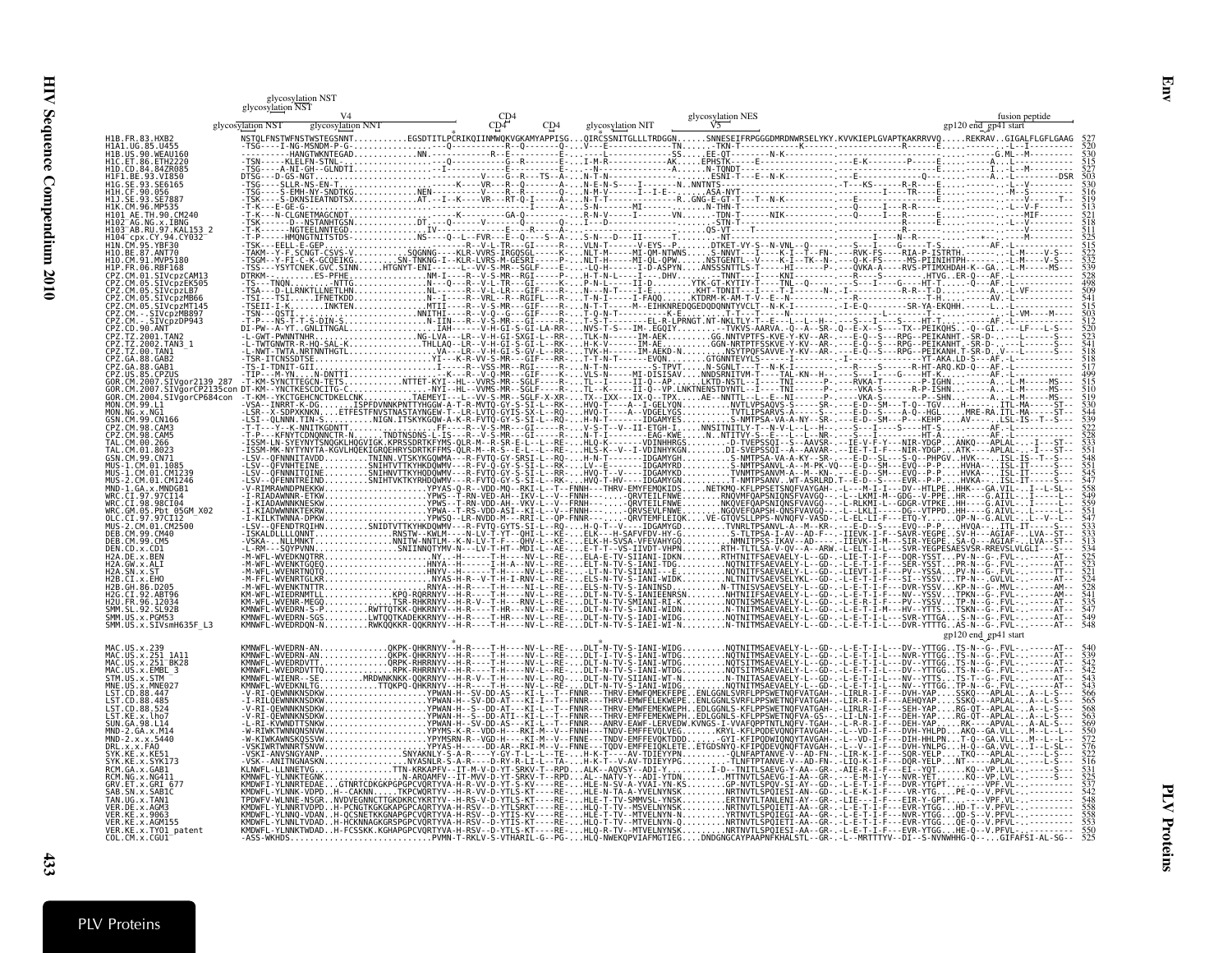```
                                       glycosylation NST
                                     glycosylation NST
                                                         V4                                    CD4                           glycosylation NES                                          fusion peptide
                          glycosylation NST    glycosylation NNT                              CD4    CD4    glycosylation NIT        V5                                          gp120 end  gp41 start
H1B.FR.83.HXB2         NSTQLFNSTWFNSTWSTEGSNNT...........EGSDTITLPCRIKQIINMWQKVGKAMYAPPISG...QIRCSSNITGLLLTRDGGN......SNNESEIFRPGGGDMRDNWRSELYKY.KVVKIEPLGVAPTKAKRRVVQ.....REKRAV...GIGALFLGFLGAAG  527
H1A1.UG.85.U455        -TSG----I-NG-MSNDM-P-G---...                                                                                                                                                 520
H1B.US.90.WEAU160      ---------HANGTWKNTEGAD...........NN.                                                                                                                                         530
H1C.ET.86.ETH2220      -TSN-----KLELFN-STNL...                                                                                                                                                      515
H1D.CD.84.84ZR085      -TSG-----A-NI-GH--GLNDTI...                                                                                                                                                  527
H1F1.BE.93.VI850       DTSG----D-GS-NGT...                                                                                                                                                          503
H1G.SE.93.SE6165       -TSG----SLLR-NS-EN-T...                                                                                                                                                      530
H1H.CF.90.056          -TSG-----S-EMH-NY-SNDTKG...                                                                                                                                                  516
H1J.SE.93.SE7887       -TSK----S-DKNSIEATNDTSX...                                                                                                                                                   519
H1K.CM.96.MP535        -T-K----E-GE-G-...                                                                                                                                                           513
H101_AE.TH.90.CM240    -T-K----N-CLGNETMAGCNDT...                                                                                                                                                   521
H102_AG.NG.x.IBNG      -TSK------D--NSTANHTGSN...                                                                                                                                                   518
H103_AB.RU.97.KAL153_2 -T-K-----NGTEELNNTEGD...                                                                                                                                                     511
H104_cpx.CY.94.CY032   -T-P-----HMQNGTNITSTDS...                                                                                                                                                    525
H1N.CM.95.YBF30        -TSK----EELL-E-GEP...                                                                                                                                                        515
H1O.BE.87.ANT70        -TAKM--Y-F.SCNGT-CSVS-V...                                                                                                                                                   522
H1O.CM.91.MVP5180      -TSGM--Y-FI-C-K-GCQEIKG...                                                                                                                                                   532
H1P.FR.06.RBF168       -TSS---YSYTCNEK.GVC.SINN...                                                                                                                                                  539
CPZ.CM.01.SIVcpzCAM13  DTRKM---E-GE-G...                                                                                                                                                            528
CPZ.CM.05.SIVcpzEK505  -TS---TNQN...                                                                                                                                                                498
CPZ.CM.05.SIVcpzLB7    -TSA---D-LLRNKTLLNETLHN...                                                                                                                                                   509
CPZ.CM.05.SIVcpzMB66   -TSI---TSI...                                                                                                                                                                541
CPZ.CM.05.SIVcpzMT145  -TSEII-I-K...                                                                                                                                                                515
CPZ.CM.-.SIVcpzMB897   -TSN---QSTI...                                                                                                                                                               503
CPZ.CM.-.SIVcpzDP943   -T-P---NS-T-T-S-DIN-S...                                                                                                                                                     512
CPZ.CD.90.ANT          DI-PW--A-YT..GNLITNGAL...                                                                                                                                                    520
CPZ.TZ.2001.TAN2       -L-GWT-PWNNTNHR...                                                                                                                                                           523
CPZ.TZ.2002.TAN3_1     -L-TWTGNWTR-R-HQ-SAL-K...                                                                                                                                                    541
CPZ.TZ.00.TAN1         -L-NWT-TWTA.NRTNNTHGTL...                                                                                                                                                    518
CPZ.GA.88.GAB2         -TSR-ITCNSSDTSE...                                                                                                                                                           518
CPZ.GA.88.GAB1         -TS-I-TDNIT-GII...                                                                                                                                                           517
CPZ.US.85.CPZUS        -TIP---M-YN....N-DNTTI...                                                                                                                                                    527
GOR.CM.2007.SIVgor2139_287  -T-KM-SYNCTTEGCN-TETS...                                                                                                                                                515
GOR.CM.2007.SIVgorCP2135con DT-KM--YNCTKESCCITG-C...                                                                                                                                                510
GOR.CM.2004.SIVgorCP684con  -T-KM--YKCTGEHCNCTDKELCNK...                                                                                                                                            519
MON.CM.99.L1           -VSA--INRRT-K-DG...                                                                                                                                                          530
MON.NG.x.NG1           -LSR--X-SDPXKNKN...                                                                                                                                                          544
GSN.CM.99.CN166        -LSI--QLNNN.TIN-S...                                                                                                                                                         539
CPZ.CM.98.CAM3         -T-T---Y--K-NNITKGDNTT...                                                                                                                                                    522
CPZ.CM.98.CAM5         -T-P---KFNYTCQNQNNCTR-N...                                                                                                                                                   528
TAL.CM.00.266          -ISSM-LN-SYEYNYTSNQGKLHQGVIGK...                                                                                                                                             533
TAL.CM.01.8023         -ISSM-MK-NYTYNYTA-KGVLHQEKIGRQEHRYSDRTKFMS...                                                                                                                                551
GSN.CM.99.CN71         -LSV--QFNNNITAVDD...                                                                                                                                                         548
MUS-1.CM.01.1085       -LSV--QFNHTEINE...                                                                                                                                                           551
MUS-1.CM.01.CM1239     -LSV--QFNNNITQINE...                                                                                                                                                         545
MUS-2.CM.01.CM1246     -LSV--QFENNTENDD...                                                                                                                                                          547
MND-1.GA.x.MNDGB1      -V-RIMRAWNDPNEKKW...                                                                                                                                                         558
WRC.CI.97.97CI14       -I-RIADAWNNR-ETKW...                                                                                                                                                         549
WRC.CI.98.98CI04       -I-KIADAWNNESKW...                                                                                                                                                           556
WRC.GM.05.Pbt_05GM_X02 -I-KIADWWNNKTEKRW...                                                                                                                                                         551
OLC.CI.97.97CI12       -I-KILKTWNNA-DPKW...                                                                                                                                                         547
MUS-2.CM.01.CM2500     -LSV--QFENDTRQIHN...                                                                                                                                                         533
DEB.CM.99.CM40         -ISKALDLLLLQNNT...                                                                                                                                                           533
DEB.CM.99.CM5          -VSKA--.NLLMNKT...                                                                                                                                                           513
DEN.CD.x.CD1           -L-RM---SQYPVNN...                                                                                                                                                           534
H2A.DE.x.BEN           -M-WFL-WVEDKNQTRR...                                                                                                                                                         524
H2A.GW.x.ALI           -M-WFL-WVENKTGQEQ...                                                                                                                                                         525
H2A.SN.x.ST            -M-WFL-WVENKTNQTQ...                                                                                                                                                         521
H2B.CI.x.EHO           -M-FFL-WVENRTGLKR...                                                                                                                                                         524
H2B.GH.86.D205         -M-WFL-WVENKTNTTR...                                                                                                                                                         528
H2G.CI.92.ABT96        KM-WFL-WIEDRNMTL...                                                                                                                                                          541
H2U.FR.96.12034        KM-WFL-WVEEN-MEGQ...                                                                                                                                                         535
SMM.SL.92.SL92B        KMNWFL-WVEDRNN-S-P...                                                                                                                                                        547
SMM.US.x.PGM53         KMNWFL-WVEDRN-SGS...                                                                                                                                                         549
SMM.US.x.SIVsmH635F_L3 KMNWFL-WVEDRDQN-N...                                                                                                                                                         548

                                                                                                                                                            gp120 end  gp41 start
MAC.US.x.239           KMNWFL-WVEDRN-AN...                                                                                                                                                          540
MAC.US.x.251_1A11      KMNWFL-WVEDRN-AN...                                                                                                                                                          539
MAC.US.x.251_BK28      KMNWFL-WVEDRDVTT...                                                                                                                                                          542
MAC.US.x.EMBL_3        KMNWFL-WVEDRNVTTQ...                                                                                                                                                         542
STM.US.x.STM           KMNWFL-WIENR--SE...                                                                                                                                                          543
MNE.US.x.MNE027        KMNWFL-WVEDKNLTG...                                                                                                                                                          543
LST.CD.88.447          -V-RI-QEWNNKNSDKW...                                                                                                                                                         566
LST.CD.88.485          -I-RILQEWNNKNSDKW...                                                                                                                                                         565
LST.CD.88.524          -V-RI-QEWNNKNSDKW...                                                                                                                                                         568
LST.KE.x.lho7          -V-RI-QEWNNKNSDKW...                                                                                                                                                         563
SUN.GA.98.L14          -L-RI-KVWNDTTSNKW...                                                                                                                                                         569
MND-2.GA.x.M14         -W-RIWKTWNNQNSNVW...                                                                                                                                                         550
MND-2.x.x.5440         -W-KIWKAWNSKQSSVW...                                                                                                                                                         572
DRL.x.x.FAO            -VSKIWRTWNNRTSNVW...                                                                                                                                                         576
SYK.KE.x.KE51          -VSKI-ANVSNGYANP...                                                                                                                                                          522
SYK.KE.x.SYK173        -VSK--ANITNGNASKN...                                                                                                                                                         516
RCM.GA.x.GAB1          KLNWFL-LLNNETVG...                                                                                                                                                           531
RCM.NG.x.NG411         KMNWFL-YLNNKTEGNK...                                                                                                                                                         525
GRV.ET.x.GRI_677       KMDWFI-YLNNRTEDAE...                                                                                                                                                         537
SAB.SN.x.SAB1C         KMDWFL-YLNNK-VDPD...                                                                                                                                                         542
TAN.UG.x.TAN1          TPDWFV-WLNNE-NSGR...                                                                                                                                                         548
VER.DE.x.AGM3          KMDWFL-YLNNRTVDPD...                                                                                                                                                         558
VER.KE.x.9063          KMDWFL-YLNNQ-VDAN...                                                                                                                                                         558
VER.KE.x.AGM155        KMDWFL-YLNNLTVDAD...                                                                                                                                                         553
VER.KE.x.TYO1_patent   KMDWFL-YLNNKTWDAD...                                                                                                                                                         550
COL.CM.x.CGU1          -ASS-WKHDS...                                                                                                                                                                525
```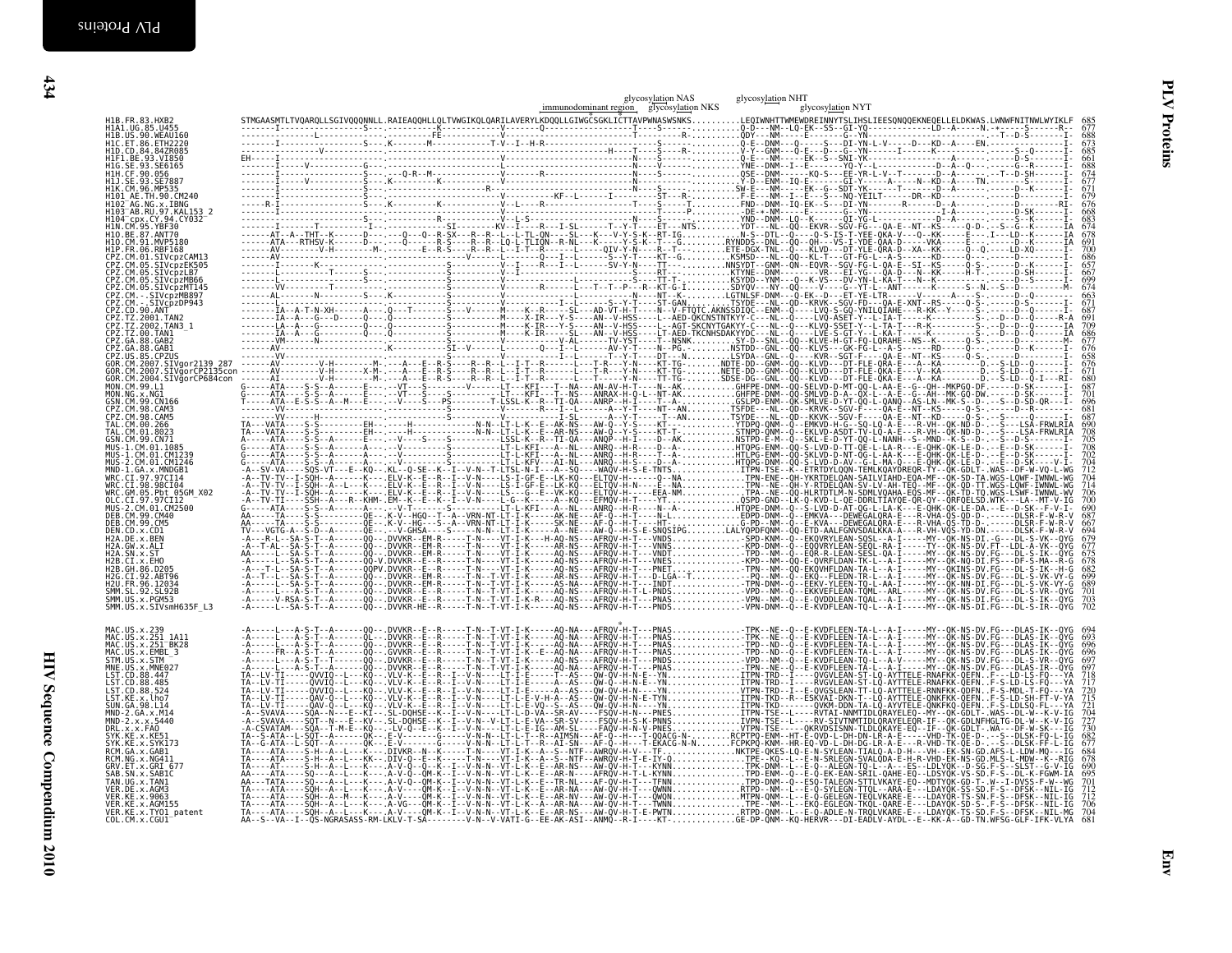# PLV Proteins

## Env

```
                                                                  glycosylation NAS        glycosylation NHT
                                            immunodominant region   glycosylation NKS              glycosylation NYT

H1B.FR.83.HXB2        STMGAASMTLTVQARQLLSGIVQQQNNLL.RAIEAQQHLLQLTVWGIKQLQARILAVERYLKDQQLLGIWGCSGKLICTTAVPWNASWSNKS..........LEQIWNHTTWMEWDREINNYTSLIHSLIEESQNQQEKNEQELLELDKWAS.LWNWFNITNWLWYIKLF  685
```

| Sequence | End position |
|---|---|
| H1B.FR.83.HXB2 | 685 |
| H1A1.UG.85.U455 | 677 |
| H1B.US.90.WEAU160 | 688 |
| H1C.ET.86.ETH2220 | 673 |
| H1D.CD.84.84ZR085 | 685 |
| H1F1.BE.93.VI850 | 661 |
| H1G.SE.93.SE6165 | 688 |
| H1H.CF.90.056 | 674 |
| H1J.SE.93.SE7887 | 677 |
| H1K.CM.96.MP535 | 671 |
| H101_AE.TH.90.CM240 | 679 |
| H102_AG.NG.x.IBNG | 676 |
| H103_AB.RU.97.KAL153_2 | 668 |
| H104_cpx.CY.94.CY032 | 683 |
| H1N.CM.95.YBF30 | 674 |
| H1O.BE.87.ANT70 | 678 |
| H1O.CM.91.MVP5180 | 691 |
| H1P.FR.06.RBF168 | 700 |
| CPZ.CM.01.SIVcpzCAM13 | 686 |
| CPZ.CM.05.SIVcpzEK505 | 657 |
| CPZ.CM.05.SIVcpzLB7 | 667 |
| CPZ.CM.05.SIVcpzMB66 | 699 |
| CPZ.CM.05.SIVcpzMT145 | 674 |
| CPZ.CM.-.SIVcpzMB897 | 663 |
| CPZ.CM.-.SIVcpzDP943 | 671 |
| CPZ.CD.90.ANT | 687 |
| CPZ.TZ.2001.TAN2 | 691 |
| CPZ.TZ.2002.TAN3_1 | 709 |
| CPZ.TZ.00.TAN1 | 686 |
| CPZ.GA.88.GAB2 | 677 |
| CPZ.GA.88.GAB1 | 676 |
| CPZ.US.85.CPZUS | 658 |
| GOR.CM.2007.SIVgor2139_287 | 676 |
| GOR.CM.2007.SIVgorCP2135con | 671 |
| GOR.CM.2004.SIVgorCP684con | 680 |
| MON.CM.99.L1 | 687 |
| MON.NG.x.NG1 | 687 |
| GSN.CM.99.CN166 | 696 |
| CPZ.CM.98.CAM3 | 681 |
| CPZ.CM.98.CAM5 | 687 |
| TAL.CM.00.266 | 701 |
| TAL.CM.01.8023 | 708 |
| GSN.CM.99.CN71 | 705 |
| MUS-1.CM.01.1085 | 708 |
| MUS-1.CM.01.CM1239 | 702 |
| MUS-2.CM.01.CM1246 | 704 |
| MND-1.GA.x.MNDGB1 | 708 |
| WRC.CI.97.97CI14 | 704 |
| WRC.CI.98.98CI04 | 714 |
| WRC.GM.05.Pbt_05GM_X02 | 706 |
| OLC.CI.97.97CI12 | 700 |
| MUS-2.CM.01.CM2500 | 690 |
| DEB.CM.99.CM40 | 687 |
| DEB.CM.99.CM5 | 687 |
| DEN.CD.x.CD1 | 694 |
| H2A.DE.x.BEN | 679 |
| H2A.GW.x.ALI | 677 |
| H2A.SN.x.ST | 675 |
| H2B.CI.x.EHO | 678 |
| H2B.GH.86.D205 | 682 |
| H2G.CI.92.ABT96 | 699 |
| H2U.FR.96.12034 | 689 |
| SMM.SL.92.SL92B | 702 |
| SMM.US.x.PGM53 | 703 |
| SMM.US.x.SIVsmH635F_L3 | 702 |
| MAC.US.x.239 | 694 |
| MAC.US.x.251_1A11 | 693 |
| MAC.US.x.251_BK28 | 696 |
| MAC.US.x.EMBL_3 | 696 |
| STM.US.x.STM | 697 |
| MNE.US.x.MNE027 | 697 |
| LST.CD.88.447 | 718 |
| LST.CD.88.485 | 717 |
| LST.CD.88.524 | 720 |
| LST.KE.x.lho7 | 715 |
| SUN.GA.98.L14 | 721 |
| MND-2.GA.x.M14 | 704 |
| MND-2.x.x.5440 | 727 |
| DRL.x.x.FAO | 730 |
| SYK.KE.x.KE51 | 682 |
| SYK.KE.x.SYK173 | 677 |
| RCM.GA.x.GAB1 | 684 |
| RCM.NG.x.NG411 | 678 |
| GRV.ET.x.GRI_677 | 690 |
| SAB.SN.x.SAB1C | 695 |
| TAN.UG.x.TAN1 | 701 |
| VER.DE.x.AGM3 | 712 |
| VER.KE.x.9063 | 712 |
| VER.KE.x.AGM155 | 706 |
| VER.KE.x.TYO1_patent | 704 |
| COL.CM.x.CGU1 | 681 |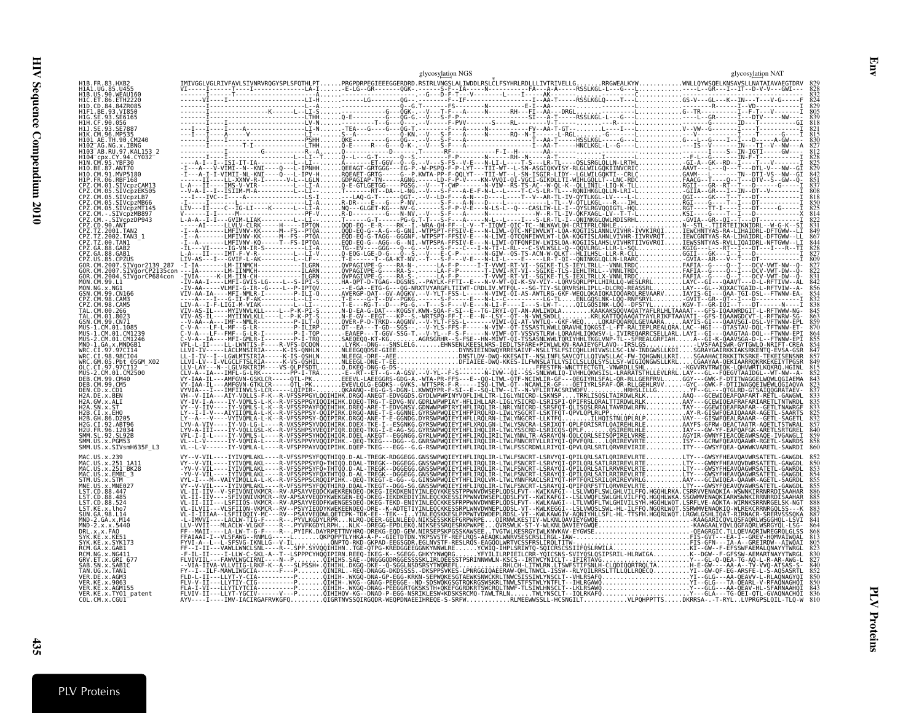glycosylation NGS

glycosylation NAT

| Sequence | Alignment | Position |
|---|---|---|
| H1B.FR.83.HXB2 | IMIVGGLVGLRIVFAVLSIVNRVRQGYSPLSFQTHLPT......PRGPDRPEGIEEEGGERDRD.RSIRLVNGSLALIWDDLRSLCLFSYHRLRDLLLIVTRIVELLG.......RRGWEALKYW............WNLLQYWSQELKNSAVSLLNATAIAVAEGTDRV | 829 |
| H1A1.UG.85.U455 | | 828 |
| H1B.US.90.WEAU160 | | 832 |
| H1C.ET.86.ETH2220 | | 824 |
| H1D.CD.84.84ZR085 | | 829 |
| H1F1.BE.93.VI850 | | 844 |
| H1G.SE.93.SE6165 | | 835 |
| H1H.CF.90.056 | | 818 |
| H1J.SE.93.SE7887 | | 821 |
| H1K.CM.96.MP535 | | 815 |
| H101_AE.TH.90.CM240 | | 830 |
| H102_AG.NG.x.IBNG | | 827 |
| H103_AB.RU.97.KAL153_2 | | 812 |
| H104_cpx.CY.94.CY032 | | 828 |
| H1N.CM.95.YBF30 | | 825 |
| H1O.BE.87.ANT70 | | 829 |
| H1O.CM.91.MVP5180 | | 842 |
| H1P.FR.06.RBF168 | | 851 |
| CPZ.CM.01.SIVcpzCAM13 | | 837 |
| CPZ.CM.05.SIVcpzEK505 | | 808 |
| CPZ.CM.05.SIVcpzLB7 | | 818 |
| CPZ.CM.05.SIVcpzMB66 | | 850 |
| CPZ.CM.05.SIVcpzMT145 | | 825 |
| CPZ.CM.-.SIVcpzMB897 | | 814 |
| CPZ.CM.-.SIVcpzDP943 | | 822 |
| CPZ.CD.90.ANT | | 831 |
| CPZ.TZ.2001.TAN2 | | 849 |
| CPZ.TZ.2002.TAN3_1 | | 867 |
| CPZ.TZ.00.TAN1 | | 844 |
| CPZ.GA.88.GAB2 | | 828 |
| CPZ.GA.88.GAB1 | | 827 |
| CPZ.US.85.CPZUS | | 809 |
| GOR.CM.2007.SIVgor2139_287 | | 822 |
| GOR.CM.2007.SIVgorCP2135con | | 831 |
| GOR.CM.2004.SIVgorCP684con | | 831 |
| MON.CM.99.L1 | | 842 |
| MON.NG.x.NG1 | | 856 |
| GSN.CM.99.CN166 | | 854 |
| CPZ.CM.98.CAM3 | | 832 |
| CPZ.CM.98.CAM5 | | 835 |
| TAL.CM.00.266 | | 845 |
| TAL.CM.01.8023 | | 863 |
| GSN.CM.99.CN71 | | 850 |
| MUS-1.CM.01.1085 | | 852 |
| MUS-1.CM.01.CM1239 | | 801 |
| MUS-2.CM.01.CM1246 | | 804 |
| MND-1.GA.x.MNDGB1 | | 855 |
| WRC.CI.97.97CI14 | | 853 |
| WRC.CI.98.98CI04 | | 847 |
| WRC.GM.05.Pbt_05GM_X02 | | 857 |
| OLC.CI.97.97CI12 | | 849 |
| MUS-2.CM.01.CM2500 | | 815 |
| DEB.CM.99.CM40 | | 852 |
| DEB.CM.99.CM5 | | 843 |
| DEN.CD.x.CD1 | | 823 |
| H2A.DE.x.BEN | | 837 |
| H2A.GW.x.ALI | | 833 |
| H2A.SN.x.ST | | 835 |
| H2B.CI.x.EHO | | 825 |
| H2B.GH.86.D205 | | 832 |
| H2G.CI.92.ABT96 | | 857 |
| H2U.FR.96.12034 | | 840 |
| SMM.SL.92.SL92B | | 859 |
| SMM.US.x.PGM53 | | 858 |
| SMM.US.x.SIVsmH635F_L3 | | 860 |
| MAC.US.x.239 | | 852 |
| MAC.US.x.251_1A11 | | 850 |
| MAC.US.x.251_BK28 | | 854 |
| MAC.US.x.EMBL_3 | | 854 |
| STM.US.x.STM | | 855 |
| MNE.US.x.MNE027 | | 855 |
| LST.CD.88.447 | | 886 |
| LST.CD.88.485 | | 885 |
| LST.CD.88.524 | | 888 |
| LST.KE.x.lho7 | | 883 |
| SUN.GA.98.L14 | | 887 |
| MND-2.GA.x.M14 | | 841 |
| MND-2.x.x.5440 | | 864 |
| DRL.x.x.FAO | | 868 |
| SYK.KE.x.KE51 | | 813 |
| SYK.KE.x.SYK173 | | 805 |
| RCM.GA.x.GAB1 | | 823 |
| RCM.NG.x.NG411 | | 830 |
| GRV.ET.x.GRI_677 | | 827 |
| SAB.SN.x.SAB1C | | 840 |
| TAN.UG.x.TAN1 | | 830 |
| VER.DE.x.AGM3 | | 850 |
| VER.KE.x.9063 | | 850 |
| VER.KE.x.AGM155 | | 843 |
| VER.KE.x.TYO1_patent | | 836 |
| COL.CM.x.CGU1 | | 810 |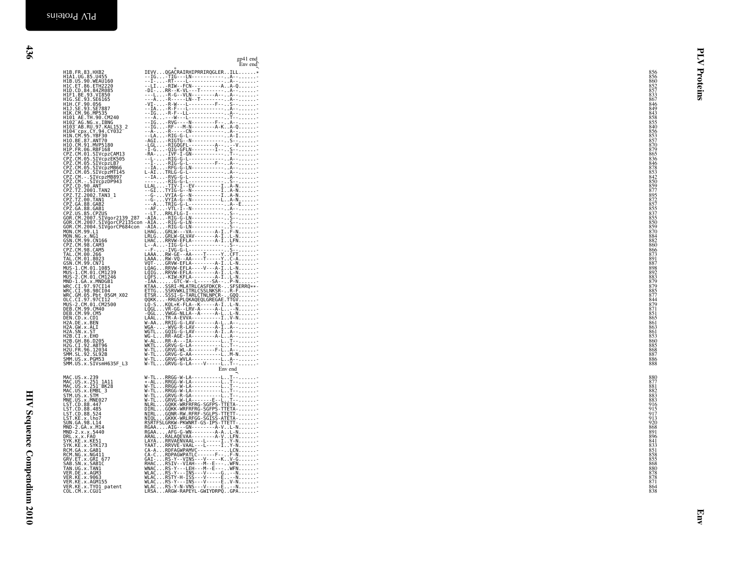```
                                                         gp41 end
                                                          Env end
                                    *
H1B.FR.83.HXB2                IEVV...QGACRAIRHIPRRIRQGLER..ILL......*        856
H1A1.UG.85.U455               --IG...-TIG---LN-----------..A--......-        856
H1B.US.90.WEAU160             --I-...-RT----L------------..A--......-        860
H1C.ET.86.ETH2220             --LI...-RIW--FCN----------A..A-Q......-        852
H1D.CD.84.84ZR085             -DI-...RR--K-VL---T-------..A--......-         857
H1F1.BE.93.VI850              ---L...-R-G--VLN--------A-..A--......-         833
H1G.SE.93.SE6165              ---A...-R-----LN--T-------..A--......-         867
H1H.CF.90.056                 -VI-...-R-W---L---------F-..S--......-         846
H1J.SE.93.SE7887              --IA...-R-F---L-----------..A--......-         849
H1K.CM.96.MP535               --IG...-R-F--LL-----------..A--......-         843
H101_AE.TH.90.CM240           ---A...---W---L-----------..T--......-         858
H102_AG.NG.x.IBNG             --IG...-RVG----N-------F-..A--......-          855
H103_AB.RU.97.KAL153_2        --IG...-RF---M-N--------A-K..A-Q......-        840
H104_cpx.CY.94.CY032          --A-...-R-----CN-----------..A--......-        856
H1N.CM.95.YBF30               --LA...-RIG-G-L-----------..A-I......-         853
H1O.BE.87.ANT70               -AGI...-RIGTG--N----------..S--......-         857
H1O.CM.91.MVP5180             -LGL...-RIGQGFL---------A-..--V......-         870
H1P.FR.06.RBF168              -I-G...-QIG-GFLN--------I-..S--......-         879
CPZ.CM.01.SIVcpzCAM13         -RA-...-IVF-I-GN----------..T--......-         865
CPZ.CM.05.SIVcpzEK505         --L-...-RIG-G-L-----------..A--......-         836
CPZ.CM.05.SIVcpzLB7           --I-...-RIG-G-L---------F-..A--......-         846
CPZ.CM.05.SIVcpzMB66          --IA...-RFG-G-LN----------..A--......-         878
CPZ.CM.05.SIVcpzMT145         L-AI...TRLG-G-L-----------..A--......-         853
CPZ.CM.-.SIVcpzMB897          --IA...-RVG-G-L-----------..A--......-         842
CPZ.CM.-.SIVcpzDP943          -----...-RIG-G-L----------..S--......-         850
CPZ.CD.90.ANT                 LLAL...-TIV-I--EV---------I..A-N......-        859
CPZ.TZ.2001.TAN2              --GI...TYIG-G--N----------I..A-N......-        877
CPZ.TZ.2002.TAN3_1            --G-...VYIA-G--N----------I..A-N......-        895
CPZ.TZ.00.TAN1                --G-...VYIA-G--N----------L..A-N......-        872
CPZ.GA.88.GAB2                ---A...TRIG-G-L-----------..A--E......-        857
CPZ.GA.88.GAB1                --AF...-VTL-I--N----------..A--......-         855
CPZ.US.85.CPZUS               --LT...RRLFLG-I-----------..S--......-         837
GOR.CM.2007.SIVgor2139_287    -AIA...-RIG-G-LN----------..S--......-         855
GOR.CM.2007.SIVgorCP2135con   -AIA...-RIG-G-LN----------..S--......-         850
GOR.CM.2004.SIVgorCP684con    -AIA...-RIG-G-LN----------..S--......-         859
MON.CM.99.L1                  LHAG...GRLW---VA--------A-I..F-N......-        870
MON.NG.x.NG1                  LRLG...GRLW-GLVAV-------A-I..L-N......-        884
GSN.CM.99.CN166               LHAC...RRVW-EFLA--------A-I..LFN......-        882
CPZ.CM.98.CAM3                L--A...-IIG-G-L-----------..S--......-         860
CPZ.CM.98.CAM5                --F-...-IVG-G-L-----------..S--......-         866
TAL.CM.00.266                 LAAA...RW-GE--AA----T-----Y..CFT......-        873
TAL.CM.01.8023                LAAA...RW-VQ--AA----T-----Y..C-A......-        891
GSN.CM.99.CN71                VQT-...GRVW-EFLA--------A-I..L-N......-        887
MUS-1.CM.01.1085              LQAG...RRVW-EFLA----V---A-I..L-N......-        898
MUS-1.CM.01.CM1239            LQIG...RRVW-EFLA--------A-I..L-N......-        892
MUS-2.CM.01.CM1246            LQFS...-KIW-KFLA--------A-I..L-N......-        883
MND-1.GA.x.MNDGB1             -IAA.......GTC-W--L------SA--..P-N......-      879
WRC.CI.97.97CI14              KTAA...SSRI-MLATRLCASFDKCR-..SFSERRQ**-        879
WRC.CI.98.98CI04              ETTG...SSRVWKLITRLCSSLNKSR-..R-F......-        885
WRC.GM.05.Pbt_05GM_X02        ETSR...SSSI-G-TARLCTNLNPCR-..GQQ......-        877
OLC.CI.97.97CI12              QQKK...-RRGSPLQKAQEQLGREGAE.TTGV......-        844
MUS-2.CM.01.CM2500            LQ-S...KQL*K-FLA--K-----A-I..L-N......-        879
DEB.CM.99.CM40                LQGL...VR-GG--LRV-A-----A-L..--N......-        871
DEB.CM.99.CM5                 -QGL...VWGG-NLLA--A-----A-L..L-N......-        851
DEN.CD.x.CD1                  LAAL...TR-A-EVVA----------I..V-N......-        865
H2A.DE.x.BEN                  W-AA...RRIG-G-LAV-------A-L..A--......-        861
H2A.GW.x.ALI                  WGA-...-WVG-R-LAV-------A-I..A--......-        863
H2A.SN.x.ST                   WGTL...GQIG-G-LAV-------A-I..A--......-        861
H2B.CI.x.EHO                  WG-L...RR-AGE-IA--------A-L..A--......-        853
H2B.GH.86.D205                W-AL...RR-A---IA----------L..T--......-        860
H2G.CI.92.ABT96               WKTL...GRVG-G-LA----------L..T--......-        885
H2U.FR.96.12034               W-TL...GRVG-WL-A--------F-L..A--......-        868
SMM.SL.92.SL92B               W-TL...GRVG-G-AA----------L..M-N......-        887
SMM.US.x.PGM53                W-TL...GRVG-WVLA----------L..A--......-        886
SMM.US.x.SIVsmH635F_L3        W-TL...GRVG-G-LA----V-----L..T--......-        888
                                                        Env end

MAC.US.x.239                  W-TL...RRGG-W-LA----------L..T--......-        880
MAC.US.x.251_1A11             *-AL...RRGG-W-LA----------L..T--......-        877
MAC.US.x.251_BK28             W-TL...RRGG-W-LA----------L..T--......-        881
MAC.US.x.EMBL_3               W-TL...RRGG-W-LA----------L..T--......-        882
STM.US.x.STM                  W-TL...GRVG-R-GA----------L..T--......-        883
MNE.US.x.MNE027               W-TL...GRVG-W-LA--------E--L..T--......-       883
LST.CD.88.447                 NLRL...GQKK-WRFRFG-SGFPS-TTETA-......-         916
LST.CD.88.485                 DIRL...GQKK-WRFRFG-SGFPS-TTETA-......-         915
LST.CD.88.524                 NIRL...GQNR-RW.RFRF-SGLPS-TTETT-......-        917
LST.KE.x.lho7                 NIQL...GKKK-WRLRFGG-SGISS-ATETA-......-        913
SUN.GA.98.L14                 RSRTFSLGRKW-PKWNRT-GS-IPS-TTETT-......-        920
MND-2.GA.x.M14                RGAA....AIG---GN--------A-V..L-N......-        868
MND-2.x.x.5440                RGAA...AFG-G-WN--------A-A..L-N......-         891
DRL.x.x.FAO                   ARAL...RALAQEVAA--------A-V..LFN......-        896
SYK.KE.x.KE51                 LAYA...RRVAENVAAL---L-----I..Y-N......-        841
SYK.KE.x.SYK173               YAAT...RRVVE-VAAL---L-----I..Y-N......-        833
RCM.GA.x.GAB1                 CA-A...RDFAGWPAMVC---------..LCN......-        851
RCM.NG.x.NG411                CA-C...RDPAGWPATLC------F--..F-N......-        858
GRV.ET.x.GRI_677              GAI-...RS-Y--VINS---V-----K..V-G......-        855
SAB.SN.x.SAB1C                RHAC...RSIV--VIAH---M--E---..WFN......-        868
TAN.UG.x.TAN1                 WNAC...RS-Y---LEH---M--E---..WFN......-        880
VER.DE.x.AGM3                 WLAC...RS-Y---INS---V-----G..--N......-        878
VER.KE.x.9063                 WLAC...RSTY-H-ISS---V-----E..--N......-        878
VER.KE.x.AGM155               WLAC...RS-Y---INS---V-----E..V-N......-        871
VER.KE.x.TYO1_patent          WLAC...RS-Y-N-VNS---V-----E..--N......-        864
COL.CM.x.CGU1                 LRSA...ARGW-RAPEYL-GWIYDRPQ..GPA......-        838
```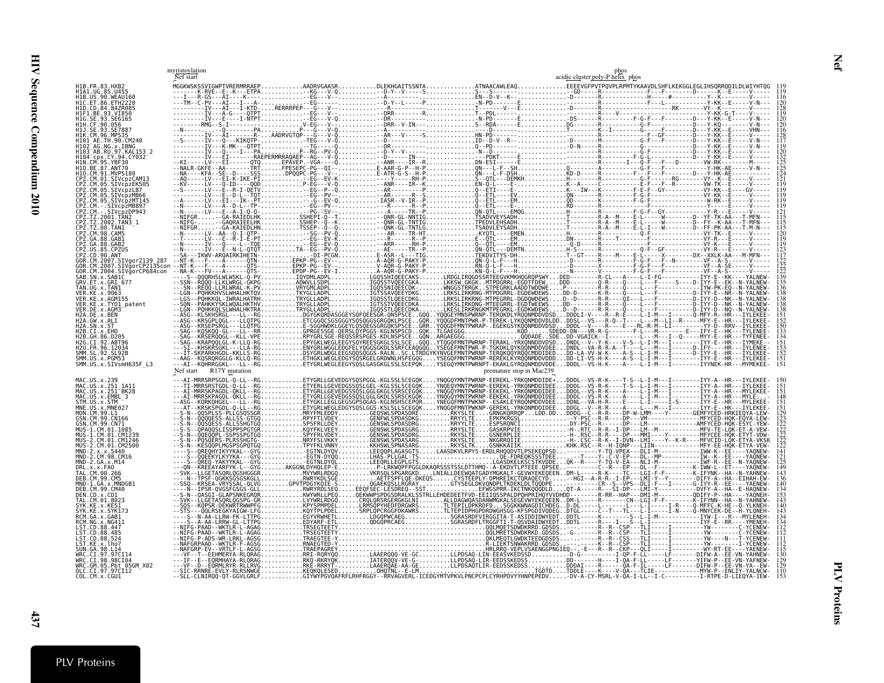myristoylation
Nef start
phos
acidic cluster poly-P helix phos

```
H1B.FR.83.HXB2           MGGKWSKSSVIGWPTVRERMRRAEP...........AADRVGAASR..........DLEKHGAITSSNTA.............ATNAACAWLEAQ.............EEEEVGFPVTPQVPLRPMTYKAAVDLSHFLKEKGGLEGLIHSQRRQDILDLWIYHTQG 119
H1A1.UG.85.U455          --------K-RVE--E--K---ETPA..........--KG---V-Q.........--D-Y--V-----S.............S--S------------------------GD-----R-------------F---F-------D------K--E------V----- 119
H1B.US.90.WEAU160        --I---R-GS---AI--I---Q.............--EG---V-..........--A------------..............EN--D-V--K----------------D-------R-------------G---H-----#-----------Y--K-------V----- 116
H1C.ET.86.ETH2220        ---TM--C-PV---AI---I---A-..........--EG-------........--D-Y--L-----P..............-N-PD-------E.........-------R-----------------F---L--------------Y-KK--E-----V-N--- 120
H1D.CD.84.84ZR085        ---------IV---AI--I-KTD-...RERRRPEP---G---V-..........---R-----------...............T-------V---E..........-D-------R-----------------------RK--------VY--K-------V----- 128
H1F1.BE.93.VI850         ---------IV---A-G---QTPT...........--EG---V-..........--DRR--------R.............T---PDL-----------------------R------V------------------------Y-KK-G-T-----V----- 119
H1G.SE.93.SE6165         ---------IV---E----I-NTPT..........--EG---V-Q.........--DR----------..............-N-PD-------E..........-DS------R--------F-G-F---F-------D---Y-KK--E-----V-N--- 120
H1H.CF.90.056            ---------RMG--S-I-.................V-EG---V-..........--DRR--V-IN---...............S--RDA------E.........DG--------R--------G-F-------------D---Y-KQ-------V-N--- 120
H1J.SE.93.SE7887         --N----------Q----------PA.........P---G---V-Q........--A------------..............T---------E.........----K--I--------G-F-------------D---Y-KK--E-----VHN--- 119
H1K.CM.96.MP535          ---------IV---AI-------R...AADRVGTQP---G---V-Q........--AR---V-----S.............HN-PD----------------------R--------F-GF------------D---Y-KK--E-----V----- 128
H101_AE.TH.90.CM240      --S------IV---Q---KIKQTP-..........-TEG---V-Q.........--D------------...............ID--D-V--R-----------------M--------G-F---F-------D---Y-KK--E-----V-N--- 117
H102_AG.NG.x.IBNG        ---------IV---K-MK---QTPT..........--EG---V-Q.........--D------------...............Q--PD-------------------------D-N----R----------G-----------D---Y-KK--E-----V-N--- 119
H103_AB.RU.97.KAL153_2   ---------IV---Q----I---PA..........P---RG--PV-Q.......--D-Y--V-----...............-N--D-------------------------R--------G-F-------------D---Y-KK--E-----V----- 120
H104_cpx.CY.94.CY032     ---------IV---EI-------RAEPERMRRAQAEP--AG---V-Q.......--D------IN---...............--PDKT-----E........----------R--------F-G-L-----------D---Y-KK--E-----V----- 132
H1N.CM.95.YBF30          --KI-----LV---EI-------QTQ.....EPAVEP.-VGA---Q........--ANR----IR--R..............DN-ESI------E.........----------R-------I---Q-F---F---D------VW-RK-------M----- 125
H1O.BE.87.ANT70          --NALR-GKFE--AA-------TRT......FPESEPC-PG--QI-........E-AAR-G-P--H-P..............QN---L-F--SH...........Q---------A------------G-F------R--------Y-HK-AE-----V-N--- 125
H1O.CM.91.MVP5180        --NA----KFA--SE--D----SSS......DPQQPC-PG---V-.........E-ATR-G-S--H-P..............QN---L-F-DSH..........KD-D------R-----------F---F---F-------D---Y-HK-AE---------- 124
CPZ.CM.01.SIVcpzCAM13    --AQ-----LV---EI-K-IKE-PI..........--EG--EV-K.........---Y-----RH-P..............S--QTL---DEMKH........H---------R--------G-F-----RG------VY--K--E-----V----- 121
CPZ.CM.05.SIVcpzEK505    --KV-----LV---Q-ID----QQD..........P-EG---V-Q.........--ANR----IR--K..............EN-Q-L----E..........K--A-----C-----------E-F---F--R-------VW-TK--E-----V----- 119
CPZ.CM.05.SIVcpzLB7      --S------LV---E--R-I-QETV..........--EG--P--Q.........--AR-----------..............Q--ETI----E..........K---IW---K---------F-E-F--GY----------VY-KK--E-----GV---- 119
CPZ.CM.05.SIVcpzMB66     --S------LV---E-D-L--TQT...........--EG--PV-..........--AR-----R--S..............Q--ETL----EV..........QN--------R---------F-E-F---------------VY-KK--E-----V----- 119
CPZ.CM.05.SIVcpzMT145    --A------LV---EI--IK--PT...........--G--EV-Q..........-IASR--V-IR--P..............Q--ETL----EM..........QD--------K---------F-G-F---------------W-RK--E-----V----- 119
CPZ.CM.-.SIVcpzMB897     --S------LV---A-D-L--TP............--EG--PV-..........---R-----R--P..............Q--ETL----E...........RD--------R-----------------------------Y-----E-----V----- 119
CPZ.CM.-.SIVcpzDP943     --N------LV---E-A-I-Q-Q-...........--PG--SV-..........---A-----TR--P..............QN-QTL----EMQG.........H---------R---------F-G-F--GY----------Y-R---E-----V----- 121
CPZ.TZ.2001.TAN2         --NIFGR.......GA-RAIEDLHK..........SSHEPI-Q--T........--QNR-GL-NNTIG.............TSADVVEYSADH..........T---------R-A--M-----E-L-------W--------D--YF-TK-AA---T-MFN-- 115
CPZ.TZ.2002.TAN3_1       --NIFG........GAQRAIEELHK..........SSHEP--Q--K........--QNR-GL-TNTIG.............TPEDVLEHSADH..........T---------R-A--M-----E-L-------W--------D--FY--K-AA---T-MFN-- 115
CPZ.TZ.00.TAN1           --NIFGR.......GA-KAIEDLHN..........TSSEP--Q--Q........--QNK-GL-TNTLG.............TSADVLEYSADH..........T---------R-A--M-----E-L---W-----------D--FF-PK-AA---T-M-N-- 115
CPZ.CM.98.CAM5           --N------LV---AA--Q-I-QTP-.........--SG--PV-Q.........---AR-----TR-HT.............KYQTL----EMEN.........H---------R-----------Q-F---------------VY-TK--E-----V----- 120
CPZ.GA.88.GAB1           --T------LV---E--R-I-E-PT..........--EG--EV-..........---R-----R--P..............E--QTL----E...........DN--------R-----T--------F-----------------VY-R---E-----V----- 119
CPZ.GA.88.GAB2           --N------IV---Q-----L-TQE..........--EG--EV-Q.........--ARR----RH-P..............Q--QTL----EM..........-Q-D------R--------------------------------VY-K---E-----V----- 119
CPZ.US.85.CPZUS          --N------IV---E--N-L-QTOT..........TA--EG--PV-Q.......---AE-----TR--P.............QN-QTL----DEMTN.........H-S-------R-------------Q-F-GF---------VY-KK--E-----V----- 123
CPZ.CD.90.ANT            --SA---IKWV-ARQAIRKIHETN-..........-DI-PCGN...........E-ASR--L---TIG..............TEKDVITYS-DH..........T--GT-----R----M----E-L------X------DX--XXLK-AA---M-MFN-- 117
GOR.CM.2007.SIVgor2139_287 --NT-K--F---A-----QTN-.............EPKP-PG--EV-.......A-AQR-G-PAKY-P..............QN-Q-L-F---H...........-D--------R--------F-G-F---F----------VF--A-S------V----- 122
GOR.CM.2007.SIVgorCP2135con --NT-K--F---A------QTS-............EPKP-PG--EV-.......A-AQR-G-PAKY-P..............RN-Q-L-F---H...........-V--------R--------F-G-F---F----------VF--A-SE-----V----- 122
GOR.CM.2004.SIVgorCP684con --NA-K--FV--A------QTS-............EPDP-PG--EV-I......A-AQR-G-PAKY-P..............KN-Q-L-F---H...........-N--------V--------F-G-F---F----------VF--A-S------V----- 122
SAB.SN.x.SAB1C           --S---QQQRHSLWLWSKL-Q-PV...........IQYDMLADPL.........LGQSSHIQEECAKS......LRDGLIRQGDSSRTEEGVKMKHQGRQPSWY...DED-------R-CL----A-----L-I-FG---------IYY-E--KK----YALNEW- 139
GRV.ET.x.GRI_677         --SSN--RQQQ-LLKLWRGL-GKPG..........ADWVLLSDPL.........IGQSSTVQEECGKA......LKKSW.GKGK..MTPDGRRL-EGDTFDEW..DDD-------Q-R-----Q----L------S----D-IYY-E--EK--N-YALNEW- 135
TAN.UG.x.TAN1            --SN--REQQ-LLRLWRAL-K-PV...........VRYGMLADPL.........IGQSSNIQEECDKA.....WNGGSTRRGK..STPEGRKLADDTWDDWE....P-------Q-R-----Q----L-I------------IYW-PK-EQ--N-YALNEW- 136
VER.KE.x.9063            --LGN--PQHKKHVSLWHALHKTQV..........TKYGLLADPL.........IGTSSAVQEEYDKG......LRKSLIRKRNG-MTPDGRRL-EGDEWDEWS....DD-D-------R-R-----Q----L-E---------D-IYY-E--NR--N-YALNEW- 138
VER.KE.x.AGM155          --LGS--PQHKKQL-IWRALHATRH..........TRYGLLADPL.........IGQSSTLQEECDKA......LRKSLIRKRNG-MTPEGRRL-DGDQWDEWS....D--D-------R-R-----QI---L-----------D-IYY-D--NK--N-YALNEW- 138
VER.KE.x.TYO1_patent     --SQN--PAHKKYSKLWLHKTHV............TRYGLLADPL.........IGTSSTVQEECDKA......LRKSLIRKRNG-MTPEEGRRL-EGDTWEEWS....DD-------R-R-----Q----L-----------D-IYY-D--NK--N-YALNEW- 138
VER.DE.x.AGM3            --LGN--PQHKKQLSLWHALHKTRA..........TRYGLLADPL.........IGQSSTLQEECDKA......LKESLIRKRNGKMTPEGRRL-EGDKWDEWS....D--D-------R-R-----Q----L-----------D-IYY-D--NQ--N-YALNEW- 138
H2A.DE.x.BEN             --ASG--KLSKHSRGL---LL--RG.........DGYGKQRDASGGEYSQFQEESGR-QNSPSCE..GQQ..YQQGEYMNSPWRNP-TERQKDLYRQQNMDDVDSD...DDDLI-V---R--R-E-------L-I-M---------Q-MFY-R--HR---IYLEKEE- 151
H2A.GW.x.ALI             --ASG--KRSEPLQGL---LLQTPG..........ETCGQCSGSGGGYSQSGGSGRQKLPSCE..GQR..YQQGDFMNTPWR-P--TERER-LYRQQNMDDVDLDD..DDSL--VS---R-Q--T-------L---M--LI--R-----MFY-E--HR---IYLEKEE- 152
H2A.SN.x.ST              --ASG--KRSEPSRGL---LLQTPG..........E-SGGHWDKLGGEYLQSQEGSGRGQKSPSCE..GRR..YQQGDFMNTPWRAP-.EGEKGSYKQQNMDDVDSD...DDDL--V----R---E---RL-R-M--LI----------YY-D--RRV--IYLEKEE- 150
H2B.CI.x.EHO             --SAG--KQSKQ-GL---LL--RG...........GPRGESSGE-QERSLQYPGGS-KGLNSPSCD..GQK..TLGAEGGG..............KQD..SDEDD-DN---VR-R-G--------F-L---M----------E---IFY-E--HK---TYLEKEE- 133
H2B.GH.86.D205           --SAG--KRSERQQGL---KLL-VPE.........RPYGRLSGE-REQSSRSPGES-KGLNSPSCE..GQN..ARGAEGGG..............QQDADE..SDE.DD-VGAICK--I-------R-------I-L---I-Q------MYY-E--HR---IYLEKEE- 134
H2G.CI.92.ABT96          --SAG--KRAPQQLGL-K-LLQ-RG..........EPYGKLWEGLEEGYSQYREESGKGLSSLSCE..GQQ..YTQGQFMNTPWRNP-TERAKL-YRKQNMDDVDSD...DNDL--V--Y-K-----V-S---L-I-M---I---------IYY-E--HR---IYMEKE-- 151
H2U.FR.96.12034          --SI--HRSKRSGKL---LLA-RG...........ENYGRLWGGLEDGFELYGGGSKGDLSSRFCEAGQQG..YSEGEFMNTPWR-P-TGKQKLQYRQQNMDDVDE...DNDL--VA-R-R-A--T-----L-I-M---I--------D-IFY---HR---IYLEKEE- 152
SMM.SL.92.SL92B          --IT-SKPARKHGGL-KKLLS-RG...........DSYGRLWDGLEEGSQQSQGGS-RALN..SC.LTRDGYKYNVGEFMNTPWRNP-TERQKDQYRQQCMDDIDED.DD-LA-VV-W-K----A--S---L-I-M---I--------D-IYY-E--HR---IYLEKEE- 153
SMM.US.x.PGM53           --AAG--KQSRQRGGLG-KLLQ-RG..........ETHGKLWEGLEDGYSQSRGELGRDWNLHSFEGQG....YSEGQFMNTPWRNP-RERERKLKYRQQNMDDVDDD...DD-LI-VS-H-K-----A-S--L-I-M---I---------IYY-E--HR---IYLEKEE- 151
SMM.US.x.SIVsmH635F_L3   --AI--KQHRRGGKL---LL--RG...........ETYGRLWEGLEEGYSQSLGASGKGLSSLSCEPQK....YSEGQYMNTPWRNPT-EKAKLGYRQQNMDDVDSD...DDDL--VS-H-K-----A---L-I-M---I---------IYYNEK-HR---MYMEKEE- 151
                         Nef start     R17Y mutation                                                                premature stop in Mac239

MAC.US.x.239             ---AI-MRRSRPSGDL-Q-LL--RG..........ETYGRLLGEVEDGYSQSPGGL-KGLSSLSCEGQK....YNQGQYMNTPWRNP-EEREKL-YRKQNMDDIDE*...DDDL--VS-R-K----T-S---L-I-M---I---------IYY-A--HR---IYLEKEE- 150
MAC.US.x.251_1A11        --TI-MRRSRSTGDL-Q-LL--RG..........ETYGRLLGEVEDGSSQSLGGLGKGLSSRSCEGQK....YNQGQYMNTPWRNP-EEREKL-YRKQNMDDVDEE...DDDL--VS-R-K----T-S---L-I-M---I---------IYY-A--HR---IYLEKEE- 151
MAC.US.x.251_BK28        ---AI-MRRSKPAGDL-QKLL--RG..........ETYGRLLGEVEDGSSQSLGGLGKGLSSRSCEGQK....YNQGQYMNTPWRNP-EEREKL-YRKQNMDDVDEE...DDDL--VS-R-K----A---L-I-M---I---------IYY-A--HR---MYLEKEE- 151
MAC.US.x.EMBL_3          ---AI-MRRSKPAGDL-QKLL--RG..........ETYGRLLGEVEDGSSQSLGGLGKGLSSRSCKGQK....YNQGQYMNTPWRNP-EEREKL-YRKQNMDDIDEE...DDDL--VS-R-K----A---L-I-M---I---------IYY-A--HR---MYLEKE-- 148
STM.US.x.STM             --ASG--KQRKQHGEL---LL--RG..........ETYGRLLEGLEGGSPSGAS-KGLNSHSCEPQR....YNEGQFMNTPWRNPA-ESAKLEYRQQNMDDVDEE...DDNL--VA-H-R-K----A-----L-I-S---I---------IYY-E--HR---MYLEKEE- 151
MNE.US.x.MNE027          --AT-KRSKSPGDL-Q-LL--RG............ETYGRLWEGLEDGYSQSLGGS-KSLSSLLSCEGQK....YNQGQFMNTPWRNP-EEREKL-YRKQNMDDIDEE...DDGL--V--R-R-----A-----L---M---I---------IYY-E--HR---IYLEKEE- 151
MON.CM.99.L1             --S-N--QQSPLSS-PLLGSQSSGR..........MRYFMLEDDY.........GEQSWLSPDASDRE..........RKYSLTE.....GRNGKQRRQP...LDD.DD...DDDG--C--R-R----DP-W-LMM----Y--------GEMFYCED-HRKIEQYA-LEW- 129
GSN.CM.99.CN166          --S-N--QQQQESS-ALLSS-GTGQ..........RPYFTLVDEY.........GENFWLSPDASDKG..........RRYYLTE.....EPKPKRGSL...........-Y-PSC--R-R----DP---VM-----------------MFYCED-HQK-EQYA-LEW- 123
GSN.CM.99.CN71           --S-N--QQSQESS-ALLSSHGTGQ..........SPSFRLLDEY.........GENSWLSPDASDRG..........RRYYLTE.....ESPSRQNCI............DY-PSC--R-R----DP---LM------------------AMFYCED-HQK-ESYC-YEW- 122
MUS-1.CM.01.1085         --S-S--QPAQQSLISSPPSPGTGR..........KQYFKLVEEY.........GENSWLSPDASRG...........RKYSLTE.....GASKRPVIE..............-H-.RTC--R-R--I-DP---LM--M-----------MFV-TE-LQK-ET-A-VEW- 122
MUS-1.CM.01.CM1239        --S-N--QQEQQPL-SSPSSPGTGQ..........SPYFRLVDEY.........GENSWLSPDASDRG..........RKYSLTE.....GSNERPLIE..............-H-.RSC--R-R--S----DP---MMI----Y-----------MFYCEE-HQK-ETYT-VDW- 122
MUS-2.CM.01.CM1246        --S-N--PQSQERS-PLRSSHGTG-..........NRYFSLVKKY.........GENSWLSPDASARG..........RKYSLTE.....NKGRRQIIE..............-H-.CSC--R-K--I-DVN--LMI----Y--K-R----MFVCID-LQK-ETYA-VKSK 122
MUS-2.CM.01.CM2500        --S-N--KESQQPLMGSPSGPQTGQ..........TPYFKLVNNY.........KKHSWLSPNASARG..........RKYSLTK.....GSNKKAIIK.............KHK.RSC--R--H-IQNP---LIIN-------------MFY-EE-HQK-ETYA-VEW- 125
MND-2.x.x.5440           ----S--QREQHYIKYYKAL--GYG..........EGTNLDYQV..........LEEQQPLAGASGTS.......LAASDKVLRPYS-EKDLRHQQDVTLPSEKEQPSD...........-Y-TQ-VPEA---DLI-M-----------------IWW-K---EE------YAQNEW- 144
MND-2.CM.98.CM16         ----S--QQEEKYLKYYKA---GYG..........EGTN-DYQQ..........LHAS-PLLGAL-TS..........................QE-FDREQKSSSTDEE....-T----Y--C-V-EP---DL--MP-------------IW--K---EE------YAQNEW- 121
MND-2.GA.x.M14           ----S--QREQ-YAKYYKAL--GYG..........EGTNLDYQL..........LEEQRLLEGPLGTS...................LGASDKELKSCSTKVDDE...QK--R----Y-TQ-V-EA---NLI-M-----------------IWF-R---EE--N-YAQNEW- 123
DRL.x.x.FAO              --QN--KREEAYARFYK-L--GYG.........AKGGNLDYHQLEP-E.......P-LRKWQPFPGGLDKAQRSSSTSSLDTTHMQ-A-EKDVTLPTEEE.QPSEE....----C--R---EP---DL--F-----------K-IWW-L---ET------YAQNEW- 149
TAL.CM.00.266            --SVK--LLGETASQRLQGSHGGGR..........MVYWRLRDGQ.........VKRSQLSPGARGKD.....LNIALLDEEWQATGADYMGKALT-GEVWYEKEQEEN..DM-L------R-K----TC---LGI-F-F---------K-IFYNK--HA--N-YAHNEW- 143
DEB.CM.99.CM5            --N--TPSF-QGKKSGSGSKGLL............RWRYKDLSGE..........AETFSPFLQE-DKEQS.......CYSTEEPLY-DPHREIKCTQRAQECYD....--HGI--A-R-R--I-EP---LMI-Y--Y--------DIFY-A--HA--EIHAH-EW- 136
MND-1.GA.x.MNDGB1        --SSQ--KRSEA-VRYSSAL-QLVG.........GPVTPDGYKQIE-S.........QGAEKQSLLRGRAY........GTYSEGLDKVQNDPLTKDEKLDLTQQDPE.........CR--S---VPS--DLI-F---I-------G-IYY-E--EE-----YAENEW- 140
DEB.CM.99.CM40           ----N--IPSR-QVGSFGSGS-GLL..........RWRYRDLSEQ.........EEQFSEC-LESDREQ--SST.........EFWGSPRR-IKCTNKQQQDLD....QT-A-----R--SI-DP---LMI-Y-------------DVFY-A--HA--E-HAQNEW- 134
DEN.CD.x.CD1             --S-N--QASGI-GLAPSNKEGRQR..........KWYWRLLPEQ.........QEKWWPSPDGSDRALKLSSTRLLEHDEDEETFVD-EEIIQSSPALDPQHPRIHQYVVDHDD.........R-RR--HAP---DMI-M--------------QDIFY-P--HA----YAQNEH- 153
TAL.CM.01.8023           --SVK--LLGETASQRLQGSPG-GR..........LVYWRLRDGQ.........CRQLQRSRGERGKGLNI.......ALLDAGWQASDANWMGKALSEGVWYEKEQEEN..DM-L------R-K----CN---LGI-F-F---------K-IFYNN--HA--N-YAHNEW- 143
SYK.KE.x.KE51            --SQS--KQPSR-DEKWRTRWWPFG..........KPYSPMPDEL.........LRMSQPYHEDFDRGWRS.......TLTEPILDPKRDFD...SGGKKWNAGDICHDEG..D-DL-----L---------L--L-I------I-R----Q-MFFC-K-HE--Q-YLKNEH- 140
SYK.KE.x.SYK173          --STS--QQLRSEGKYAIGW-LFG...........KQYTPLPDEL.........SRPLQPCRGGFDKAWRS.......TLTEPIDPHGPDRDWGHSGG-KFSPGDIVQDEG..DTGL-----C---T----TL---L-I-----I-N----Q-MNYCEK-DE--H-YLQNEH- 143
RCM.GA.x.GAB1            ----S--N-AA-LLRW-FK-LTTPG..........EGYVRWHETL.........LDGQPWCAEG...................SGRASRDFVIRGGITA-T-ASIDDIDWYEDT..DDTL------K-------S---L-I-M-----------IYW-I---R---MYLENEW- 134
RCM.NG.x.NG411           ----S--A-AA-LRRW-GL-LTTPG..........EDYARF-ETL.........QDGQPRCAEG...................SGRASRDFLTRGGFTI-T-QSVDAIDWYEDT..DDTL------R-----I---S-L-I-M-----------IYF-E--RR----YMENEH- 134
LST.CD.88.447            --NIFG-PAAD--WKTLR-L-AGAG..........TRSEGTEETY...................................................QQLMQETSDWDKRRD.GDSDS...-------R--R--CSP---TLI------I--------YW-----------C-YCENEW- 112
LST.CD.88.485            --NIFG-PAAD--WKTLR-L-AGAG..........TRSEGTEETY...................................................QQLMRETSDWDKRKD.GDSDS..-G--------R--R--CSP---TLI------I--------YW-----------C-YCENEW- 112
LST.CD.88.524            --NIFG-P-ADS-WR-LRKL-AGSG..........TRAEGTEE-Y...................................................QKLMEQTLGWDKTEEDGDSDS...-.-------R--R--CSS---TLI------I--------YW----N---T-YCENEW- 111
LST.KE.x.lho7            --NAFGRPAAD--WKTLR-F-AGSG..........RNAEGTED-Y...................................................R-LIEKTSNWAKRRD.GDSDS..---------K--R--CSP---TLI------I--------YW-----------I-YCENEW- 112
SUN.GA.98.L14            --NAFGRP-EV--VRTLF-L-AGSG..........TRAEPAGREY...................................................HRLRRQ-VEPLVSAENGGPNGIEQ--.-E---R--R--CKP---QLI------I--------WY-RT-EE-----YAENEW- 115
WRC.CI.97.97CI14         ---VF--T--EEHMERYA-RLQRAG..........RRI-RQRYQQ.........LAAERQQQ-VE-GC........LLPDSAQ-LIN-EEASVKEDSSD.........-D-G-------I-QP-F-LL-----LF-------DIFW-A--EE-VN-YAHNEW- 130
WRC.CI.98.98CI04         ---IF--E--EQRMHAYA-RLQRAG..........RKQ-RKRYQK.........IATERQQV-VE-G.........LLPDSAQ-LIR-EEDSSKEDSS..........DDT-----H-----I-QA-F-LL-----LF-------YIFW-P--EE-VN-YAFNEW- 129
WRC.GM.05.Pbt_05GM_X02   ---VF--D--EQRMLRYR-RLLRVG..........RKE-RRRYT..........LAAERQAE-AA-GE........LLPDSAQTLIR-EEDSSKEDSS..........DDDAI-----R-----QA-F-IL-----LF-------DIFW-P--EE-VN-YA--EW- 129
OLC.CI.97.97CI12         --SIC-RRNRE-EVLY-RLRSNWGE..........KEQKQLESED.........QHQTNL--E-LM.........................TGDTD.........TDDLE-----K----V-QA---TLIE--------------MYW-P--ENLIY-YALNCW- 110
COL.CM.x.CGU1            --SLL-CLNIRQQ-QT-GGVLGRLF..........GIYWYPGVQAFRFLRHFRGGY--RRVAGVERL-ICEDGYMTVPKVLPNCPCLCYRHPDVYYHNPEPEDV.....-DV-A-CY-MSRL-V-QA-I-LL--I-C-----------I-RTPE-D-LIEQYA-IEW- 153
```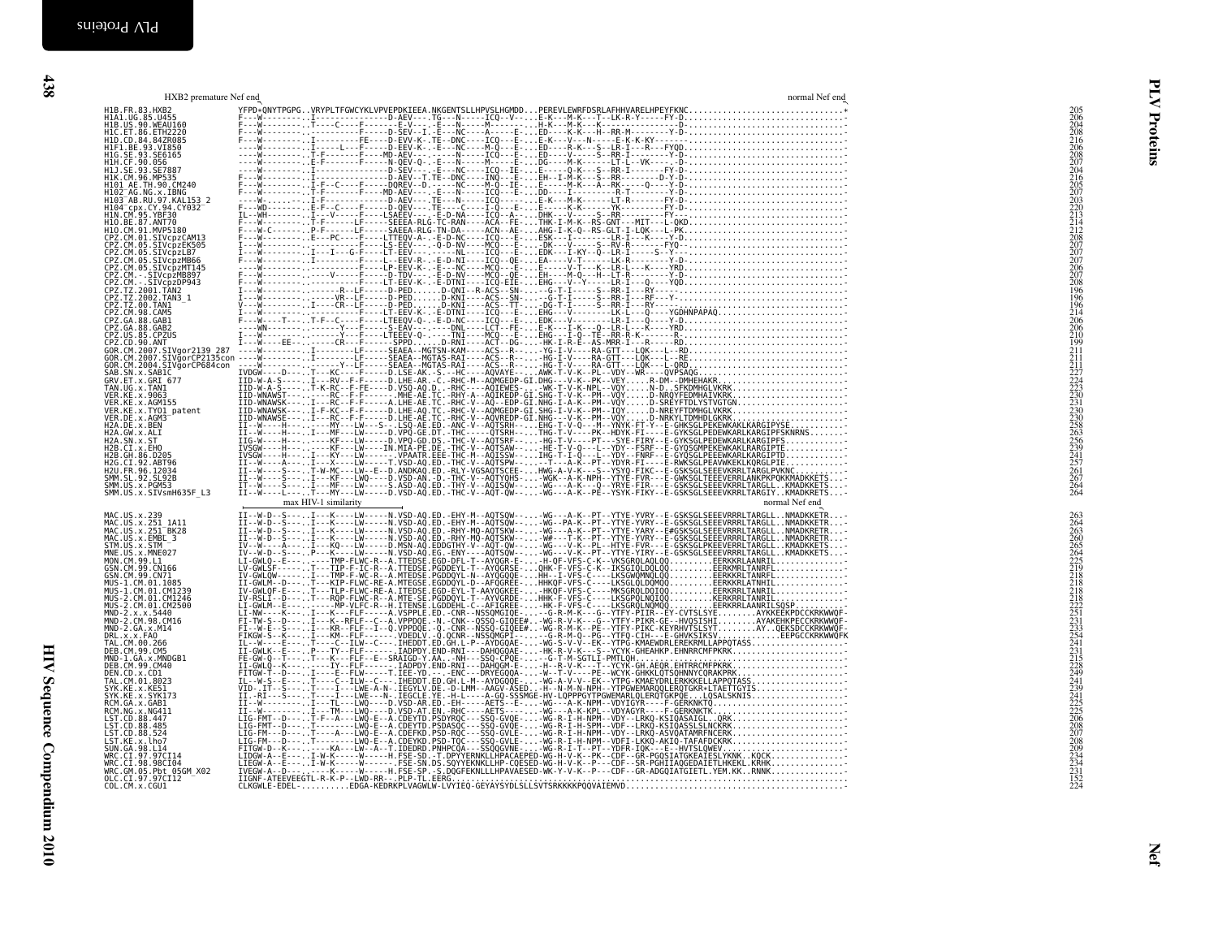```
HXB2 premature Nef end                                                                                                     normal Nef end
H1B.FR.83.HXB2              YFPD*QNYTPGPG..VRYPLTFGWCYKLVPVEPDKIEEA.NKGENTSLLHPVSLHGMDD...PEREVLEWRFDSRLAFHHVARELHPEYFKNC..................................*  205
H1A1.UG.85.U455             F---W--------.I-----------------D-AEV---.TG---N-----ICQ--V----.E-K---M-K---T--LK-R-Y-----FY-D...................................-  206
H1B.US.90.WEAU160           F---W--------.-------------------E-V----.-E---N-----M---------.H-K---M-K---K-----LK-R-------------D...............................-  204
H1C.ET.86.ETH2220           F---W--------.T------C---------F-----D-SEV--I.-E---NC-----A-----E....ED----K-K---H--RR-M---------Y-D.............................-  208
H1D.CD.84.84ZR085           F---W--------.I----------FE-----D-EVV-K-.TE--DNC-----ICQ---E....E-K---V---N-----E-K-K-KY.......................................-  216
H1F1.BE.93.VI850            ----W--------.I-----L----F------D-EEV-K-.-E---NC-----M-Q---E....ED----R-K---S---LR-I---R---FYQD...............................-  206
H1G.SE.93.SE6165            ----W--------.T-F-------F-----MD-AEV----.-----N-----ICQ---E....ED----V-----S--RR-I---------Y-D................................-  208
H1H.CF.90.056               ----W--------.E-F--------F------N-QEV-Q-.-E---N------M-----E....DG----M-K------LT-L--VK------D..................................-  207
H1J.SE.93.SE7887            ----W--------.I------------------D-SEV---.-E---NC-----ICQ--IE....E----Q-K---S--RR-I---------FY-D................................-  204
H1K.CM.96.MP535             F---W--------.I------------------D-AEV--T.TE--DNC-----INQ---E....EH--I-M-K---S--RR---------D-Y-D................................-  216
H101_AE.TH.90.CM240         F---W--------.I-F--C----F------DQREV--D.------NC-----M-Q--IE....E-----M-K---A--RK-------Q----Y-D................................-  205
H102_AG.NG.x.IBNG           F---W--------.I-------F------MD-AEV---.-E---N------ICQ---E....DD----I---------R-T---------Y-D...................................-  207
H103_AB.RU.97.KAL153_2      ----W----.--I-F------------D-AEV---.TE---N-----ICQ-------E-K---M-K------LT-R---------FY-D........................................-  203
H104_cpx.CY.94.CY032        F---WD-------.E-F--C----F-----D-QEV---.TE---C-----I-Q---E....E----K-K------YK---------FY-D......................................-  220
H1N.CM.95.YBF30             IL--WH-------.I---V------F-----LSAEEV---.-E-D-NA----ICQ--A----.DHK---V-----S--RR---------FY-...................................-  213
H1O.BE.87.ANT70             F---W--------.T-F------LF-----SEEEA-RLG-TC-RAN----ACA--FE....THK-I-M-K--RS-GNT---MIT---L-QKD...............................-  214
H1O.CM.91.MVP5180           F---W-C------.P-F------LF-----SAEEA-RLG-TN-DA-----ACN--AE....AHG-I-K-Q--RS-GLT-I-LQK---L-PK..............................-  212
CPZ.CM.01.SIVcpzCAM13       F---W--------.E---PC-----F-----LTTEQV-A-.-E-D-NC----ICQ---E....ESK---I--------LR-I---K----Y-D.............................-  208
CPZ.CM.05.SIVcpzEK505       F---W--------.----------F-----LS-EEV---.-Q-D-NV----MCQ---E....-DK---V------S--RV-R-------FYQ-.............................-  207
CPZ.CM.05.SIVcpzLB7         I---W--------.I---I--G-F-----LT-EEV---.-----NL-----ICQ---E....EDK---I-KY--Q--LR-I------S--Y--.............................-  207
CPZ.CM.05.SIVcpzMB66        F---W--------.-------------L-EEV-R-.-E-D-NI----ICQ--QE....EA----V-T------LK-R----------Y-D................................-  207
CPZ.CM.05.SIVcpzMT145       ----W--------.----------F----LP-EEV-K-.-E---NC-----MCQ---E....E-----V-T---K--LR-L---K---YRD.............................-  206
CPZ.CM.-.SIVcpzMB897        F---W--------.-----V-----F-----D-TDV---.-E-D-NV----MCQ--QE....EH----M-Q---H--LT-R---------Y-D..............................-  207
CPZ.CM.-.SIVcpzDP943        F---W--------.----------F----LT-EEV-K-.-E-DTNI----ICQ-EIE....EHG---V--Y------LR-I---Q----YQD..............................-  208
CPZ.TZ.2001.TAN2            I---W--------.-------R--LF-----D-PED.....D-QNI--R-ACS--SN----.-G-T-I------S--RR-I---RY-----................................-  196
CPZ.TZ.2002.TAN3_1          I---W--------.-----VR--LF-----D-PED.....D-KNI-----ACS--SN----.-G-T-I------S--RR-I---RF---Y-................................-  196
CPZ.TZ.00.TAN1              V---W--------.I---CR--LF-----D-PED.....D-KNI-----ACS--TT-----.DG-T-I------S--RR-I---RY-------................................-  196
CPZ.CM.98.CAM5              I---W--------.----------F-----LT-EEV-K-.-E-DTNI----ICQ---E....EHG---V---------LK-L---Q----YGDHNPAPAQ.........................-  214
CPZ.GA.88.GAB1              F---W---T---.T-F--C-----F-----LTEEQV-Q-.-E-D-NC-----ICQ---E....EDK---V----------LR-I---Q-----Y-D............................-  206
CPZ.GA.88.GAB2              ----WN-------.----------F-----S-EAV-----.-----DNL----LCT--FE....E-K----I-K---Q--LR-L---K----YRD............................-  206
CPZ.US.85.CPZUS             I---W--------.------Y---F-----LTEEEV-Q-.-----TNI----MCQ---E....EHG---I-Q--TE--RR-R-K--------R-..............................-  210
CPZ.CD.90.ANT               I---W-----EE--.-----CR---F------SPPD.....D-RNI-----ACT--DG----.HK-I-R-E--AS-MRR-I---R------RD..............................-  199
GOR.CM.2007.SIVgor2139_287  ----W--------.I---------F-----SEAEA-MGTSN-KAM----ACS--R----.-YG-I-V-----RA-GTT---LQK---L--RD..............................-  211
GOR.CM.2007.SIVgorCP2135con ----W--------.I---------F-----SEAEA-MGTAS-RAI----ACS--R----.-HG-I-V-----RA-GTT---LQK---L--RE..............................-  211
GOR.CM.2004.SIVgorCP684con  ----W--------.------Y---LF-----SEAEA-MGTAS-RAI----ACS--R----.-HG-T-V-----RA-GTT---LQK---L-QRD..............................-  211
SAB.SN.x.SAB1C              IVDGW---D--.T---KC--F-----D.LSE-AK.-S.-HC----AQVAYE-----.AWK-T-V-K--PL--VDY--WR-----QVPSAQG.............................-  227
GRV.ET.x.GRI_677            IID-W-A-S----.I---RV--F-F-----D.LHE-AR.-C.-RHC-M--AQMGEDP-GI.DHG---V-K--PK--VEY-----R-DM--DMHEHAKR.........................-  224
TAN.UG.x.TAN1               IID-W-A-S----.T-K-RC--F-FE----D.VSQ-AQ.D.-RHC----AQIEWES----.WK-T-V-K-NPL--VQY-----N-D..SFKDMHGLVKRK.......................-  223
VER.KE.x.9063               IID-WNAWST---.I---RC--F-F-----.MHE-AE.TC.-RHY-A--AQIKEDP-GI.SHG-T-V-K--PM--VQY-----D-NRQYFEDMHAIVKRK....................-  230
VER.KE.x.AGM155             IID-WNAWSK---.I---RC--F-F-----A.LHE-AE.TC.-RHC-V--AQ--EDP-GI.NHG-I-A-K--PM--VQY-----D-SREYFTDLYSTVGTGN..................-  231
VER.KE.x.TYO1_patent        IID-WNAWSK---.I-F-KC--F-F-----D.LHE-AQ.TC.-RHC-V--AQMGEDP-GI.SHG-I-V-K--PM--IQY-----D-NREYFTDMHGLVKRK.....................-  230
VER.DE.x.AGM3               IID-WNAWSK---.I---RC--F-F-----D.LHE-AE.TC.-RHC-V--AQVREDP-GI.NHG---V-K--PM--VQY-----D-NRKYLTDMHDLGKRK.....................-  230
H2A.DE.x.BEN                II--W----H---.-----MY---LW---S-.LSQ-AE.ED.-ANC-V--AQTSRH----.EHG-T-V-Q---M--YNYK-FT-Y--E-GHKSGLPEKEWKAKLKARGIPYSE..........-  258
H2A.GW.x.ALI                II--W----H---.I---MF---LW-----D.VPQ-GE.DT.-THC----QTSRH----.THG-T-V---PK--HDYK-FI---E-GYKSGLPEDEWKARLKARGIPFSKNRNS.......-  263
H2A.SN.x.ST                 IIG-W----H---.----KF---LW-----D.VPQ-GD.DS.-THC-V--AQTAYE----.HG-T-V---PT--SYE-FIRY--E-GYKSGLPEDEWKARLKARGIPFS..........-  256
H2B.CI.x.EHO                IVSGW----H---.----KF---LW----IN.MIA-PE.DE.-THC-V--AQTSAW----.-HE-T-V-Q---L--YDY--FSRF--E-GYQSGMPEKEWKAKLKARGIPTE.........-  239
H2B.GH.86.D205              IVSGW----H---.I---KY---LW-----.VPAATR.EEE-THC-M--AQTSSW----.IHG-T-I-Q---L--YDY--FNRF--E-GYQSGLPEKEWKARLKARGIPTD.........-  241
H2G.CI.92.ABT96             II--W----A---.I---X----LW-----T.VSD-AQ.ED.-THC-V--AQTSPW----.-T----A-K--PT--YDYR-FI---E-RWKSGLPEAVWKEKLKQRGLPIE..........-  257
H2U.FR.96.12034             II--W----S---.T-W-MC---LW--E--D.ANDKAQ.ED.-RLY-VGSAQTSCEE---.HWG-A-V-K---S--YSYQ-FIKC--E-GSKSGLSEEEVKRRLTARGLPVKNC........-  261
SMM.SL.92.SL92B             II--W----S---.I---KF---LWQ----D.VSD-AN.-D.-THC-V--AQTYQHS----.-WGK--A-K-NPH--YTYE-FVR---E-GWKSGLTEEEVERRLANKPKPQKKMADKKETS...-  267
SMM.US.x.PGM53              II--W----S---.I---MF---LW----S.ASD-AQ.ED.-THY-V--AQISQW----.-WG---A-K---Q--YRYE-FIR---E-GSKSGLSEEEVKRRLTARGLL..KMADKKETS..-  264
SMM.US.x.SIVsmH635F_L3      II--W----L---.T---MY---LW-----D.VSD-AQ.ED.-THC-V--AQT-QW----.-WG---A-K--PE--YSYK-FIKY--E-GSKSGLSEEEVRRRLTARGIY..KMADKKETS..-  264
                                        max HIV-1 similarity                                                                       normal Nef end
MAC.US.x.239                II--W-D--S---.I---K----LW-----N.VSD-AQ.ED.-EHY-M--AQTSQW-----.-WG---A-K--PT--YTYE-YVRY--E-GSKSGLSEEEVRRRLTARGLL..NMADKKETR...-  263
MAC.US.x.251_1A11           II--W-D--S---.I---K----LW-----N.VSD-AQ.ED.-EHY-M--AQTSQW-----.-WG--PA-K--PT--YTYE-YVRY--E-GSKSGLSEEEVRRRLTARGLL..NMADKKETR...-  264
MAC.US.x.251_BK28           II--W-D--S---.I---K----LW-----N.VSD-AQ.ED.-RHY-MQ-AQTSKW-----.-WG---A-K--PT--YTYE-YVRY--E#GSKSGLSEEEVRRRLTARGLL..NMADKKETR...-  263
MAC.US.x.EMBL_3             II--W-D--S---.I---K----LW-----N.VSD-AQ.ED.-RHY-MQ-AQTSKW-----.-W#---T-K--PT--YTYE-YVRY--E-GSKSGLSEEEVRRRLTARGLL..NMADKKETR...-  260
STM.US.x.STM                IV--W----A---.I---KQ---LW-----M.MSN-AQ.EDDGTHY-V--AQT-QW-----.-WG---V-K--PL--HTYE-FVR---E-GSKSGLPEKEEVERRLTARGLL..KMADKKETS...-  265
MNE.US.x.MNE027             IV--W-D--S---.P---K----LW-----N.VSD-AQ.EG.-ENY----AQTSQW-----.-WG---V-K--PT--YTYE-YIRY--E-GSKSGLSEEEVRRRLTARGLL..KMADKKETS...-  264
MON.CM.99.L1                LI-GWLQ--E---.----TMP-FLWC-R--A.TTEDSE.EGD-DFL-T--AYQGR-E---.-H-QF-VFS-C-K--VKSGRQLAQLQQ..........EERKKRLAANRIL...............-  225
GSN.CM.99.CN166             LV-GWLSF-----.T---TIP-F-IC-R--A.TTEDSE.PGDDEYL-T--AYQGRSE---.QHK-F-VFS-C-K--TKSGIQLDQLQQ..........EERKMRLTANRFL...............-  219
GSN.CM.99.CN71              IV-GWLQW-----.I---TMP-F-WC-R--N.MTEDSE.PGDDQYL-N--AYQGQQE---.HH--I-VFS-C----LKSGWQMNQLQQ..........EERKKRLTANRFL...............-  218
MUS-1.CM.01.1085            II-GWLM--D---.T---KIP-FLWC-RE-A.MTEDSE.EGDDQYL-D--AFQGREE---.HHKQF-VFS-C----LKSGLQLDQMQQ..........EERKKRLTATNHIL..............-  218
MUS-1.CM.01.CM1239          IV-GWLQF-E---.T---TLP-FLWC-RE-A.ITEDSE.EGD-EYL-T--AAYQGKEE---.-HKQF-VFS-C----MKSGRQLDQIQQ..........EERKKRLTANRIL...............-  218
MUS-2.CM.01.CM1246          IV-RSLI--D---.T---RQP-FLWC-R--A.MTE-SE.PGDDQYL-N--AYVGRDE---.HHK-F-VFS-C----LKSGPQLNQIQQ..........KERKKRLTANRIL...............-  218
MUS-2.CM.01.CM2500          LI-GWLM--E---.-----MP-VLFC-R--H.ITENSE.LGDDEHL-C--AFIGREE---.-HK-F-VFS-C----LKSGRQLNQMQQ..........EERRKRLAANRILSQSP..........-  222
MND-2.x.x.5440              LI-NW----K---.I---K---FLF------A.VSPPLE.ED.-CNR--NSSQMGIQE----.-G-R-M-K---G--YTFY-PIIR--EY-CVTSLSYE.........AYKKEEKPDCCKRKWWQF-  251
MND-2.CM.98.CM16            FI-TW-S--D---.I---K--RFLF--C--A.VPPDQE.-N.-CNK--QSSQ-GIQEE#..-WG-R-V-K---G--YTFY-PIKR-GE--HVQSISHI.........AYAKEHKPECCKRKWWQF-  231
MND-2.GA.x.M14              FI--W-E--S---.I---KR--FLF--I--Q.VPPDQE.-Q.-CNR--NSSQ-GIQEE#..-WG-R-M-K--PE--YTFY-PIKC-KEYRHVTSLSYT.........AY..QEKSDCCKRKWWQF-  233
DRL.x.x.FAO                 FIKGW-S--K---.I---KM--FLF-------.VDEDLV.-Q.QCNR--NSSQMGPI----.-G-R-M-Q--PG--YTFQ-CIH---E-GHVKSIKSV.........EEPGCCKRKWWQFK..  254
TAL.CM.00.266               IL--W----E---.T---C--ILW--C----.IHEDDT.ED.GH.L-P--AYDGQAE----.-WG-S-V-V--EK--YTPG-KMAEWDRLEREKRMLLAPPQTASS................-  241
DEB.CM.99.CM5               II-GWLK--E---.P---TY--FLF------.IADPDY.END-RNI--DAHQGQAE----.-HK-R-V-K---S--YCYK-GHEAHKP.EHNRRCMFPKRK....................-  231
MND-1.GA.x.MNDGB1           FE-GW-Q--T---.T---K---ELF--E--SRAIGD-Y.AA.-NH----SSQ-CPQE----.-G-T-M-SGTLI-PMTLQH........................................-  215
DEB.CM.99.CM40              II-GWLQ--K---.-----IY--FLF-------.IADPDY.END-RNI--DAHQGM-E----.-H--R-V-K---T--YCYK-GH.AEQR.EHTRRCMFPKRK....................-  228
DEN.CD.x.CD1                FITGW-T--D---.I---E--FLW-----T.IEE-YD.---.-ENC---DRYEGQQA----.-W--T-V----PE--WCYK-GHKKLQTSQHNNYCQRAKPRK.......................-  249
TAL.CM.01.8023              IL--W-S--E---.T---C--ILW--C----.IHEDDT.ED.GH.L-P--AYDGQAE----.-WG-A-V-V--EK--YTPG-KMAEYDRLERKKKELLAPPQTASS.................-  239
SYK.KE.x.KE51               VID-.IT--S---.T---I---LWE-A-N-.IEGYLV.DE.-D-LMM--AAGV-ASED...-H--N-M-N-NPH--YTPGWEMARQQLERQTGKR+LTAETTGYIS...............-  239
SYK.KE.x.SYK173             II.-RI---S---.T---I---LWE---N-.IEGCLE.YE.-H-L----A-GQ-SSSMGE-HV-LQPPPGYTPGWEMARLQLERQTGKPQE...LQSALSKNIS....................-  241
RCM.GA.x.GAB1               II--W--------.T---TL---LWQ----D.VSD-AR.ED.-EH-----AETS--E----.-WG---A-K-NPM--VDYIGYR----F-GERKNKTQ..........................-  225
RCM.NG.x.NG411              II--W--------.I---TM---LWQ----D.VSD-AT.EN.-RHC----AETS--------.-WG---A-K-KPL--VDYAGYR----F-GERKNKTK..........................-  225
LST.CD.88.447               LIG-FMT--D---.T-F--A---LWQ-E--A.CDEYTD.PSDYRQC----SSQ-GVQE----.-WG-R-I-H-NPM--VDY--LRKQ-KSIQASAIGL..QRK......................-  206
LST.CD.88.485               LIG-FMT--D---.T--------LWQ-E--A.CDEYTD.PSDASQC----SSQ-GVQE----.-WG-R-I-H-SPM--VDF--LRKQ-KSIQASSLSLNCKRK.....................-  208
LST.CD.88.524               LIG-FM---D---.T---A----LWQ-E--A.CDEFKD.PSD-RQC----SSQ-GVLE----.-WG-R-I-H-NPM--VDY--LRKQ-ASVQATAMRFNCERK.....................-  207
LST.KE.x.lho7               LIG-FM---D---.T--------LWQ-E--A.CDEYKD.PSD-TQC----SSQ-GVLE----.-WG-R-I-H-NPM--VDFI-LKKQ-AKIQ-TAFAFDCKRK.....................-  208
SUN.GA.98.L14               FITGW-D--K---.----KA---LW--A--T.IDEDRD.PNHPCQA----SSQQGVNE----.-WG-R-I-T--PT--YDFR-IQK---E--HVTSLQWEV.......................-  209
WRC.CI.97.97CI14            LIDGW-A--E---.I-W-K----W------H.FSE-SD.-T.DPYYERNKLLHPACAEPED-WG-H-V-K--PK--CDF--GR-PGQSIATGKEAIESLYKNK..KQCK................-  234
WRC.CI.98.98CI04            LIEGW-A--E---.I-W-K----W-------.FSE-SN.DS.SQYYEKNKLLHP-CQESED-WG-H-V-K--P---CDF--SR-PGHIIAQGEDAIETLHKEKL.KRHK.................-  234
WRC.GM.05.Pbt_05GM_X02      IVEGW-A--D---.----K----W------H.FSE-SP.-S.DQGFEKNLLLHPAVAESED-WK-Y-V-K--P---CDF--GR-ADGQIATGIETL.YEM.KK..RNNK.................-  231
OLC.CI.97.97CI12            IIGNF-ATEEVEEGTL-R-K-P--LWD-RR-..PLP-TL.EERG...............................................................................-  152
COL.CM.x.CGU1               CLKGWLE-EDEL-.........EDGA-KEDRKPLVAGWLW-LVYIEQ-GEYAYSYDLSLLSVTSRKKKKPQQVAIEMVD..............................................-  224
```